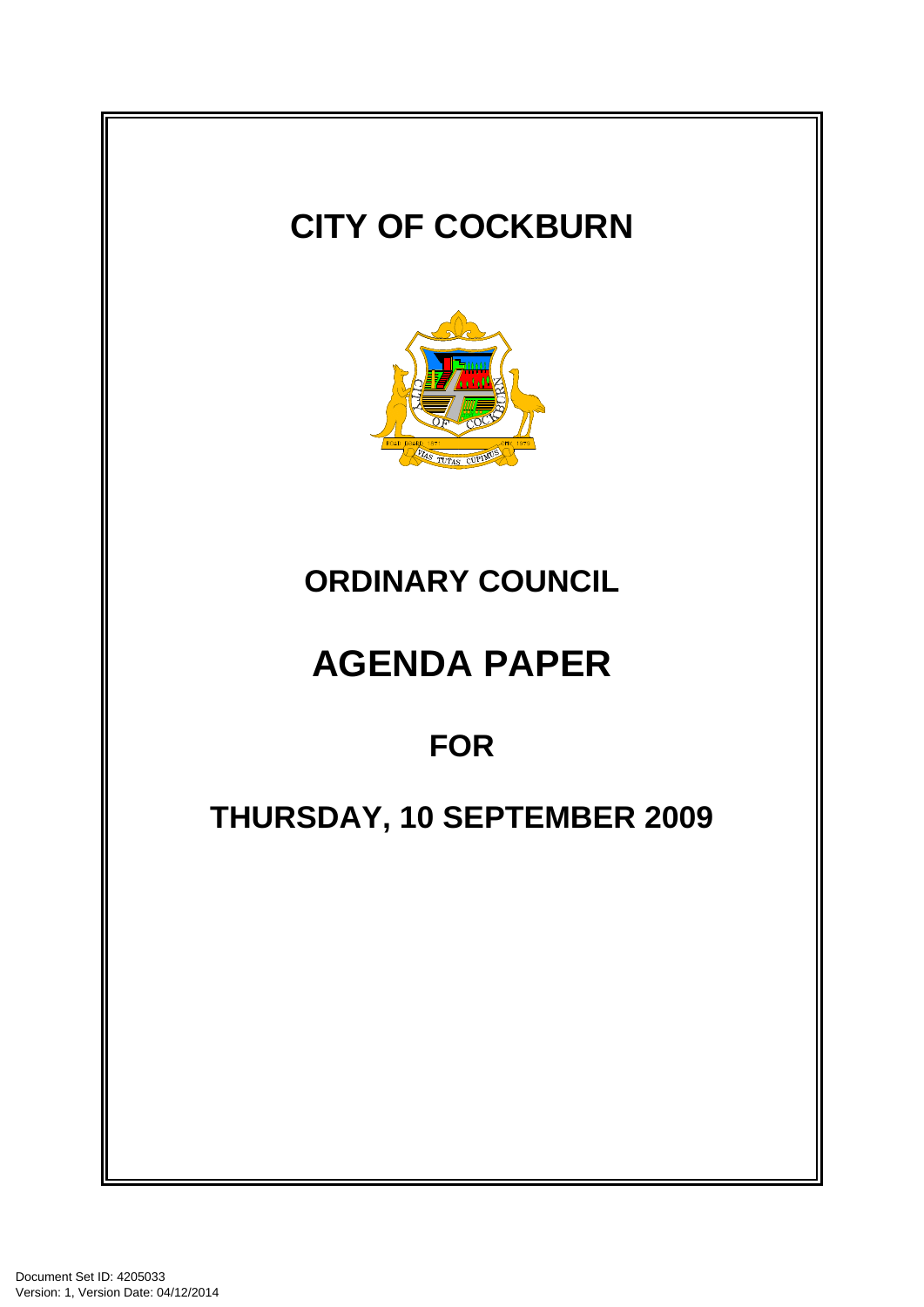# CITY OF COCKBURN

## ORDINARY COUNCIL

# AGENDA PAPER

## FOR

## THURSDAY, 10 SEPTEMBER 2009

Document Set ID: 4205033
Version: 1, Version Date: 04/12/2014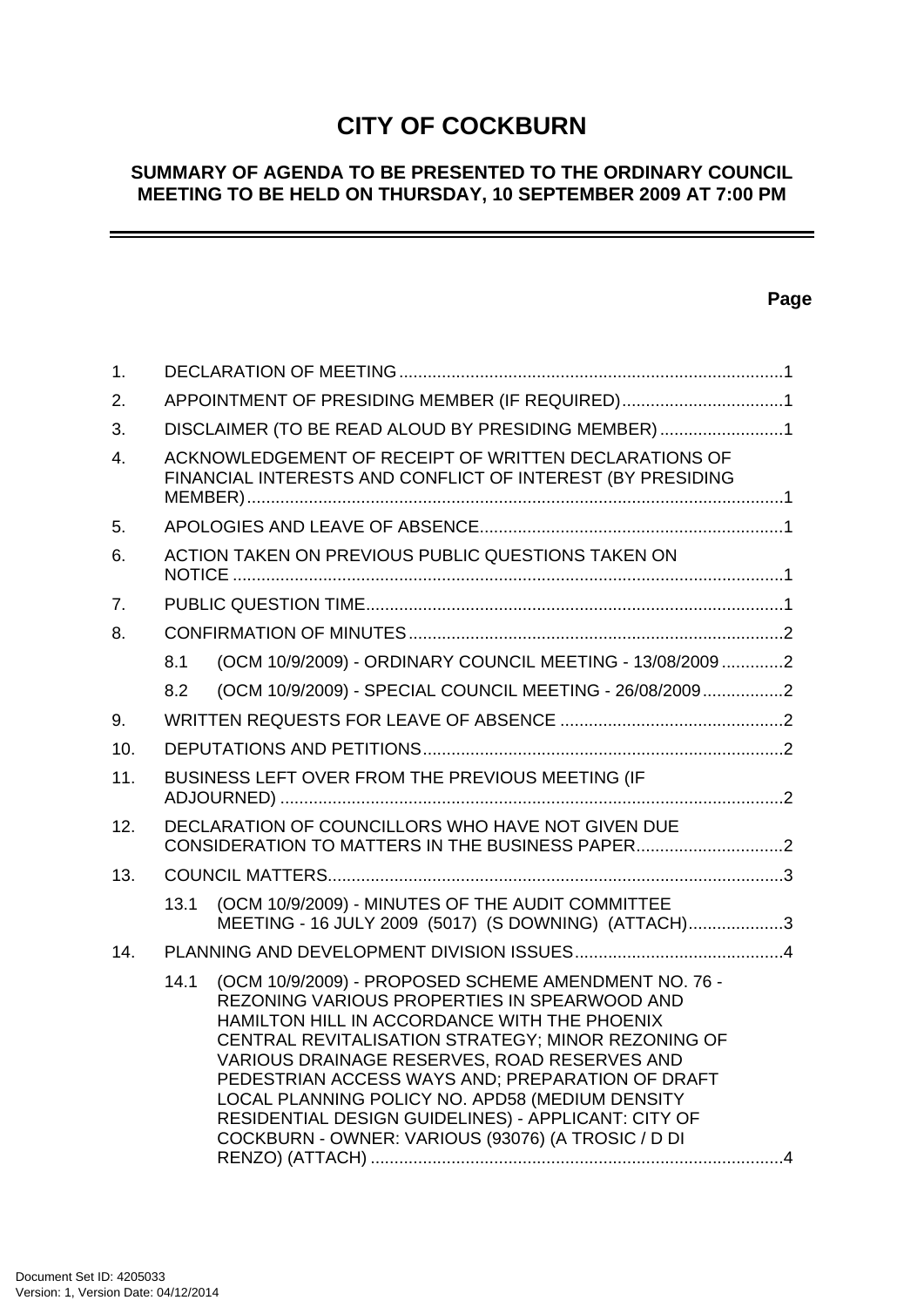# CITY OF COCKBURN

## SUMMARY OF AGENDA TO BE PRESENTED TO THE ORDINARY COUNCIL MEETING TO BE HELD ON THURSDAY, 10 SEPTEMBER 2009 AT 7:00 PM

---

**Page**

1. DECLARATION OF MEETING ....................................................................................1
2. APPOINTMENT OF PRESIDING MEMBER (IF REQUIRED) ..................................1
3. DISCLAIMER (TO BE READ ALOUD BY PRESIDING MEMBER) ..........................1
4. ACKNOWLEDGEMENT OF RECEIPT OF WRITTEN DECLARATIONS OF FINANCIAL INTERESTS AND CONFLICT OF INTEREST (BY PRESIDING MEMBER) ....................................................................................................................1
5. APOLOGIES AND LEAVE OF ABSENCE ................................................................1
6. ACTION TAKEN ON PREVIOUS PUBLIC QUESTIONS TAKEN ON NOTICE ....................................................................................................................1
7. PUBLIC QUESTION TIME ..........................................................................................1
8. CONFIRMATION OF MINUTES ..................................................................................2
   - 8.1 (OCM 10/9/2009) - ORDINARY COUNCIL MEETING - 13/08/2009 .............2
   - 8.2 (OCM 10/9/2009) - SPECIAL COUNCIL MEETING - 26/08/2009 .................2
9. WRITTEN REQUESTS FOR LEAVE OF ABSENCE ...............................................2
10. DEPUTATIONS AND PETITIONS ..............................................................................2
11. BUSINESS LEFT OVER FROM THE PREVIOUS MEETING (IF ADJOURNED) ............................................................................................................2
12. DECLARATION OF COUNCILLORS WHO HAVE NOT GIVEN DUE CONSIDERATION TO MATTERS IN THE BUSINESS PAPER ...............................2
13. COUNCIL MATTERS ..................................................................................................3
   - 13.1 (OCM 10/9/2009) - MINUTES OF THE AUDIT COMMITTEE MEETING - 16 JULY 2009 (5017) (S DOWNING) (ATTACH) ....................3
14. PLANNING AND DEVELOPMENT DIVISION ISSUES ............................................4
   - 14.1 (OCM 10/9/2009) - PROPOSED SCHEME AMENDMENT NO. 76 - REZONING VARIOUS PROPERTIES IN SPEARWOOD AND HAMILTON HILL IN ACCORDANCE WITH THE PHOENIX CENTRAL REVITALISATION STRATEGY; MINOR REZONING OF VARIOUS DRAINAGE RESERVES, ROAD RESERVES AND PEDESTRIAN ACCESS WAYS AND; PREPARATION OF DRAFT LOCAL PLANNING POLICY NO. APD58 (MEDIUM DENSITY RESIDENTIAL DESIGN GUIDELINES) - APPLICANT: CITY OF COCKBURN - OWNER: VARIOUS (93076) (A TROSIC / D DI RENZO) (ATTACH) ........................................................................................4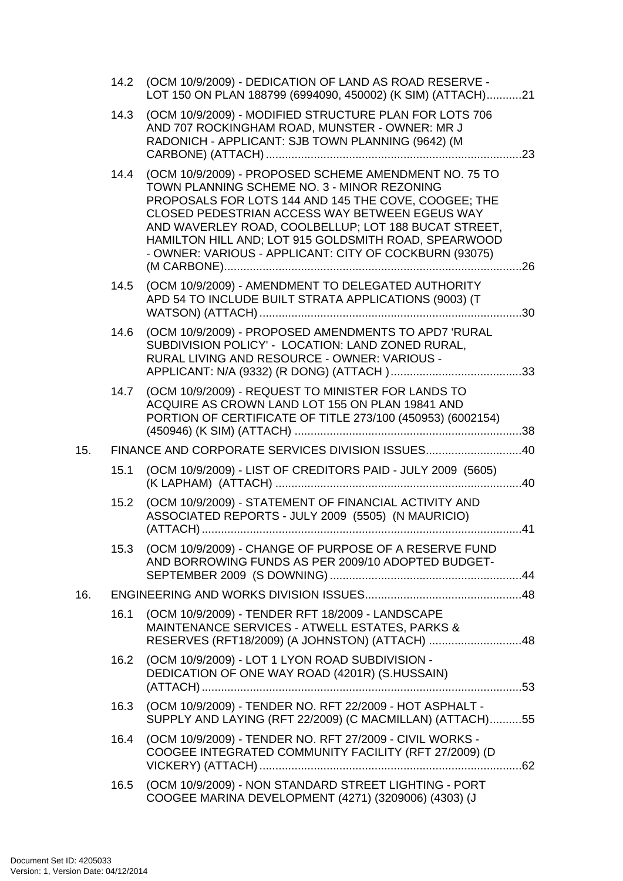14.2 (OCM 10/9/2009) - DEDICATION OF LAND AS ROAD RESERVE - LOT 150 ON PLAN 188799 (6994090, 450002) (K SIM) (ATTACH)...........21

14.3 (OCM 10/9/2009) - MODIFIED STRUCTURE PLAN FOR LOTS 706 AND 707 ROCKINGHAM ROAD, MUNSTER - OWNER: MR J RADONICH - APPLICANT: SJB TOWN PLANNING (9642) (M CARBONE) (ATTACH)...........23

14.4 (OCM 10/9/2009) - PROPOSED SCHEME AMENDMENT NO. 75 TO TOWN PLANNING SCHEME NO. 3 - MINOR REZONING PROPOSALS FOR LOTS 144 AND 145 THE COVE, COOGEE; THE CLOSED PEDESTRIAN ACCESS WAY BETWEEN EGEUS WAY AND WAVERLEY ROAD, COOLBELLUP; LOT 188 BUCAT STREET, HAMILTON HILL AND; LOT 915 GOLDSMITH ROAD, SPEARWOOD - OWNER: VARIOUS - APPLICANT: CITY OF COCKBURN (93075) (M CARBONE)...........26

14.5 (OCM 10/9/2009) - AMENDMENT TO DELEGATED AUTHORITY APD 54 TO INCLUDE BUILT STRATA APPLICATIONS (9003) (T WATSON) (ATTACH)...........30

14.6 (OCM 10/9/2009) - PROPOSED AMENDMENTS TO APD7 'RURAL SUBDIVISION POLICY' - LOCATION: LAND ZONED RURAL, RURAL LIVING AND RESOURCE - OWNER: VARIOUS - APPLICANT: N/A (9332) (R DONG) (ATTACH )...........33

14.7 (OCM 10/9/2009) - REQUEST TO MINISTER FOR LANDS TO ACQUIRE AS CROWN LAND LOT 155 ON PLAN 19841 AND PORTION OF CERTIFICATE OF TITLE 273/100 (450953) (6002154) (450946) (K SIM) (ATTACH)...........38

15. FINANCE AND CORPORATE SERVICES DIVISION ISSUES...........40

15.1 (OCM 10/9/2009) - LIST OF CREDITORS PAID - JULY 2009 (5605) (K LAPHAM) (ATTACH)...........40

15.2 (OCM 10/9/2009) - STATEMENT OF FINANCIAL ACTIVITY AND ASSOCIATED REPORTS - JULY 2009 (5505) (N MAURICIO) (ATTACH)...........41

15.3 (OCM 10/9/2009) - CHANGE OF PURPOSE OF A RESERVE FUND AND BORROWING FUNDS AS PER 2009/10 ADOPTED BUDGET-SEPTEMBER 2009 (S DOWNING)...........44

16. ENGINEERING AND WORKS DIVISION ISSUES...........48

16.1 (OCM 10/9/2009) - TENDER RFT 18/2009 - LANDSCAPE MAINTENANCE SERVICES - ATWELL ESTATES, PARKS & RESERVES (RFT18/2009) (A JOHNSTON) (ATTACH)...........48

16.2 (OCM 10/9/2009) - LOT 1 LYON ROAD SUBDIVISION - DEDICATION OF ONE WAY ROAD (4201R) (S.HUSSAIN) (ATTACH)...........53

16.3 (OCM 10/9/2009) - TENDER NO. RFT 22/2009 - HOT ASPHALT - SUPPLY AND LAYING (RFT 22/2009) (C MACMILLAN) (ATTACH)...........55

16.4 (OCM 10/9/2009) - TENDER NO. RFT 27/2009 - CIVIL WORKS - COOGEE INTEGRATED COMMUNITY FACILITY (RFT 27/2009) (D VICKERY) (ATTACH)...........62

16.5 (OCM 10/9/2009) - NON STANDARD STREET LIGHTING - PORT COOGEE MARINA DEVELOPMENT (4271) (3209006) (4303) (J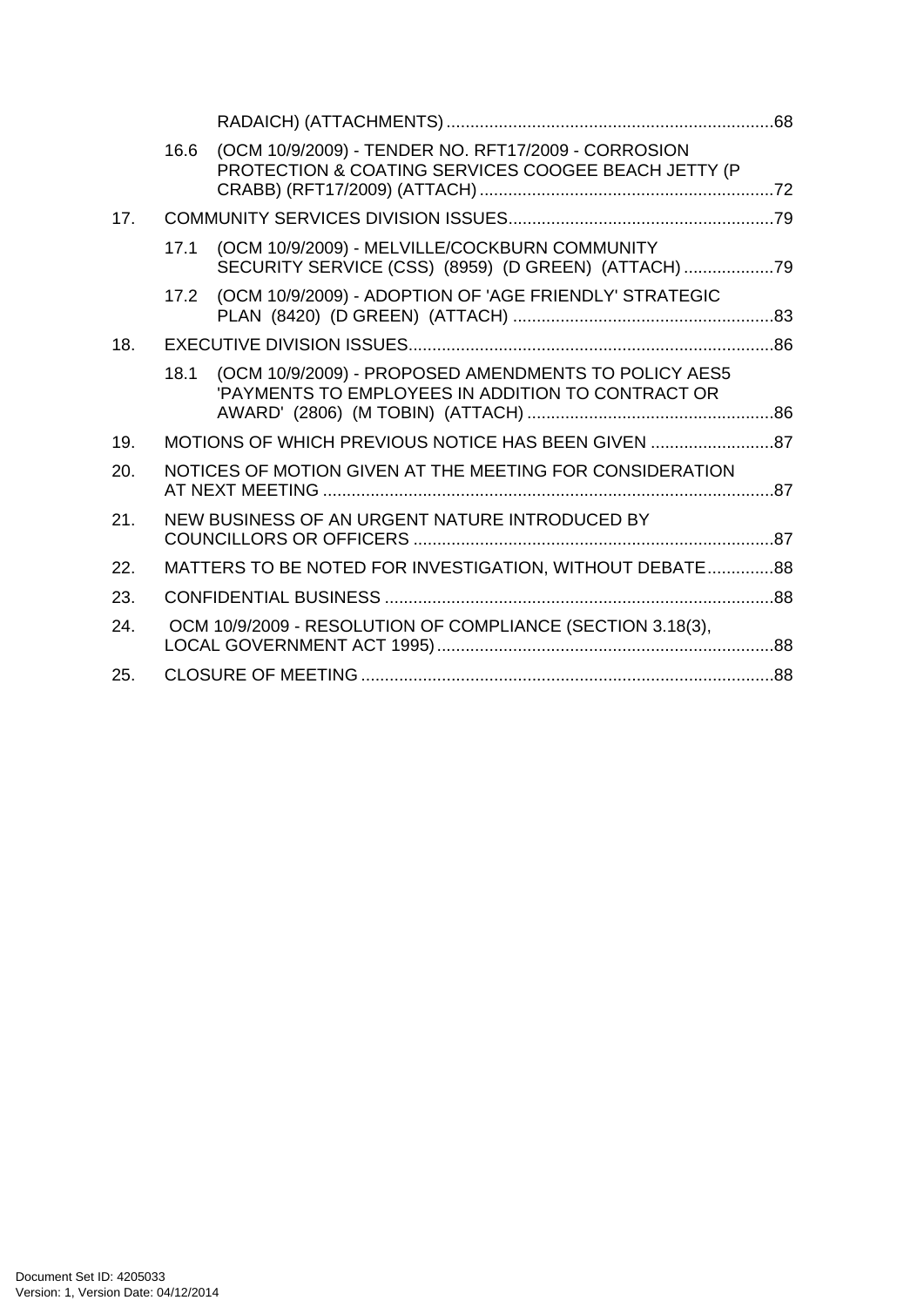RADAICH) (ATTACHMENTS) .....................................................................68

16.6 (OCM 10/9/2009) - TENDER NO. RFT17/2009 - CORROSION PROTECTION & COATING SERVICES COOGEE BEACH JETTY (P CRABB) (RFT17/2009) (ATTACH) ..............................................................72

17. COMMUNITY SERVICES DIVISION ISSUES........................................................79

17.1 (OCM 10/9/2009) - MELVILLE/COCKBURN COMMUNITY SECURITY SERVICE (CSS) (8959) (D GREEN) (ATTACH) ...................79

17.2 (OCM 10/9/2009) - ADOPTION OF 'AGE FRIENDLY' STRATEGIC PLAN (8420) (D GREEN) (ATTACH) .......................................................83

18. EXECUTIVE DIVISION ISSUES............................................................................86

18.1 (OCM 10/9/2009) - PROPOSED AMENDMENTS TO POLICY AES5 'PAYMENTS TO EMPLOYEES IN ADDITION TO CONTRACT OR AWARD' (2806) (M TOBIN) (ATTACH) ....................................................86

19. MOTIONS OF WHICH PREVIOUS NOTICE HAS BEEN GIVEN ..........................87

20. NOTICES OF MOTION GIVEN AT THE MEETING FOR CONSIDERATION AT NEXT MEETING ..............................................................................................87

21. NEW BUSINESS OF AN URGENT NATURE INTRODUCED BY COUNCILLORS OR OFFICERS ............................................................................87

22. MATTERS TO BE NOTED FOR INVESTIGATION, WITHOUT DEBATE..............88

23. CONFIDENTIAL BUSINESS .................................................................................88

24. OCM 10/9/2009 - RESOLUTION OF COMPLIANCE (SECTION 3.18(3), LOCAL GOVERNMENT ACT 1995).......................................................................88

25. CLOSURE OF MEETING .......................................................................................88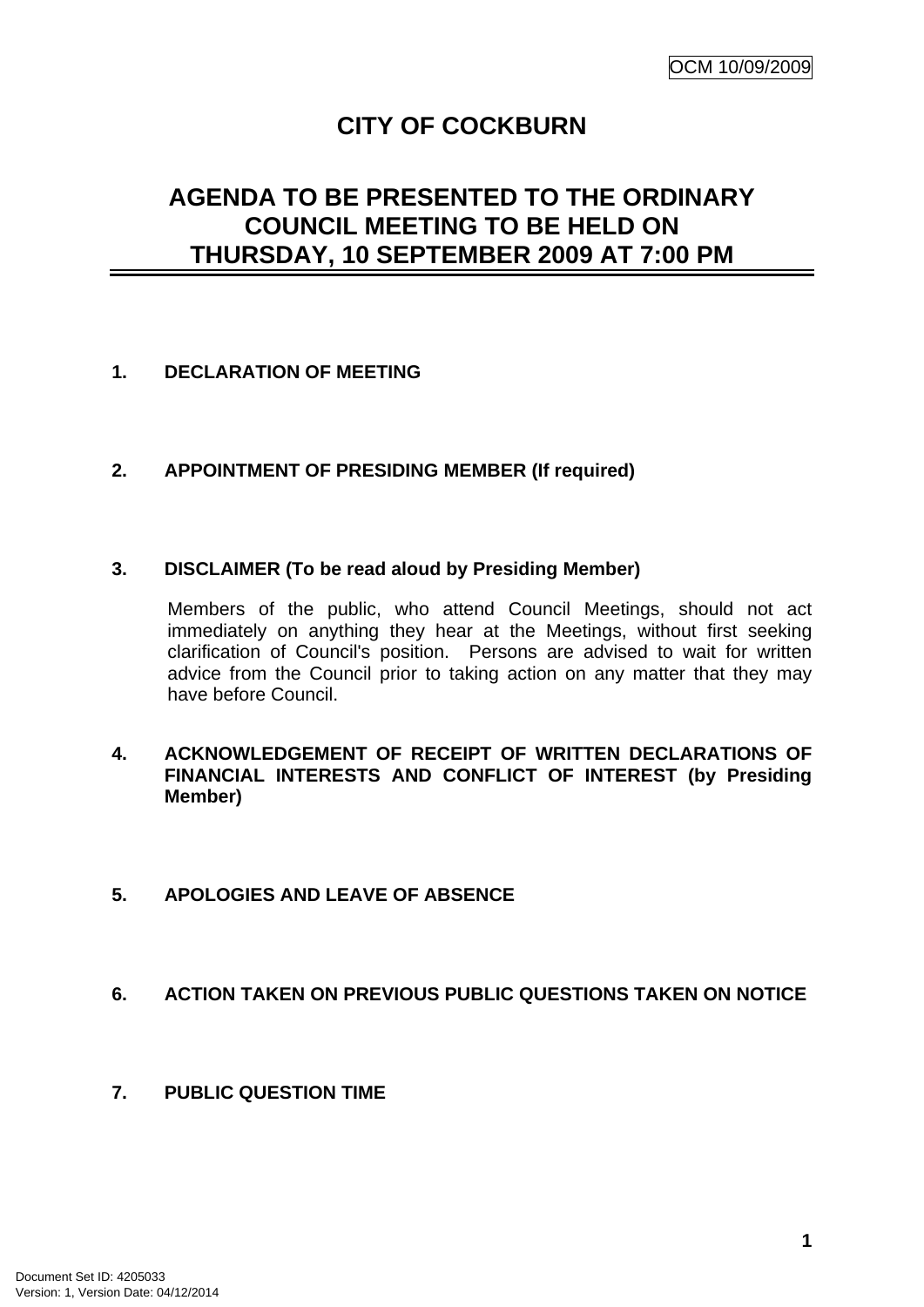# CITY OF COCKBURN

## AGENDA TO BE PRESENTED TO THE ORDINARY COUNCIL MEETING TO BE HELD ON THURSDAY, 10 SEPTEMBER 2009 AT 7:00 PM

**1. DECLARATION OF MEETING**

**2. APPOINTMENT OF PRESIDING MEMBER (If required)**

**3. DISCLAIMER (To be read aloud by Presiding Member)**

Members of the public, who attend Council Meetings, should not act immediately on anything they hear at the Meetings, without first seeking clarification of Council's position. Persons are advised to wait for written advice from the Council prior to taking action on any matter that they may have before Council.

**4. ACKNOWLEDGEMENT OF RECEIPT OF WRITTEN DECLARATIONS OF FINANCIAL INTERESTS AND CONFLICT OF INTEREST (by Presiding Member)**

**5. APOLOGIES AND LEAVE OF ABSENCE**

**6. ACTION TAKEN ON PREVIOUS PUBLIC QUESTIONS TAKEN ON NOTICE**

**7. PUBLIC QUESTION TIME**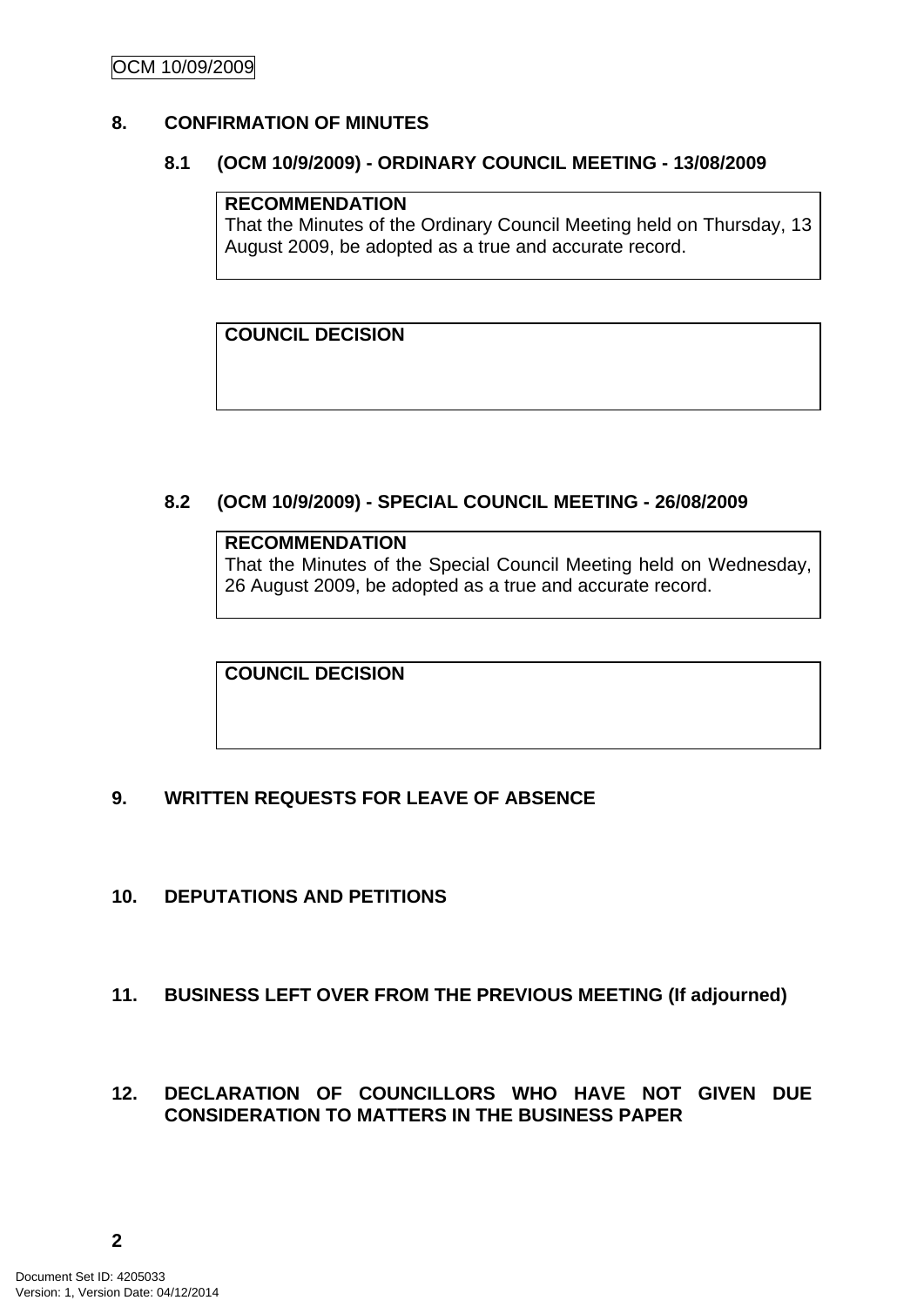## 8. CONFIRMATION OF MINUTES

### 8.1 (OCM 10/9/2009) - ORDINARY COUNCIL MEETING - 13/08/2009

**RECOMMENDATION**
That the Minutes of the Ordinary Council Meeting held on Thursday, 13 August 2009, be adopted as a true and accurate record.

**COUNCIL DECISION**

### 8.2 (OCM 10/9/2009) - SPECIAL COUNCIL MEETING - 26/08/2009

**RECOMMENDATION**
That the Minutes of the Special Council Meeting held on Wednesday, 26 August 2009, be adopted as a true and accurate record.

**COUNCIL DECISION**

## 9. WRITTEN REQUESTS FOR LEAVE OF ABSENCE

## 10. DEPUTATIONS AND PETITIONS

## 11. BUSINESS LEFT OVER FROM THE PREVIOUS MEETING (If adjourned)

## 12. DECLARATION OF COUNCILLORS WHO HAVE NOT GIVEN DUE CONSIDERATION TO MATTERS IN THE BUSINESS PAPER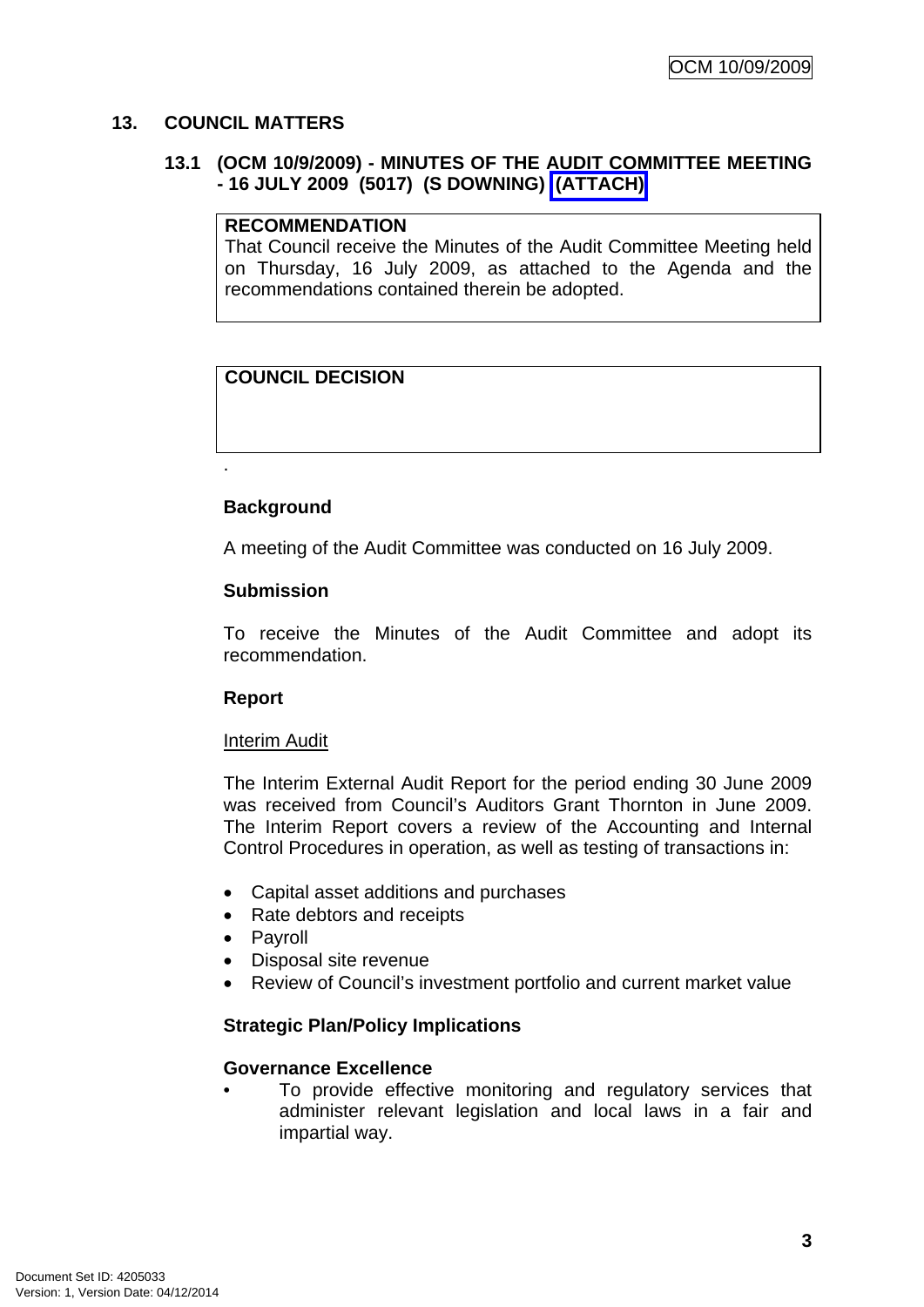## 13. COUNCIL MATTERS

### 13.1 (OCM 10/9/2009) - MINUTES OF THE AUDIT COMMITTEE MEETING - 16 JULY 2009 (5017) (S DOWNING) (ATTACH)

**RECOMMENDATION**
That Council receive the Minutes of the Audit Committee Meeting held on Thursday, 16 July 2009, as attached to the Agenda and the recommendations contained therein be adopted.

**COUNCIL DECISION**

.

**Background**

A meeting of the Audit Committee was conducted on 16 July 2009.

**Submission**

To receive the Minutes of the Audit Committee and adopt its recommendation.

**Report**

Interim Audit

The Interim External Audit Report for the period ending 30 June 2009 was received from Council's Auditors Grant Thornton in June 2009. The Interim Report covers a review of the Accounting and Internal Control Procedures in operation, as well as testing of transactions in:

- Capital asset additions and purchases
- Rate debtors and receipts
- Payroll
- Disposal site revenue
- Review of Council's investment portfolio and current market value

**Strategic Plan/Policy Implications**

**Governance Excellence**

- To provide effective monitoring and regulatory services that administer relevant legislation and local laws in a fair and impartial way.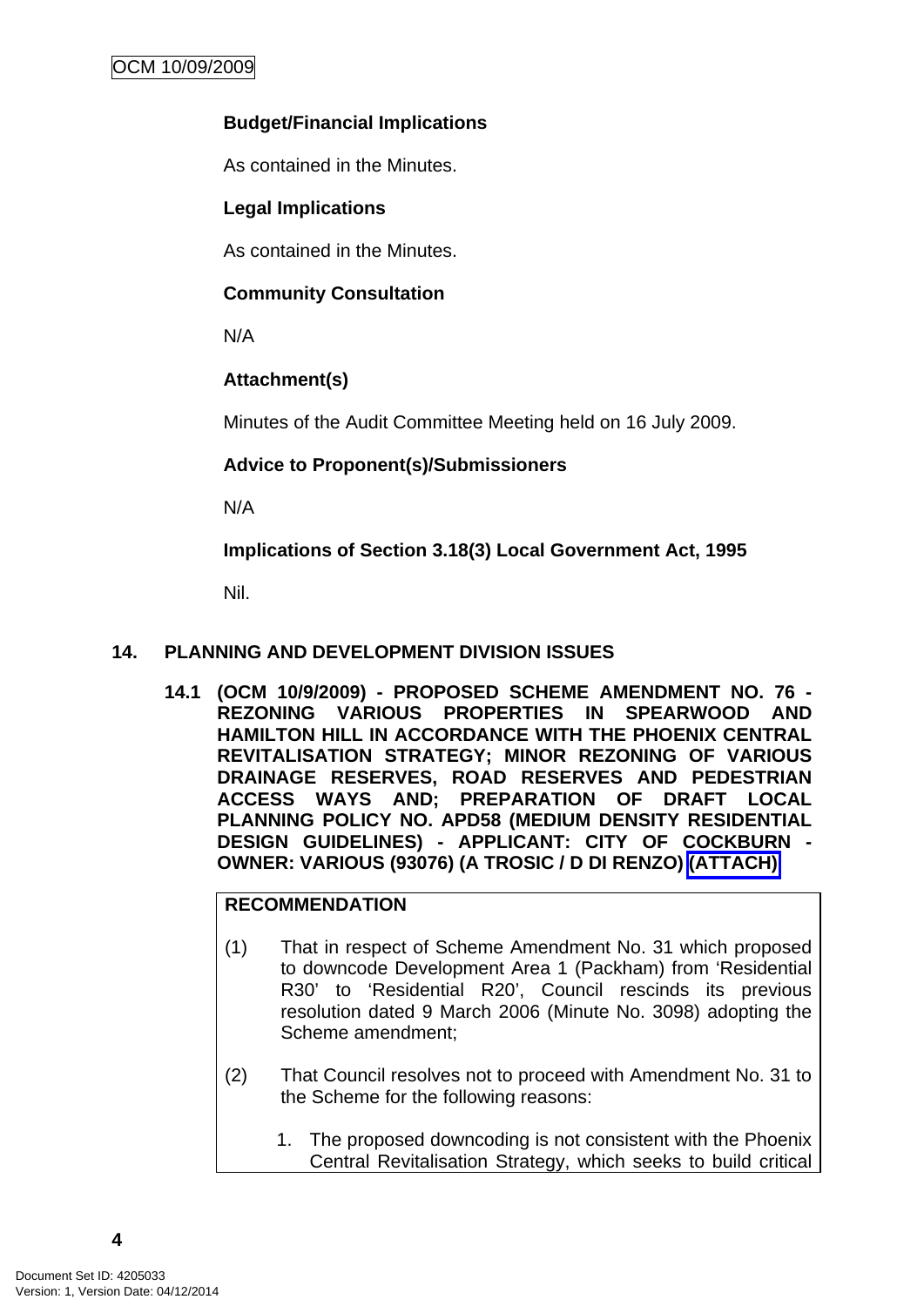**Budget/Financial Implications**

As contained in the Minutes.

**Legal Implications**

As contained in the Minutes.

**Community Consultation**

N/A

**Attachment(s)**

Minutes of the Audit Committee Meeting held on 16 July 2009.

**Advice to Proponent(s)/Submissioners**

N/A

**Implications of Section 3.18(3) Local Government Act, 1995**

Nil.

## 14. PLANNING AND DEVELOPMENT DIVISION ISSUES

### 14.1 (OCM 10/9/2009) - PROPOSED SCHEME AMENDMENT NO. 76 - REZONING VARIOUS PROPERTIES IN SPEARWOOD AND HAMILTON HILL IN ACCORDANCE WITH THE PHOENIX CENTRAL REVITALISATION STRATEGY; MINOR REZONING OF VARIOUS DRAINAGE RESERVES, ROAD RESERVES AND PEDESTRIAN ACCESS WAYS AND; PREPARATION OF DRAFT LOCAL PLANNING POLICY NO. APD58 (MEDIUM DENSITY RESIDENTIAL DESIGN GUIDELINES) - APPLICANT: CITY OF COCKBURN - OWNER: VARIOUS (93076) (A TROSIC / D DI RENZO) (ATTACH)

**RECOMMENDATION**

(1) That in respect of Scheme Amendment No. 31 which proposed to downcode Development Area 1 (Packham) from 'Residential R30' to 'Residential R20', Council rescinds its previous resolution dated 9 March 2006 (Minute No. 3098) adopting the Scheme amendment;

(2) That Council resolves not to proceed with Amendment No. 31 to the Scheme for the following reasons:

1. The proposed downcoding is not consistent with the Phoenix Central Revitalisation Strategy, which seeks to build critical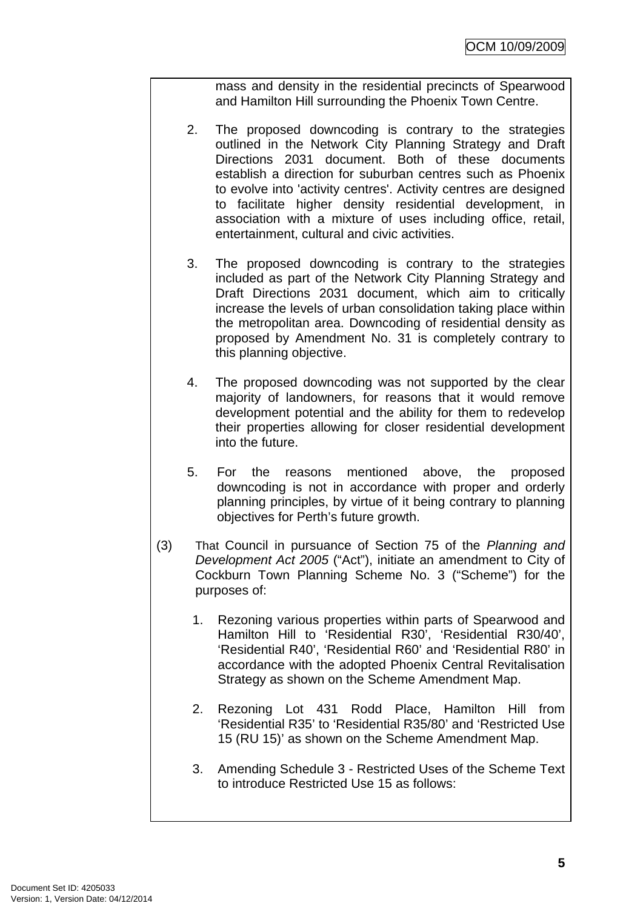mass and density in the residential precincts of Spearwood and Hamilton Hill surrounding the Phoenix Town Centre.

2. The proposed downcoding is contrary to the strategies outlined in the Network City Planning Strategy and Draft Directions 2031 document. Both of these documents establish a direction for suburban centres such as Phoenix to evolve into 'activity centres'. Activity centres are designed to facilitate higher density residential development, in association with a mixture of uses including office, retail, entertainment, cultural and civic activities.

3. The proposed downcoding is contrary to the strategies included as part of the Network City Planning Strategy and Draft Directions 2031 document, which aim to critically increase the levels of urban consolidation taking place within the metropolitan area. Downcoding of residential density as proposed by Amendment No. 31 is completely contrary to this planning objective.

4. The proposed downcoding was not supported by the clear majority of landowners, for reasons that it would remove development potential and the ability for them to redevelop their properties allowing for closer residential development into the future.

5. For the reasons mentioned above, the proposed downcoding is not in accordance with proper and orderly planning principles, by virtue of it being contrary to planning objectives for Perth's future growth.

(3) That Council in pursuance of Section 75 of the *Planning and Development Act 2005* ("Act"), initiate an amendment to City of Cockburn Town Planning Scheme No. 3 ("Scheme") for the purposes of:

1. Rezoning various properties within parts of Spearwood and Hamilton Hill to 'Residential R30', 'Residential R30/40', 'Residential R40', 'Residential R60' and 'Residential R80' in accordance with the adopted Phoenix Central Revitalisation Strategy as shown on the Scheme Amendment Map.

2. Rezoning Lot 431 Rodd Place, Hamilton Hill from 'Residential R35' to 'Residential R35/80' and 'Restricted Use 15 (RU 15)' as shown on the Scheme Amendment Map.

3. Amending Schedule 3 - Restricted Uses of the Scheme Text to introduce Restricted Use 15 as follows: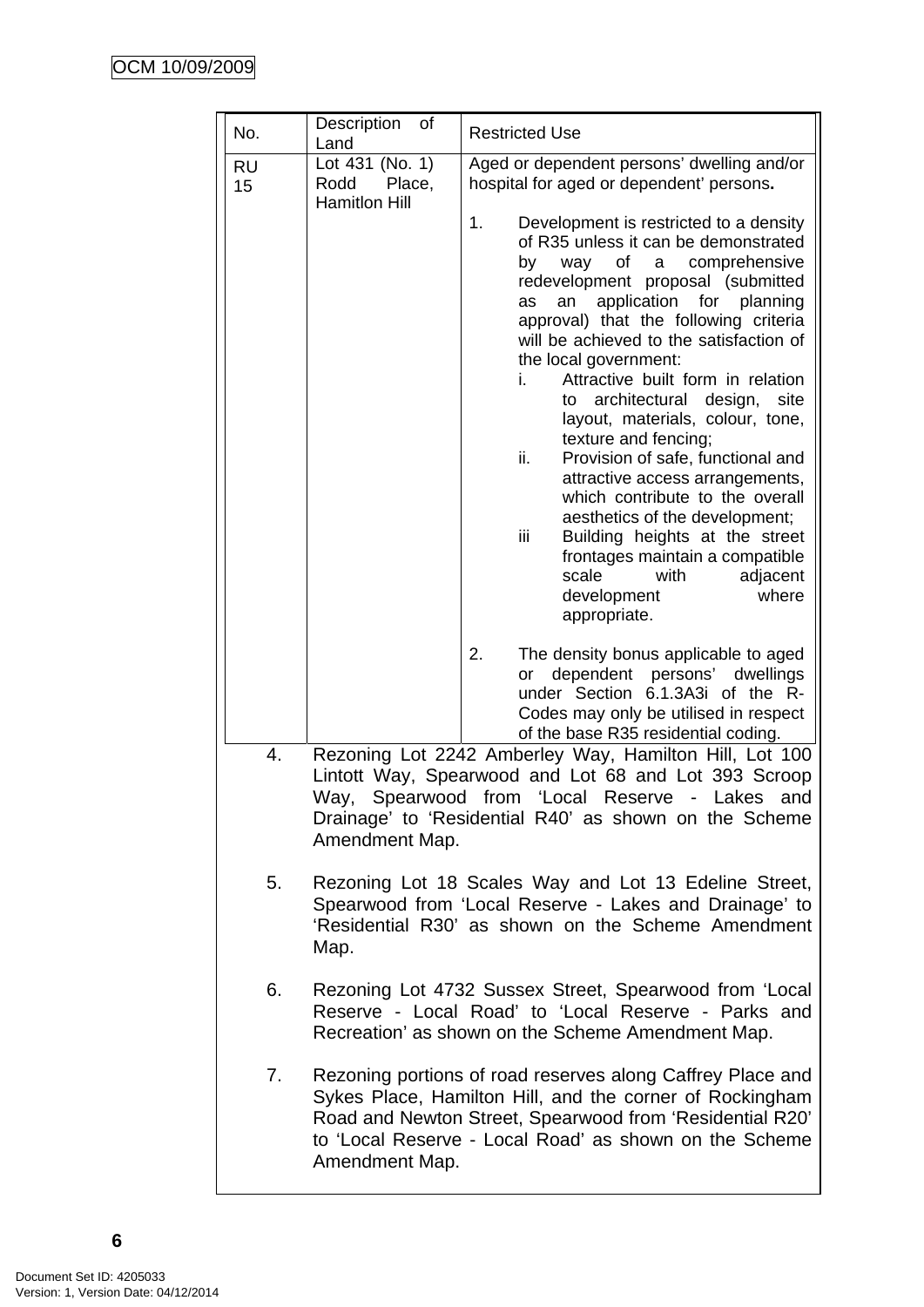| No. | Description of Land | Restricted Use |
|---|---|---|
| RU 15 | Lot 431 (No. 1) Rodd Place, Hamitlon Hill | Aged or dependent persons' dwelling and/or hospital for aged or dependent' persons.<br><br>1. Development is restricted to a density of R35 unless it can be demonstrated by way of a comprehensive redevelopment proposal (submitted as an application for planning approval) that the following criteria will be achieved to the satisfaction of the local government:<br>i. Attractive built form in relation to architectural design, site layout, materials, colour, tone, texture and fencing;<br>ii. Provision of safe, functional and attractive access arrangements, which contribute to the overall aesthetics of the development;<br>iii Building heights at the street frontages maintain a compatible scale with adjacent development where appropriate.<br><br>2. The density bonus applicable to aged or dependent persons' dwellings under Section 6.1.3A3i of the R-Codes may only be utilised in respect of the base R35 residential coding. |

4. Rezoning Lot 2242 Amberley Way, Hamilton Hill, Lot 100 Lintott Way, Spearwood and Lot 68 and Lot 393 Scroop Way, Spearwood from 'Local Reserve - Lakes and Drainage' to 'Residential R40' as shown on the Scheme Amendment Map.

5. Rezoning Lot 18 Scales Way and Lot 13 Edeline Street, Spearwood from 'Local Reserve - Lakes and Drainage' to 'Residential R30' as shown on the Scheme Amendment Map.

6. Rezoning Lot 4732 Sussex Street, Spearwood from 'Local Reserve - Local Road' to 'Local Reserve - Parks and Recreation' as shown on the Scheme Amendment Map.

7. Rezoning portions of road reserves along Caffrey Place and Sykes Place, Hamilton Hill, and the corner of Rockingham Road and Newton Street, Spearwood from 'Residential R20' to 'Local Reserve - Local Road' as shown on the Scheme Amendment Map.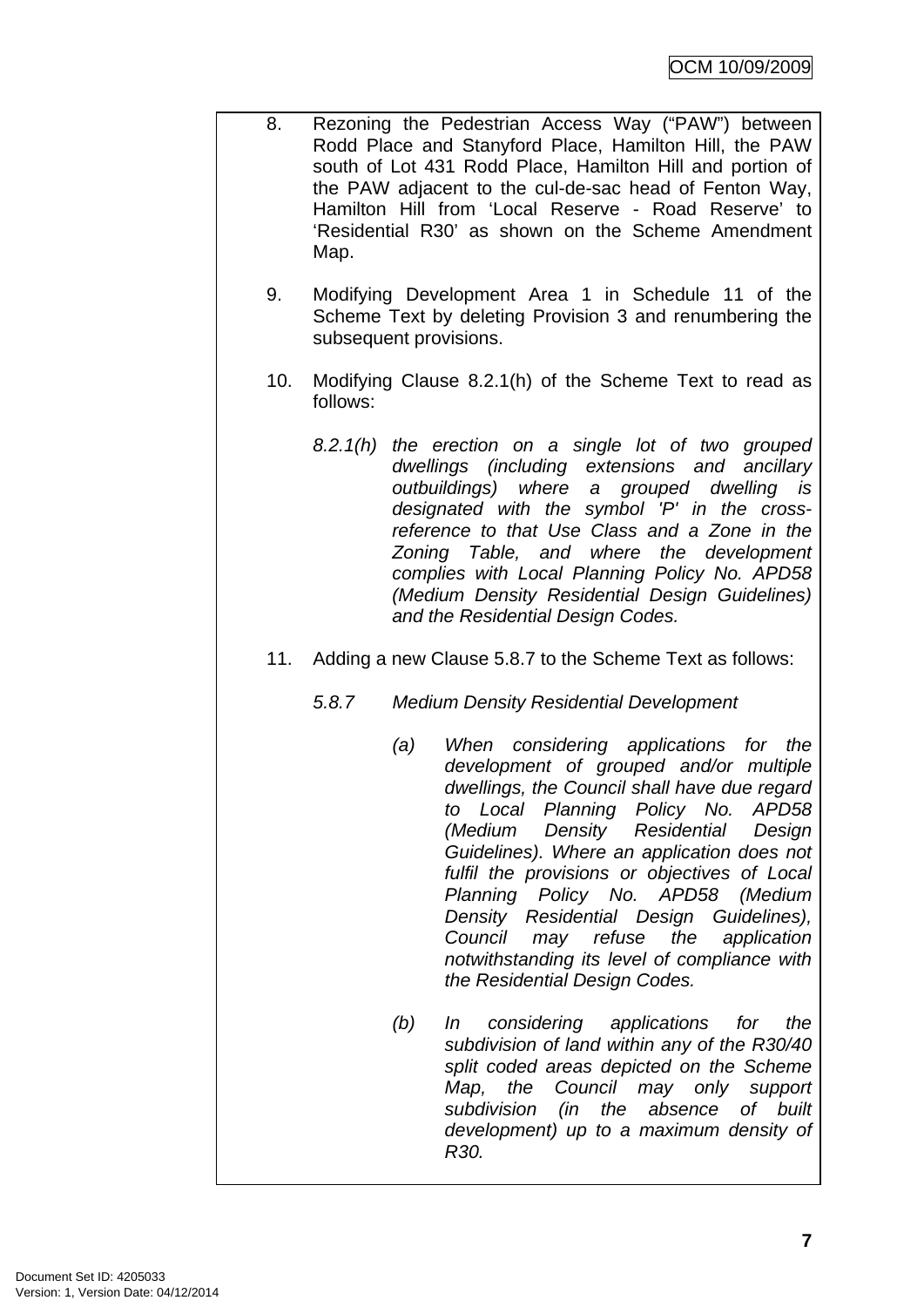8. Rezoning the Pedestrian Access Way ("PAW") between Rodd Place and Stanyford Place, Hamilton Hill, the PAW south of Lot 431 Rodd Place, Hamilton Hill and portion of the PAW adjacent to the cul-de-sac head of Fenton Way, Hamilton Hill from 'Local Reserve - Road Reserve' to 'Residential R30' as shown on the Scheme Amendment Map.

9. Modifying Development Area 1 in Schedule 11 of the Scheme Text by deleting Provision 3 and renumbering the subsequent provisions.

10. Modifying Clause 8.2.1(h) of the Scheme Text to read as follows:

    *8.2.1(h) the erection on a single lot of two grouped dwellings (including extensions and ancillary outbuildings) where a grouped dwelling is designated with the symbol 'P' in the cross-reference to that Use Class and a Zone in the Zoning Table, and where the development complies with Local Planning Policy No. APD58 (Medium Density Residential Design Guidelines) and the Residential Design Codes.*

11. Adding a new Clause 5.8.7 to the Scheme Text as follows:

    *5.8.7 Medium Density Residential Development*

    *(a) When considering applications for the development of grouped and/or multiple dwellings, the Council shall have due regard to Local Planning Policy No. APD58 (Medium Density Residential Design Guidelines). Where an application does not fulfil the provisions or objectives of Local Planning Policy No. APD58 (Medium Density Residential Design Guidelines), Council may refuse the application notwithstanding its level of compliance with the Residential Design Codes.*

    *(b) In considering applications for the subdivision of land within any of the R30/40 split coded areas depicted on the Scheme Map, the Council may only support subdivision (in the absence of built development) up to a maximum density of R30.*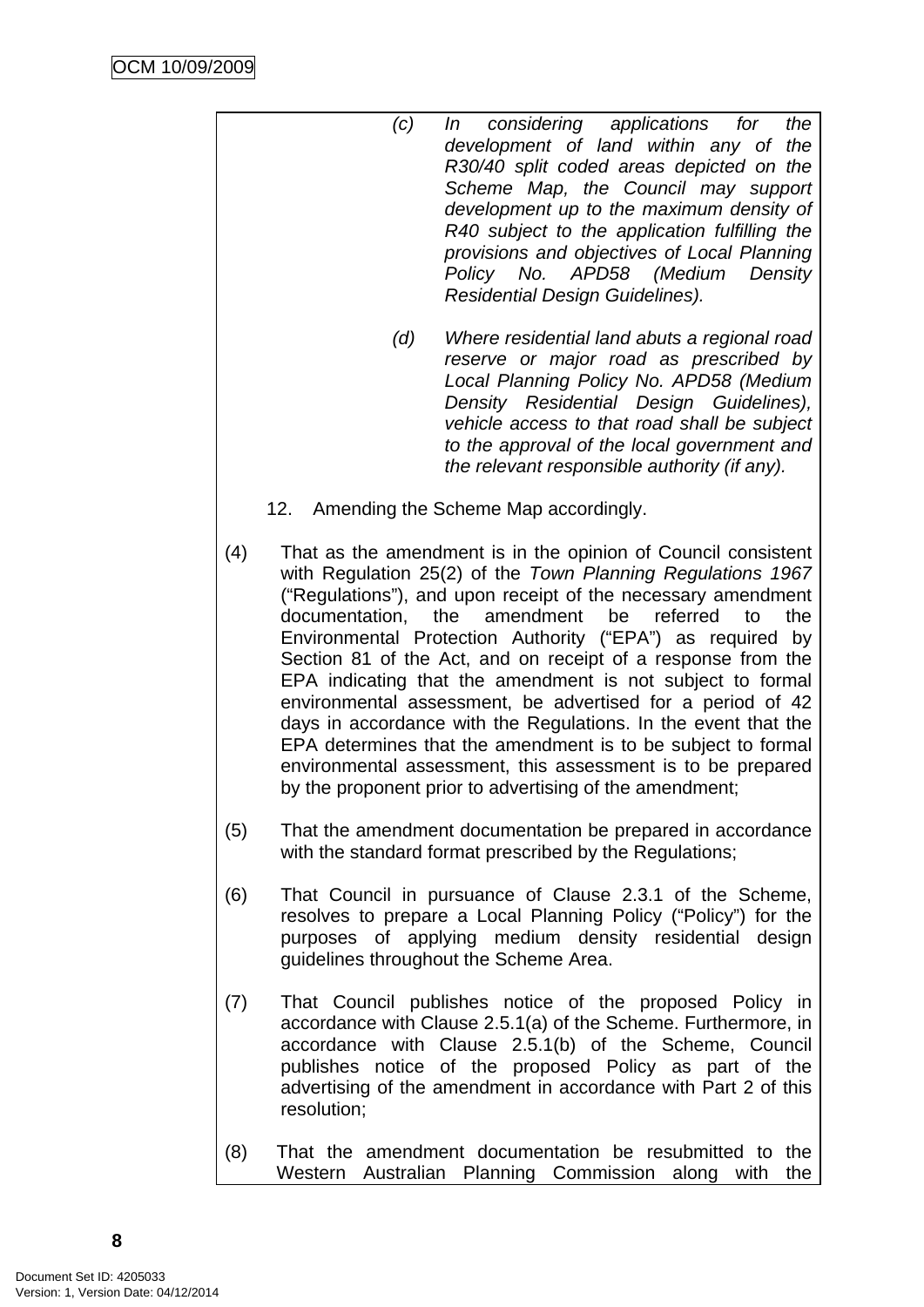*(c) In considering applications for the development of land within any of the R30/40 split coded areas depicted on the Scheme Map, the Council may support development up to the maximum density of R40 subject to the application fulfilling the provisions and objectives of Local Planning Policy No. APD58 (Medium Density Residential Design Guidelines).*

*(d) Where residential land abuts a regional road reserve or major road as prescribed by Local Planning Policy No. APD58 (Medium Density Residential Design Guidelines), vehicle access to that road shall be subject to the approval of the local government and the relevant responsible authority (if any).*

12. Amending the Scheme Map accordingly.

(4) That as the amendment is in the opinion of Council consistent with Regulation 25(2) of the *Town Planning Regulations 1967* ("Regulations"), and upon receipt of the necessary amendment documentation, the amendment be referred to the Environmental Protection Authority ("EPA") as required by Section 81 of the Act, and on receipt of a response from the EPA indicating that the amendment is not subject to formal environmental assessment, be advertised for a period of 42 days in accordance with the Regulations. In the event that the EPA determines that the amendment is to be subject to formal environmental assessment, this assessment is to be prepared by the proponent prior to advertising of the amendment;

(5) That the amendment documentation be prepared in accordance with the standard format prescribed by the Regulations;

(6) That Council in pursuance of Clause 2.3.1 of the Scheme, resolves to prepare a Local Planning Policy ("Policy") for the purposes of applying medium density residential design guidelines throughout the Scheme Area.

(7) That Council publishes notice of the proposed Policy in accordance with Clause 2.5.1(a) of the Scheme. Furthermore, in accordance with Clause 2.5.1(b) of the Scheme, Council publishes notice of the proposed Policy as part of the advertising of the amendment in accordance with Part 2 of this resolution;

(8) That the amendment documentation be resubmitted to the Western Australian Planning Commission along with the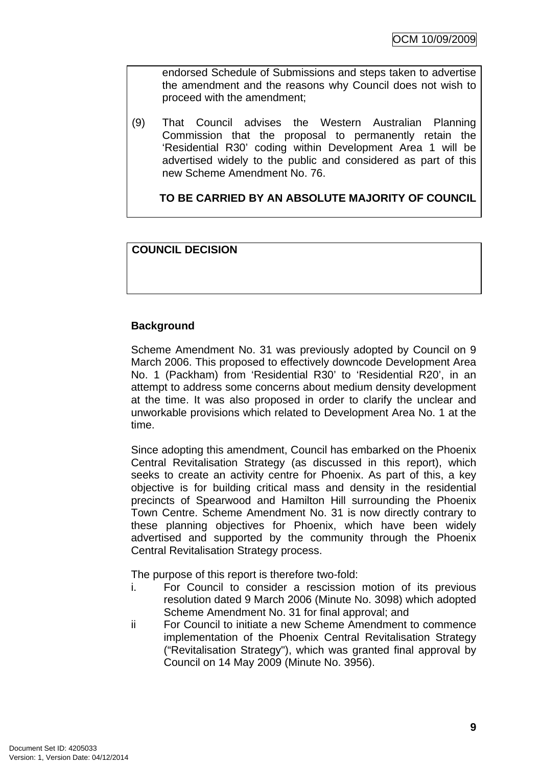endorsed Schedule of Submissions and steps taken to advertise the amendment and the reasons why Council does not wish to proceed with the amendment;

(9) That Council advises the Western Australian Planning Commission that the proposal to permanently retain the 'Residential R30' coding within Development Area 1 will be advertised widely to the public and considered as part of this new Scheme Amendment No. 76.

**TO BE CARRIED BY AN ABSOLUTE MAJORITY OF COUNCIL**

**COUNCIL DECISION**

**Background**

Scheme Amendment No. 31 was previously adopted by Council on 9 March 2006. This proposed to effectively downcode Development Area No. 1 (Packham) from 'Residential R30' to 'Residential R20', in an attempt to address some concerns about medium density development at the time. It was also proposed in order to clarify the unclear and unworkable provisions which related to Development Area No. 1 at the time.

Since adopting this amendment, Council has embarked on the Phoenix Central Revitalisation Strategy (as discussed in this report), which seeks to create an activity centre for Phoenix. As part of this, a key objective is for building critical mass and density in the residential precincts of Spearwood and Hamilton Hill surrounding the Phoenix Town Centre. Scheme Amendment No. 31 is now directly contrary to these planning objectives for Phoenix, which have been widely advertised and supported by the community through the Phoenix Central Revitalisation Strategy process.

The purpose of this report is therefore two-fold:

i. For Council to consider a rescission motion of its previous resolution dated 9 March 2006 (Minute No. 3098) which adopted Scheme Amendment No. 31 for final approval; and

ii For Council to initiate a new Scheme Amendment to commence implementation of the Phoenix Central Revitalisation Strategy ("Revitalisation Strategy"), which was granted final approval by Council on 14 May 2009 (Minute No. 3956).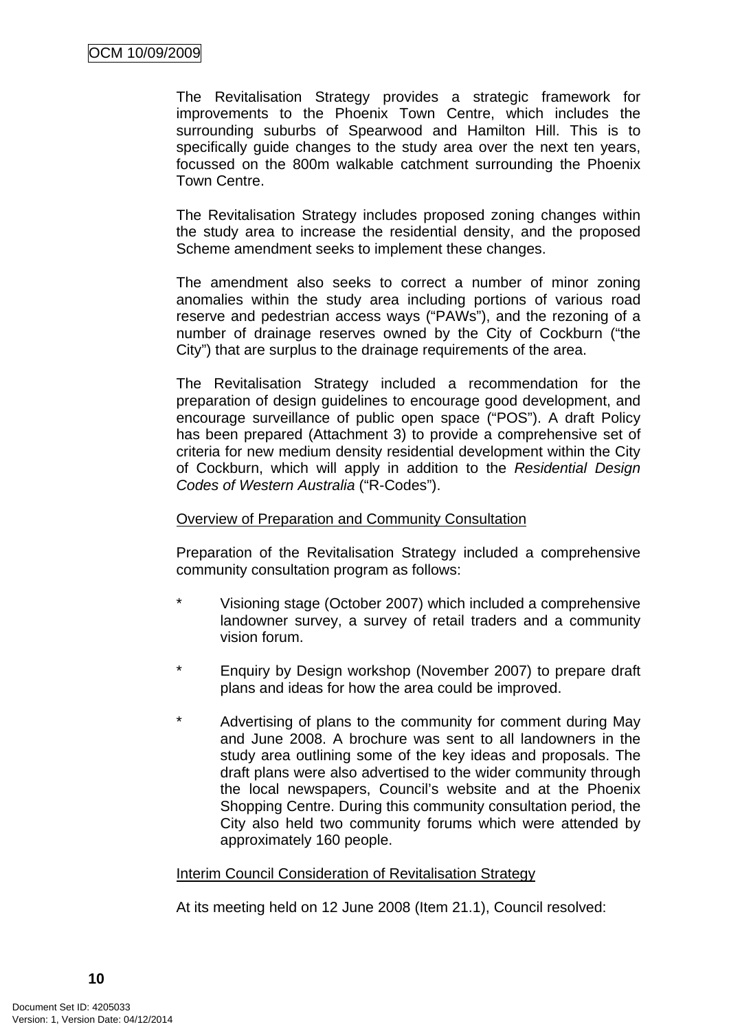The Revitalisation Strategy provides a strategic framework for improvements to the Phoenix Town Centre, which includes the surrounding suburbs of Spearwood and Hamilton Hill. This is to specifically guide changes to the study area over the next ten years, focussed on the 800m walkable catchment surrounding the Phoenix Town Centre.

The Revitalisation Strategy includes proposed zoning changes within the study area to increase the residential density, and the proposed Scheme amendment seeks to implement these changes.

The amendment also seeks to correct a number of minor zoning anomalies within the study area including portions of various road reserve and pedestrian access ways ("PAWs"), and the rezoning of a number of drainage reserves owned by the City of Cockburn ("the City") that are surplus to the drainage requirements of the area.

The Revitalisation Strategy included a recommendation for the preparation of design guidelines to encourage good development, and encourage surveillance of public open space ("POS"). A draft Policy has been prepared (Attachment 3) to provide a comprehensive set of criteria for new medium density residential development within the City of Cockburn, which will apply in addition to the *Residential Design Codes of Western Australia* ("R-Codes").

<u>Overview of Preparation and Community Consultation</u>

Preparation of the Revitalisation Strategy included a comprehensive community consultation program as follows:

- Visioning stage (October 2007) which included a comprehensive landowner survey, a survey of retail traders and a community vision forum.
- Enquiry by Design workshop (November 2007) to prepare draft plans and ideas for how the area could be improved.
- Advertising of plans to the community for comment during May and June 2008. A brochure was sent to all landowners in the study area outlining some of the key ideas and proposals. The draft plans were also advertised to the wider community through the local newspapers, Council's website and at the Phoenix Shopping Centre. During this community consultation period, the City also held two community forums which were attended by approximately 160 people.

<u>Interim Council Consideration of Revitalisation Strategy</u>

At its meeting held on 12 June 2008 (Item 21.1), Council resolved: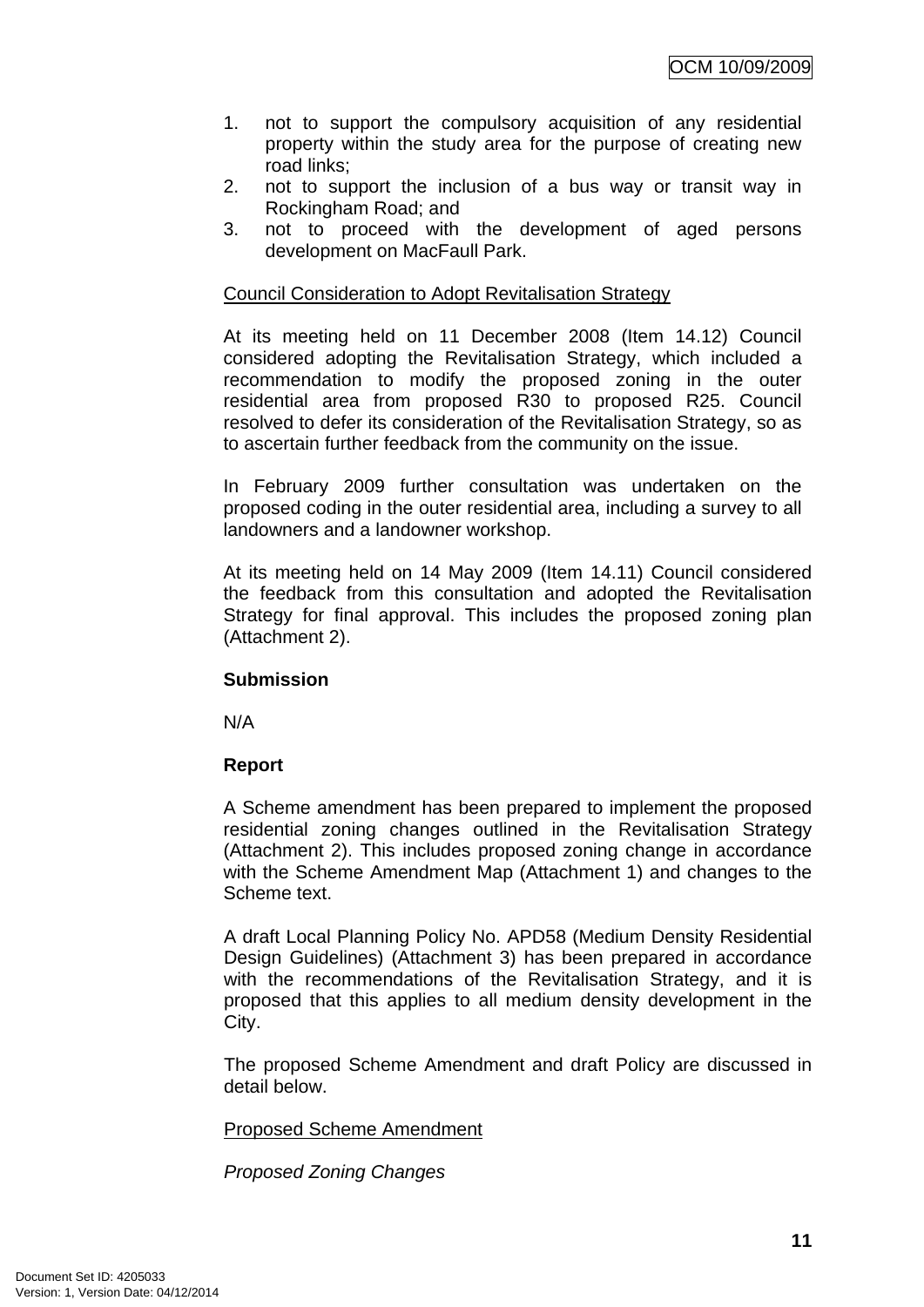1. not to support the compulsory acquisition of any residential property within the study area for the purpose of creating new road links;
2. not to support the inclusion of a bus way or transit way in Rockingham Road; and
3. not to proceed with the development of aged persons development on MacFaull Park.

Council Consideration to Adopt Revitalisation Strategy

At its meeting held on 11 December 2008 (Item 14.12) Council considered adopting the Revitalisation Strategy, which included a recommendation to modify the proposed zoning in the outer residential area from proposed R30 to proposed R25. Council resolved to defer its consideration of the Revitalisation Strategy, so as to ascertain further feedback from the community on the issue.

In February 2009 further consultation was undertaken on the proposed coding in the outer residential area, including a survey to all landowners and a landowner workshop.

At its meeting held on 14 May 2009 (Item 14.11) Council considered the feedback from this consultation and adopted the Revitalisation Strategy for final approval. This includes the proposed zoning plan (Attachment 2).

**Submission**

N/A

**Report**

A Scheme amendment has been prepared to implement the proposed residential zoning changes outlined in the Revitalisation Strategy (Attachment 2). This includes proposed zoning change in accordance with the Scheme Amendment Map (Attachment 1) and changes to the Scheme text.

A draft Local Planning Policy No. APD58 (Medium Density Residential Design Guidelines) (Attachment 3) has been prepared in accordance with the recommendations of the Revitalisation Strategy, and it is proposed that this applies to all medium density development in the City.

The proposed Scheme Amendment and draft Policy are discussed in detail below.

Proposed Scheme Amendment

*Proposed Zoning Changes*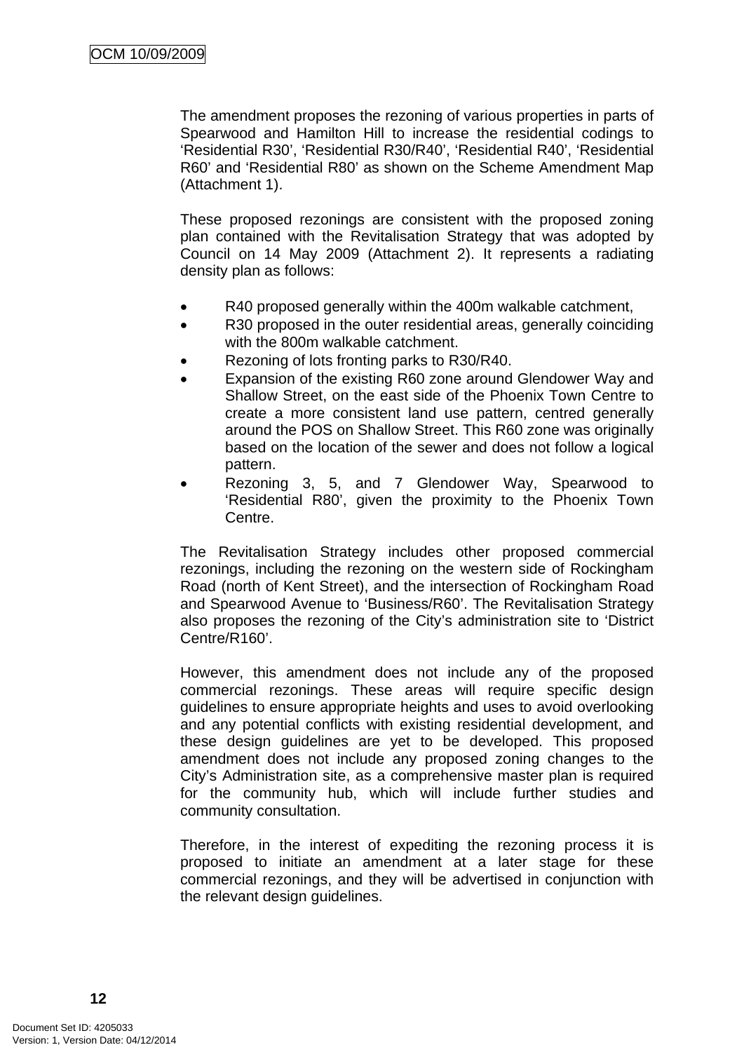The amendment proposes the rezoning of various properties in parts of Spearwood and Hamilton Hill to increase the residential codings to 'Residential R30', 'Residential R30/R40', 'Residential R40', 'Residential R60' and 'Residential R80' as shown on the Scheme Amendment Map (Attachment 1).

These proposed rezonings are consistent with the proposed zoning plan contained with the Revitalisation Strategy that was adopted by Council on 14 May 2009 (Attachment 2). It represents a radiating density plan as follows:

- R40 proposed generally within the 400m walkable catchment,
- R30 proposed in the outer residential areas, generally coinciding with the 800m walkable catchment.
- Rezoning of lots fronting parks to R30/R40.
- Expansion of the existing R60 zone around Glendower Way and Shallow Street, on the east side of the Phoenix Town Centre to create a more consistent land use pattern, centred generally around the POS on Shallow Street. This R60 zone was originally based on the location of the sewer and does not follow a logical pattern.
- Rezoning 3, 5, and 7 Glendower Way, Spearwood to 'Residential R80', given the proximity to the Phoenix Town Centre.

The Revitalisation Strategy includes other proposed commercial rezonings, including the rezoning on the western side of Rockingham Road (north of Kent Street), and the intersection of Rockingham Road and Spearwood Avenue to 'Business/R60'. The Revitalisation Strategy also proposes the rezoning of the City's administration site to 'District Centre/R160'.

However, this amendment does not include any of the proposed commercial rezonings. These areas will require specific design guidelines to ensure appropriate heights and uses to avoid overlooking and any potential conflicts with existing residential development, and these design guidelines are yet to be developed. This proposed amendment does not include any proposed zoning changes to the City's Administration site, as a comprehensive master plan is required for the community hub, which will include further studies and community consultation.

Therefore, in the interest of expediting the rezoning process it is proposed to initiate an amendment at a later stage for these commercial rezonings, and they will be advertised in conjunction with the relevant design guidelines.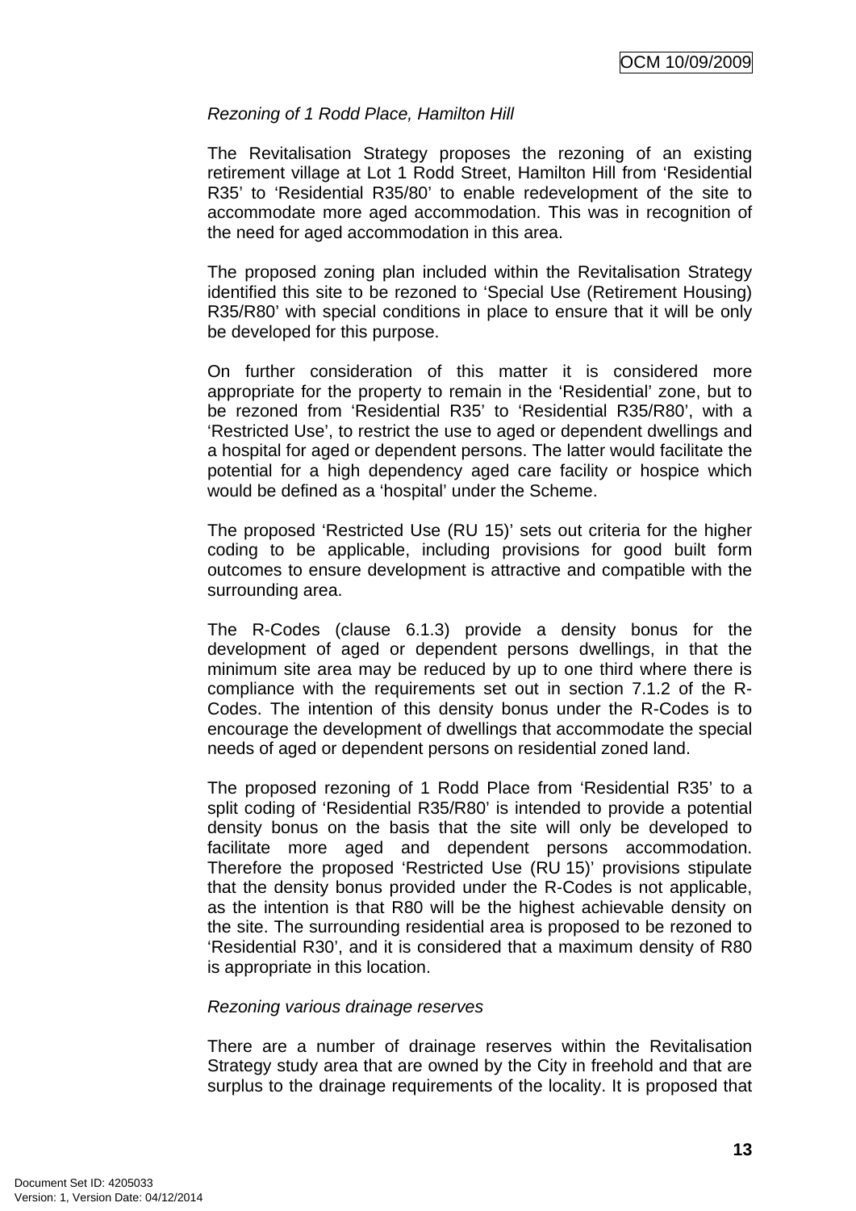*Rezoning of 1 Rodd Place, Hamilton Hill*

The Revitalisation Strategy proposes the rezoning of an existing retirement village at Lot 1 Rodd Street, Hamilton Hill from 'Residential R35' to 'Residential R35/80' to enable redevelopment of the site to accommodate more aged accommodation. This was in recognition of the need for aged accommodation in this area.

The proposed zoning plan included within the Revitalisation Strategy identified this site to be rezoned to 'Special Use (Retirement Housing) R35/R80' with special conditions in place to ensure that it will be only be developed for this purpose.

On further consideration of this matter it is considered more appropriate for the property to remain in the 'Residential' zone, but to be rezoned from 'Residential R35' to 'Residential R35/R80', with a 'Restricted Use', to restrict the use to aged or dependent dwellings and a hospital for aged or dependent persons. The latter would facilitate the potential for a high dependency aged care facility or hospice which would be defined as a 'hospital' under the Scheme.

The proposed 'Restricted Use (RU 15)' sets out criteria for the higher coding to be applicable, including provisions for good built form outcomes to ensure development is attractive and compatible with the surrounding area.

The R-Codes (clause 6.1.3) provide a density bonus for the development of aged or dependent persons dwellings, in that the minimum site area may be reduced by up to one third where there is compliance with the requirements set out in section 7.1.2 of the R-Codes. The intention of this density bonus under the R-Codes is to encourage the development of dwellings that accommodate the special needs of aged or dependent persons on residential zoned land.

The proposed rezoning of 1 Rodd Place from 'Residential R35' to a split coding of 'Residential R35/R80' is intended to provide a potential density bonus on the basis that the site will only be developed to facilitate more aged and dependent persons accommodation. Therefore the proposed 'Restricted Use (RU 15)' provisions stipulate that the density bonus provided under the R-Codes is not applicable, as the intention is that R80 will be the highest achievable density on the site. The surrounding residential area is proposed to be rezoned to 'Residential R30', and it is considered that a maximum density of R80 is appropriate in this location.

*Rezoning various drainage reserves*

There are a number of drainage reserves within the Revitalisation Strategy study area that are owned by the City in freehold and that are surplus to the drainage requirements of the locality. It is proposed that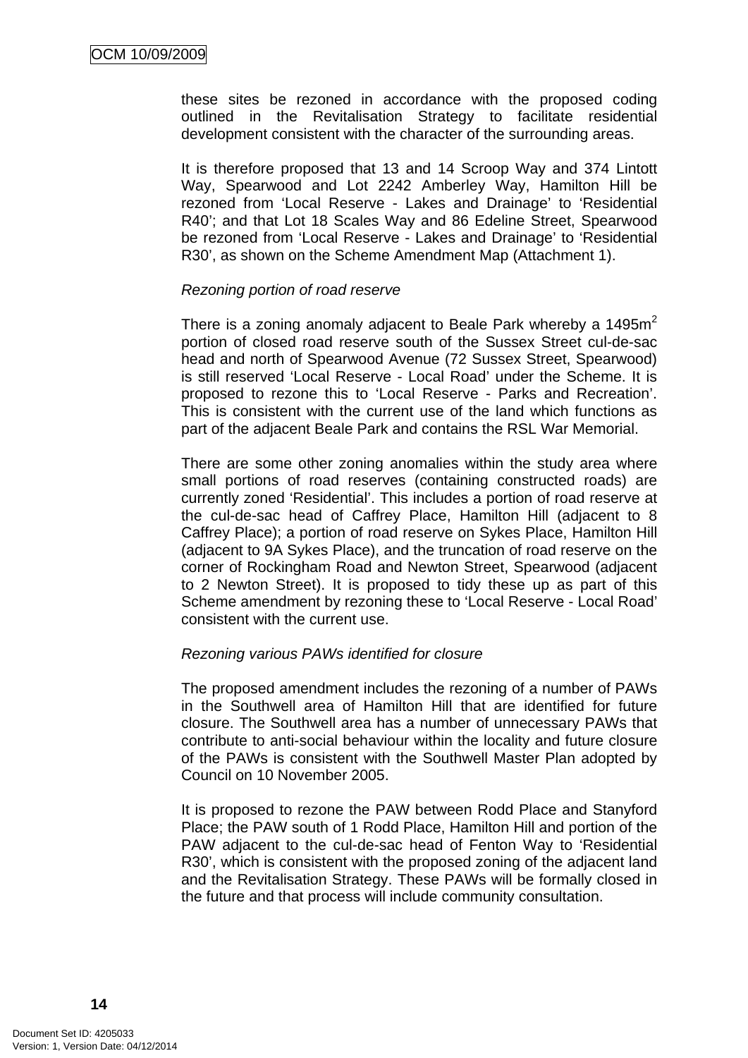these sites be rezoned in accordance with the proposed coding outlined in the Revitalisation Strategy to facilitate residential development consistent with the character of the surrounding areas.

It is therefore proposed that 13 and 14 Scroop Way and 374 Lintott Way, Spearwood and Lot 2242 Amberley Way, Hamilton Hill be rezoned from 'Local Reserve - Lakes and Drainage' to 'Residential R40'; and that Lot 18 Scales Way and 86 Edeline Street, Spearwood be rezoned from 'Local Reserve - Lakes and Drainage' to 'Residential R30', as shown on the Scheme Amendment Map (Attachment 1).

*Rezoning portion of road reserve*

There is a zoning anomaly adjacent to Beale Park whereby a 1495m$^2$ portion of closed road reserve south of the Sussex Street cul-de-sac head and north of Spearwood Avenue (72 Sussex Street, Spearwood) is still reserved 'Local Reserve - Local Road' under the Scheme. It is proposed to rezone this to 'Local Reserve - Parks and Recreation'. This is consistent with the current use of the land which functions as part of the adjacent Beale Park and contains the RSL War Memorial.

There are some other zoning anomalies within the study area where small portions of road reserves (containing constructed roads) are currently zoned 'Residential'. This includes a portion of road reserve at the cul-de-sac head of Caffrey Place, Hamilton Hill (adjacent to 8 Caffrey Place); a portion of road reserve on Sykes Place, Hamilton Hill (adjacent to 9A Sykes Place), and the truncation of road reserve on the corner of Rockingham Road and Newton Street, Spearwood (adjacent to 2 Newton Street). It is proposed to tidy these up as part of this Scheme amendment by rezoning these to 'Local Reserve - Local Road' consistent with the current use.

*Rezoning various PAWs identified for closure*

The proposed amendment includes the rezoning of a number of PAWs in the Southwell area of Hamilton Hill that are identified for future closure. The Southwell area has a number of unnecessary PAWs that contribute to anti-social behaviour within the locality and future closure of the PAWs is consistent with the Southwell Master Plan adopted by Council on 10 November 2005.

It is proposed to rezone the PAW between Rodd Place and Stanyford Place; the PAW south of 1 Rodd Place, Hamilton Hill and portion of the PAW adjacent to the cul-de-sac head of Fenton Way to 'Residential R30', which is consistent with the proposed zoning of the adjacent land and the Revitalisation Strategy. These PAWs will be formally closed in the future and that process will include community consultation.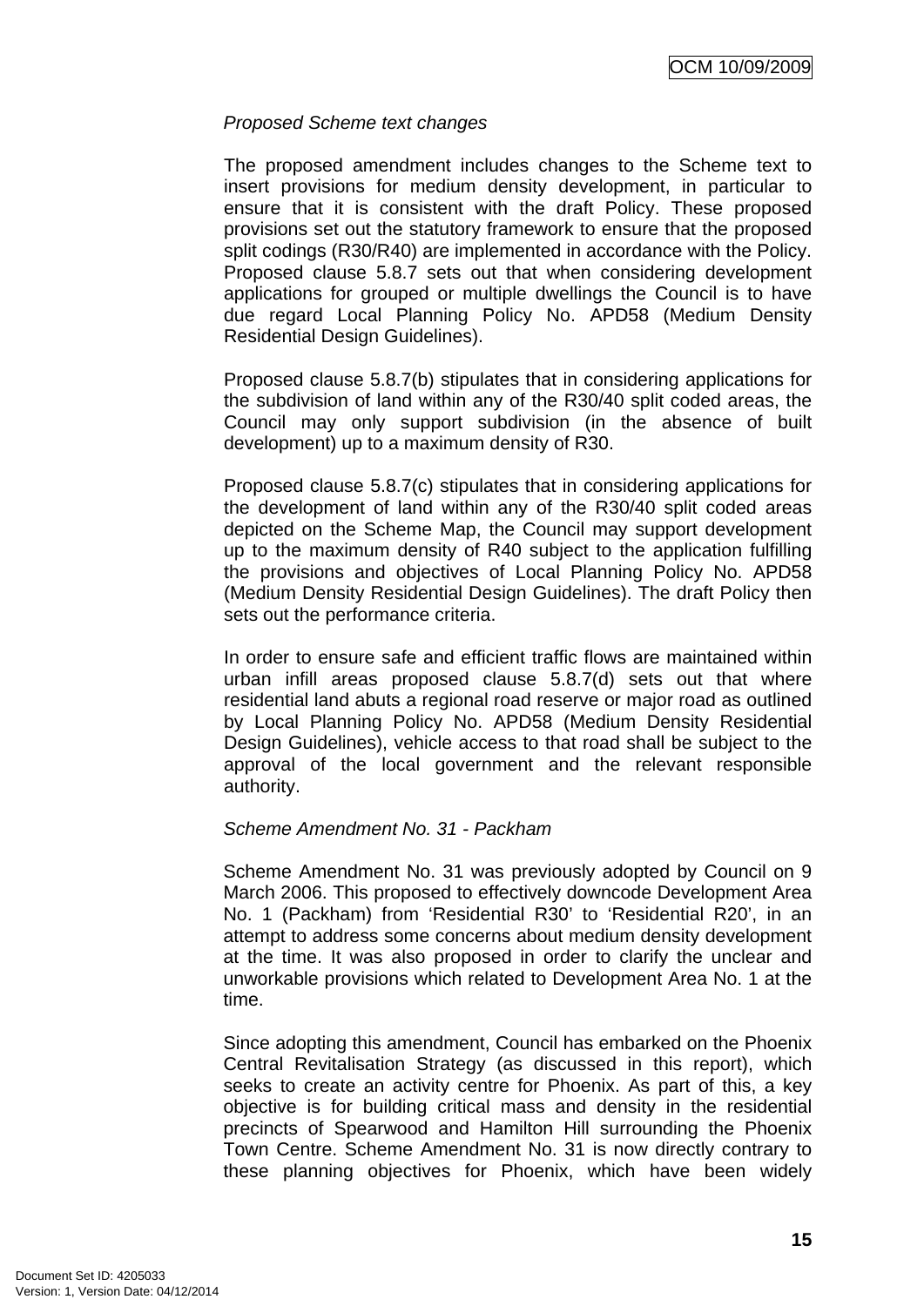*Proposed Scheme text changes*

The proposed amendment includes changes to the Scheme text to insert provisions for medium density development, in particular to ensure that it is consistent with the draft Policy. These proposed provisions set out the statutory framework to ensure that the proposed split codings (R30/R40) are implemented in accordance with the Policy. Proposed clause 5.8.7 sets out that when considering development applications for grouped or multiple dwellings the Council is to have due regard Local Planning Policy No. APD58 (Medium Density Residential Design Guidelines).

Proposed clause 5.8.7(b) stipulates that in considering applications for the subdivision of land within any of the R30/40 split coded areas, the Council may only support subdivision (in the absence of built development) up to a maximum density of R30.

Proposed clause 5.8.7(c) stipulates that in considering applications for the development of land within any of the R30/40 split coded areas depicted on the Scheme Map, the Council may support development up to the maximum density of R40 subject to the application fulfilling the provisions and objectives of Local Planning Policy No. APD58 (Medium Density Residential Design Guidelines). The draft Policy then sets out the performance criteria.

In order to ensure safe and efficient traffic flows are maintained within urban infill areas proposed clause 5.8.7(d) sets out that where residential land abuts a regional road reserve or major road as outlined by Local Planning Policy No. APD58 (Medium Density Residential Design Guidelines), vehicle access to that road shall be subject to the approval of the local government and the relevant responsible authority.

*Scheme Amendment No. 31 - Packham*

Scheme Amendment No. 31 was previously adopted by Council on 9 March 2006. This proposed to effectively downcode Development Area No. 1 (Packham) from 'Residential R30' to 'Residential R20', in an attempt to address some concerns about medium density development at the time. It was also proposed in order to clarify the unclear and unworkable provisions which related to Development Area No. 1 at the time.

Since adopting this amendment, Council has embarked on the Phoenix Central Revitalisation Strategy (as discussed in this report), which seeks to create an activity centre for Phoenix. As part of this, a key objective is for building critical mass and density in the residential precincts of Spearwood and Hamilton Hill surrounding the Phoenix Town Centre. Scheme Amendment No. 31 is now directly contrary to these planning objectives for Phoenix, which have been widely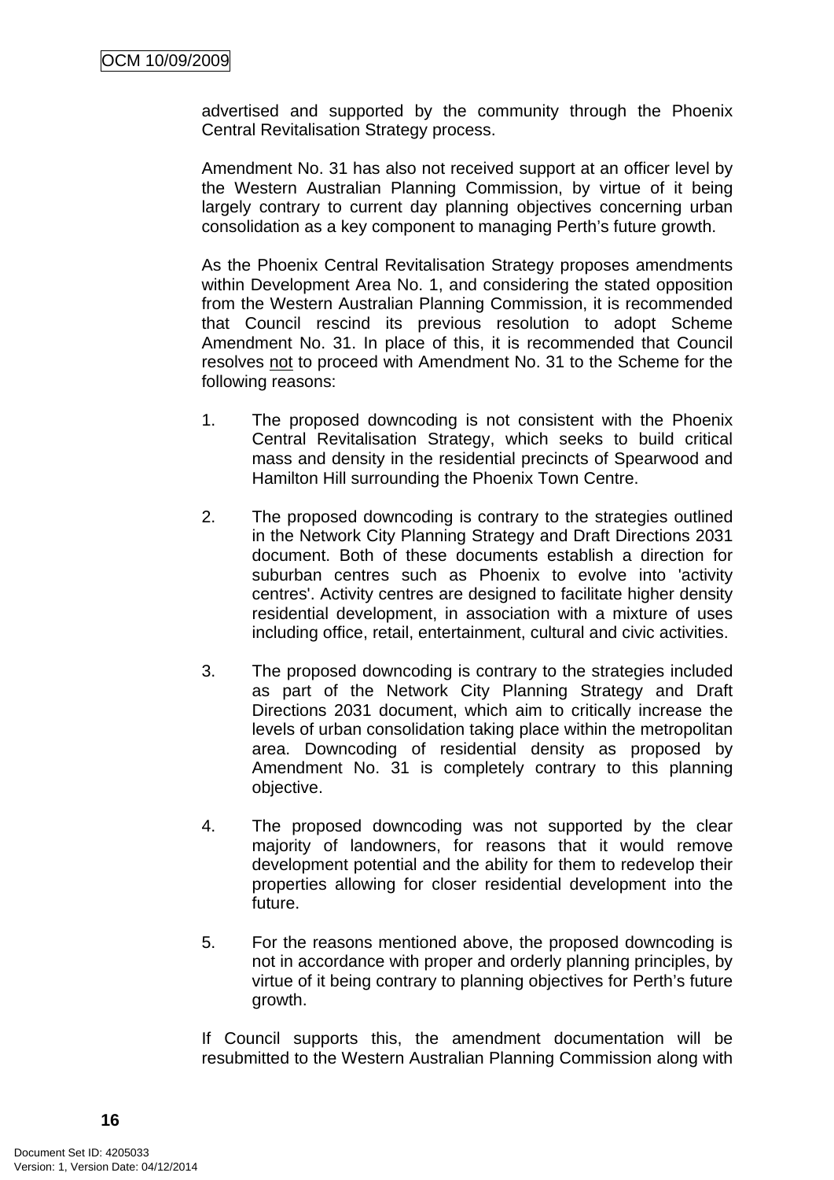advertised and supported by the community through the Phoenix Central Revitalisation Strategy process.

Amendment No. 31 has also not received support at an officer level by the Western Australian Planning Commission, by virtue of it being largely contrary to current day planning objectives concerning urban consolidation as a key component to managing Perth's future growth.

As the Phoenix Central Revitalisation Strategy proposes amendments within Development Area No. 1, and considering the stated opposition from the Western Australian Planning Commission, it is recommended that Council rescind its previous resolution to adopt Scheme Amendment No. 31. In place of this, it is recommended that Council resolves <u>not</u> to proceed with Amendment No. 31 to the Scheme for the following reasons:

1. The proposed downcoding is not consistent with the Phoenix Central Revitalisation Strategy, which seeks to build critical mass and density in the residential precincts of Spearwood and Hamilton Hill surrounding the Phoenix Town Centre.

2. The proposed downcoding is contrary to the strategies outlined in the Network City Planning Strategy and Draft Directions 2031 document. Both of these documents establish a direction for suburban centres such as Phoenix to evolve into 'activity centres'. Activity centres are designed to facilitate higher density residential development, in association with a mixture of uses including office, retail, entertainment, cultural and civic activities.

3. The proposed downcoding is contrary to the strategies included as part of the Network City Planning Strategy and Draft Directions 2031 document, which aim to critically increase the levels of urban consolidation taking place within the metropolitan area. Downcoding of residential density as proposed by Amendment No. 31 is completely contrary to this planning objective.

4. The proposed downcoding was not supported by the clear majority of landowners, for reasons that it would remove development potential and the ability for them to redevelop their properties allowing for closer residential development into the future.

5. For the reasons mentioned above, the proposed downcoding is not in accordance with proper and orderly planning principles, by virtue of it being contrary to planning objectives for Perth's future growth.

If Council supports this, the amendment documentation will be resubmitted to the Western Australian Planning Commission along with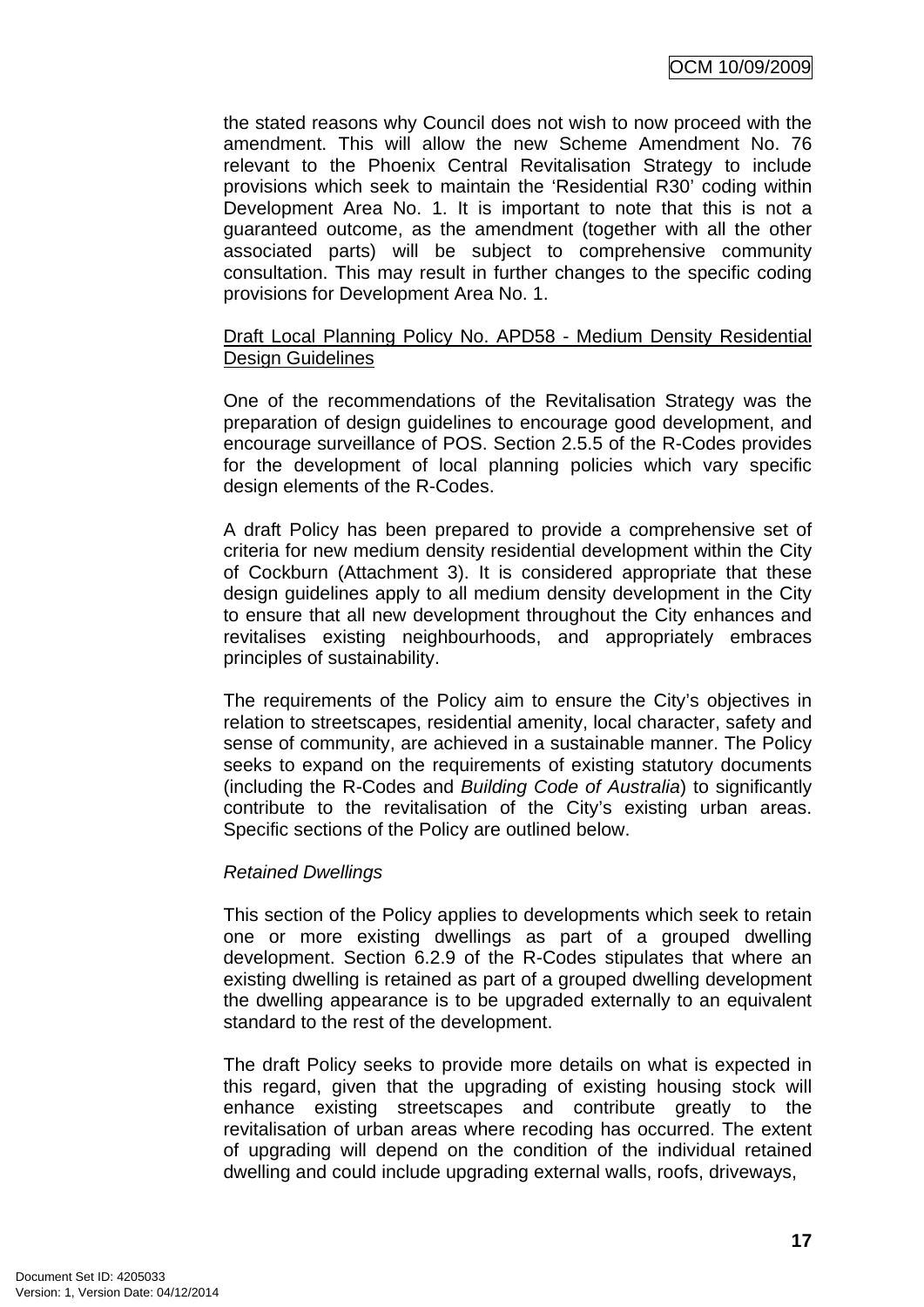the stated reasons why Council does not wish to now proceed with the amendment. This will allow the new Scheme Amendment No. 76 relevant to the Phoenix Central Revitalisation Strategy to include provisions which seek to maintain the 'Residential R30' coding within Development Area No. 1. It is important to note that this is not a guaranteed outcome, as the amendment (together with all the other associated parts) will be subject to comprehensive community consultation. This may result in further changes to the specific coding provisions for Development Area No. 1.

<u>Draft Local Planning Policy No. APD58 - Medium Density Residential Design Guidelines</u>

One of the recommendations of the Revitalisation Strategy was the preparation of design guidelines to encourage good development, and encourage surveillance of POS. Section 2.5.5 of the R-Codes provides for the development of local planning policies which vary specific design elements of the R-Codes.

A draft Policy has been prepared to provide a comprehensive set of criteria for new medium density residential development within the City of Cockburn (Attachment 3). It is considered appropriate that these design guidelines apply to all medium density development in the City to ensure that all new development throughout the City enhances and revitalises existing neighbourhoods, and appropriately embraces principles of sustainability.

The requirements of the Policy aim to ensure the City's objectives in relation to streetscapes, residential amenity, local character, safety and sense of community, are achieved in a sustainable manner. The Policy seeks to expand on the requirements of existing statutory documents (including the R-Codes and *Building Code of Australia*) to significantly contribute to the revitalisation of the City's existing urban areas. Specific sections of the Policy are outlined below.

*Retained Dwellings*

This section of the Policy applies to developments which seek to retain one or more existing dwellings as part of a grouped dwelling development. Section 6.2.9 of the R-Codes stipulates that where an existing dwelling is retained as part of a grouped dwelling development the dwelling appearance is to be upgraded externally to an equivalent standard to the rest of the development.

The draft Policy seeks to provide more details on what is expected in this regard, given that the upgrading of existing housing stock will enhance existing streetscapes and contribute greatly to the revitalisation of urban areas where recoding has occurred. The extent of upgrading will depend on the condition of the individual retained dwelling and could include upgrading external walls, roofs, driveways,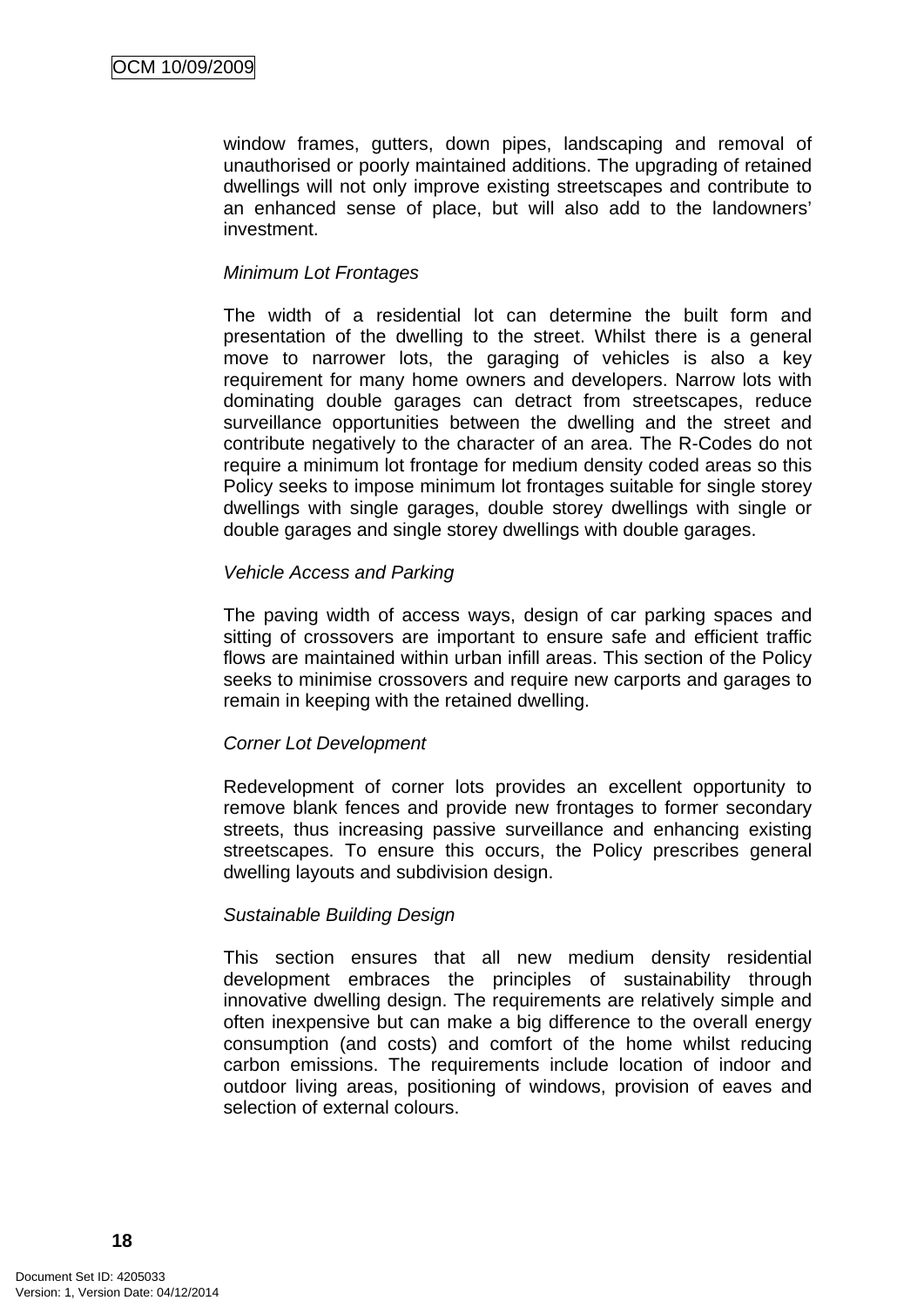window frames, gutters, down pipes, landscaping and removal of unauthorised or poorly maintained additions. The upgrading of retained dwellings will not only improve existing streetscapes and contribute to an enhanced sense of place, but will also add to the landowners' investment.

*Minimum Lot Frontages*

The width of a residential lot can determine the built form and presentation of the dwelling to the street. Whilst there is a general move to narrower lots, the garaging of vehicles is also a key requirement for many home owners and developers. Narrow lots with dominating double garages can detract from streetscapes, reduce surveillance opportunities between the dwelling and the street and contribute negatively to the character of an area. The R-Codes do not require a minimum lot frontage for medium density coded areas so this Policy seeks to impose minimum lot frontages suitable for single storey dwellings with single garages, double storey dwellings with single or double garages and single storey dwellings with double garages.

*Vehicle Access and Parking*

The paving width of access ways, design of car parking spaces and sitting of crossovers are important to ensure safe and efficient traffic flows are maintained within urban infill areas. This section of the Policy seeks to minimise crossovers and require new carports and garages to remain in keeping with the retained dwelling.

*Corner Lot Development*

Redevelopment of corner lots provides an excellent opportunity to remove blank fences and provide new frontages to former secondary streets, thus increasing passive surveillance and enhancing existing streetscapes. To ensure this occurs, the Policy prescribes general dwelling layouts and subdivision design.

*Sustainable Building Design*

This section ensures that all new medium density residential development embraces the principles of sustainability through innovative dwelling design. The requirements are relatively simple and often inexpensive but can make a big difference to the overall energy consumption (and costs) and comfort of the home whilst reducing carbon emissions. The requirements include location of indoor and outdoor living areas, positioning of windows, provision of eaves and selection of external colours.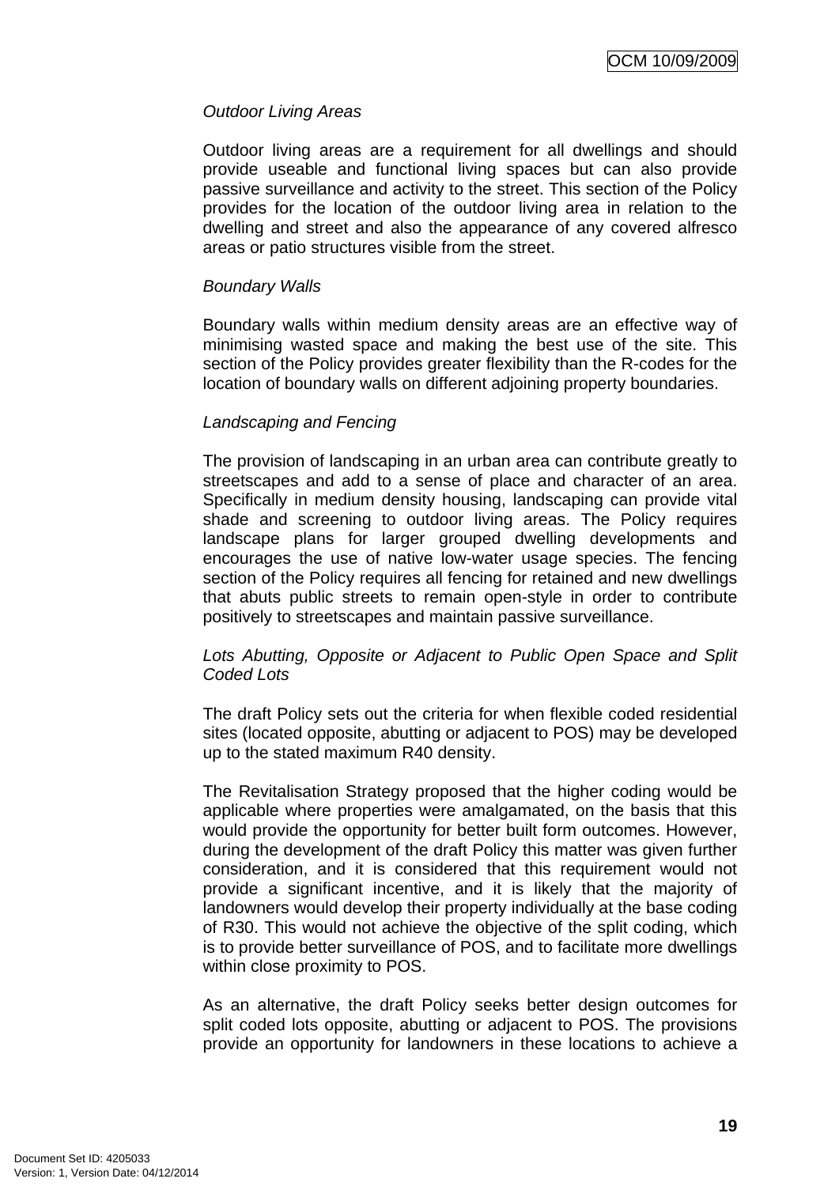*Outdoor Living Areas*

Outdoor living areas are a requirement for all dwellings and should provide useable and functional living spaces but can also provide passive surveillance and activity to the street. This section of the Policy provides for the location of the outdoor living area in relation to the dwelling and street and also the appearance of any covered alfresco areas or patio structures visible from the street.

*Boundary Walls*

Boundary walls within medium density areas are an effective way of minimising wasted space and making the best use of the site. This section of the Policy provides greater flexibility than the R-codes for the location of boundary walls on different adjoining property boundaries.

*Landscaping and Fencing*

The provision of landscaping in an urban area can contribute greatly to streetscapes and add to a sense of place and character of an area. Specifically in medium density housing, landscaping can provide vital shade and screening to outdoor living areas. The Policy requires landscape plans for larger grouped dwelling developments and encourages the use of native low-water usage species. The fencing section of the Policy requires all fencing for retained and new dwellings that abuts public streets to remain open-style in order to contribute positively to streetscapes and maintain passive surveillance.

*Lots Abutting, Opposite or Adjacent to Public Open Space and Split Coded Lots*

The draft Policy sets out the criteria for when flexible coded residential sites (located opposite, abutting or adjacent to POS) may be developed up to the stated maximum R40 density.

The Revitalisation Strategy proposed that the higher coding would be applicable where properties were amalgamated, on the basis that this would provide the opportunity for better built form outcomes. However, during the development of the draft Policy this matter was given further consideration, and it is considered that this requirement would not provide a significant incentive, and it is likely that the majority of landowners would develop their property individually at the base coding of R30. This would not achieve the objective of the split coding, which is to provide better surveillance of POS, and to facilitate more dwellings within close proximity to POS.

As an alternative, the draft Policy seeks better design outcomes for split coded lots opposite, abutting or adjacent to POS. The provisions provide an opportunity for landowners in these locations to achieve a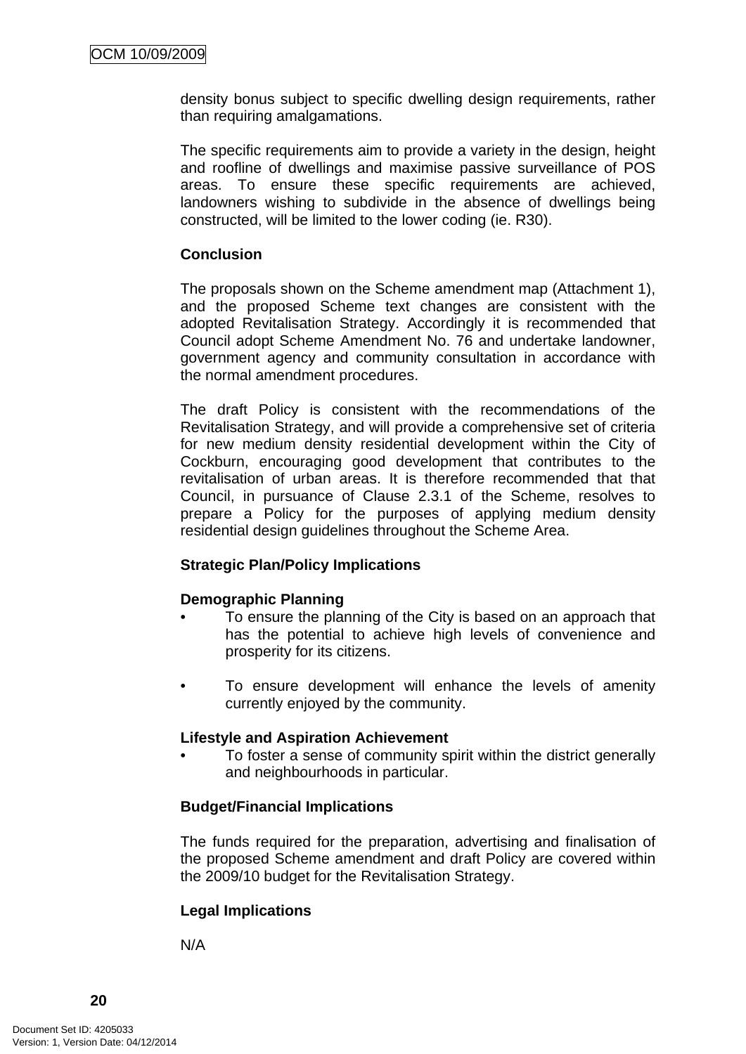density bonus subject to specific dwelling design requirements, rather than requiring amalgamations.

The specific requirements aim to provide a variety in the design, height and roofline of dwellings and maximise passive surveillance of POS areas. To ensure these specific requirements are achieved, landowners wishing to subdivide in the absence of dwellings being constructed, will be limited to the lower coding (ie. R30).

**Conclusion**

The proposals shown on the Scheme amendment map (Attachment 1), and the proposed Scheme text changes are consistent with the adopted Revitalisation Strategy. Accordingly it is recommended that Council adopt Scheme Amendment No. 76 and undertake landowner, government agency and community consultation in accordance with the normal amendment procedures.

The draft Policy is consistent with the recommendations of the Revitalisation Strategy, and will provide a comprehensive set of criteria for new medium density residential development within the City of Cockburn, encouraging good development that contributes to the revitalisation of urban areas. It is therefore recommended that that Council, in pursuance of Clause 2.3.1 of the Scheme, resolves to prepare a Policy for the purposes of applying medium density residential design guidelines throughout the Scheme Area.

**Strategic Plan/Policy Implications**

**Demographic Planning**

- To ensure the planning of the City is based on an approach that has the potential to achieve high levels of convenience and prosperity for its citizens.

- To ensure development will enhance the levels of amenity currently enjoyed by the community.

**Lifestyle and Aspiration Achievement**

- To foster a sense of community spirit within the district generally and neighbourhoods in particular.

**Budget/Financial Implications**

The funds required for the preparation, advertising and finalisation of the proposed Scheme amendment and draft Policy are covered within the 2009/10 budget for the Revitalisation Strategy.

**Legal Implications**

N/A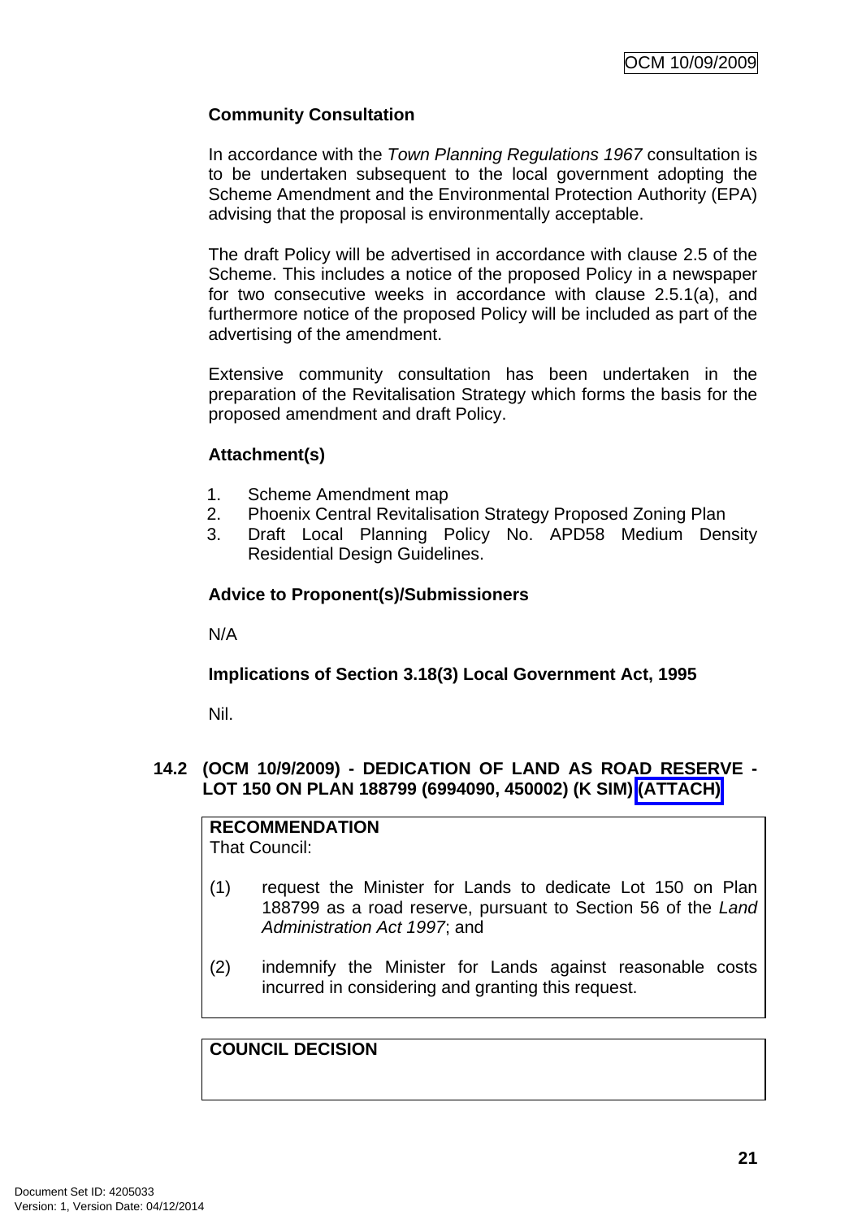**Community Consultation**

In accordance with the *Town Planning Regulations 1967* consultation is to be undertaken subsequent to the local government adopting the Scheme Amendment and the Environmental Protection Authority (EPA) advising that the proposal is environmentally acceptable.

The draft Policy will be advertised in accordance with clause 2.5 of the Scheme. This includes a notice of the proposed Policy in a newspaper for two consecutive weeks in accordance with clause 2.5.1(a), and furthermore notice of the proposed Policy will be included as part of the advertising of the amendment.

Extensive community consultation has been undertaken in the preparation of the Revitalisation Strategy which forms the basis for the proposed amendment and draft Policy.

**Attachment(s)**

1. Scheme Amendment map
2. Phoenix Central Revitalisation Strategy Proposed Zoning Plan
3. Draft Local Planning Policy No. APD58 Medium Density Residential Design Guidelines.

**Advice to Proponent(s)/Submissioners**

N/A

**Implications of Section 3.18(3) Local Government Act, 1995**

Nil.

### 14.2 (OCM 10/9/2009) - DEDICATION OF LAND AS ROAD RESERVE - LOT 150 ON PLAN 188799 (6994090, 450002) (K SIM) (ATTACH)

**RECOMMENDATION**
That Council:

(1) request the Minister for Lands to dedicate Lot 150 on Plan 188799 as a road reserve, pursuant to Section 56 of the *Land Administration Act 1997*; and

(2) indemnify the Minister for Lands against reasonable costs incurred in considering and granting this request.

**COUNCIL DECISION**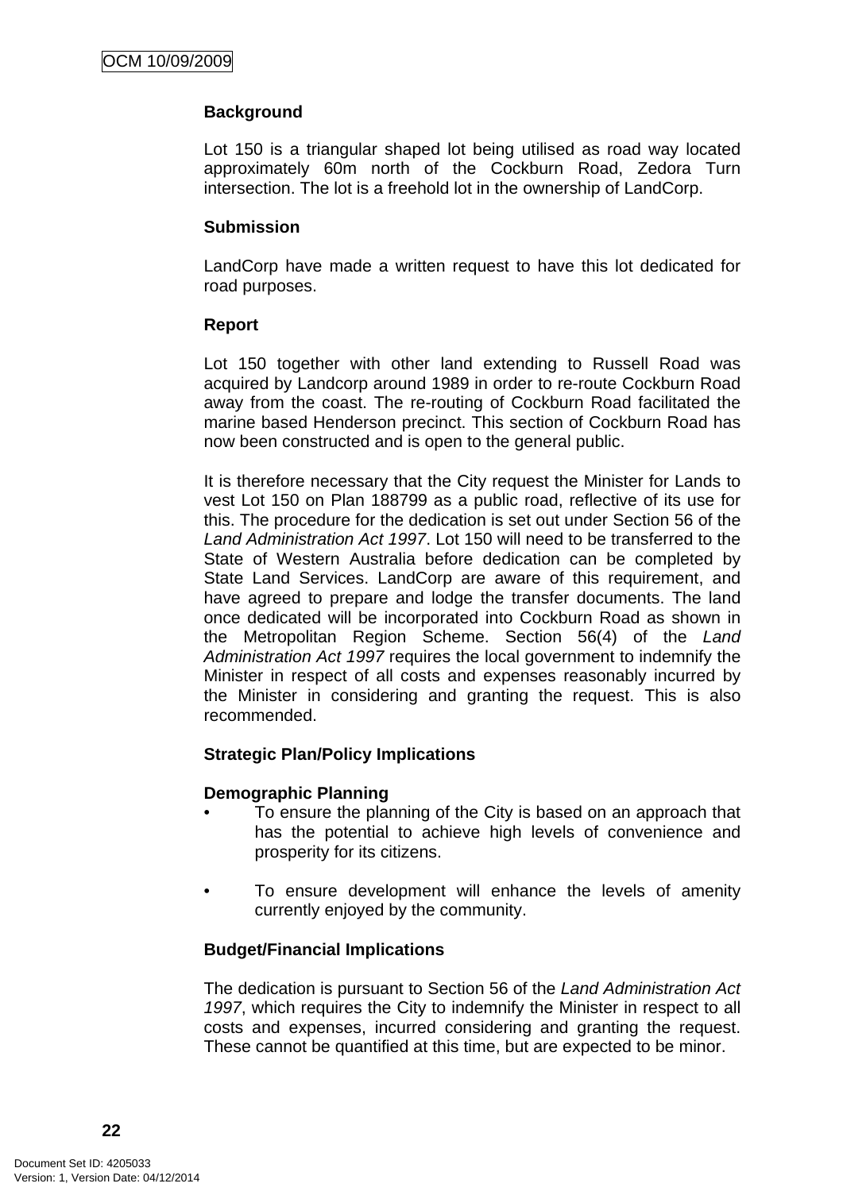**Background**

Lot 150 is a triangular shaped lot being utilised as road way located approximately 60m north of the Cockburn Road, Zedora Turn intersection. The lot is a freehold lot in the ownership of LandCorp.

**Submission**

LandCorp have made a written request to have this lot dedicated for road purposes.

**Report**

Lot 150 together with other land extending to Russell Road was acquired by Landcorp around 1989 in order to re-route Cockburn Road away from the coast. The re-routing of Cockburn Road facilitated the marine based Henderson precinct. This section of Cockburn Road has now been constructed and is open to the general public.

It is therefore necessary that the City request the Minister for Lands to vest Lot 150 on Plan 188799 as a public road, reflective of its use for this. The procedure for the dedication is set out under Section 56 of the *Land Administration Act 1997*. Lot 150 will need to be transferred to the State of Western Australia before dedication can be completed by State Land Services. LandCorp are aware of this requirement, and have agreed to prepare and lodge the transfer documents. The land once dedicated will be incorporated into Cockburn Road as shown in the Metropolitan Region Scheme. Section 56(4) of the *Land Administration Act 1997* requires the local government to indemnify the Minister in respect of all costs and expenses reasonably incurred by the Minister in considering and granting the request. This is also recommended.

**Strategic Plan/Policy Implications**

**Demographic Planning**

- To ensure the planning of the City is based on an approach that has the potential to achieve high levels of convenience and prosperity for its citizens.
- To ensure development will enhance the levels of amenity currently enjoyed by the community.

**Budget/Financial Implications**

The dedication is pursuant to Section 56 of the *Land Administration Act 1997*, which requires the City to indemnify the Minister in respect to all costs and expenses, incurred considering and granting the request. These cannot be quantified at this time, but are expected to be minor.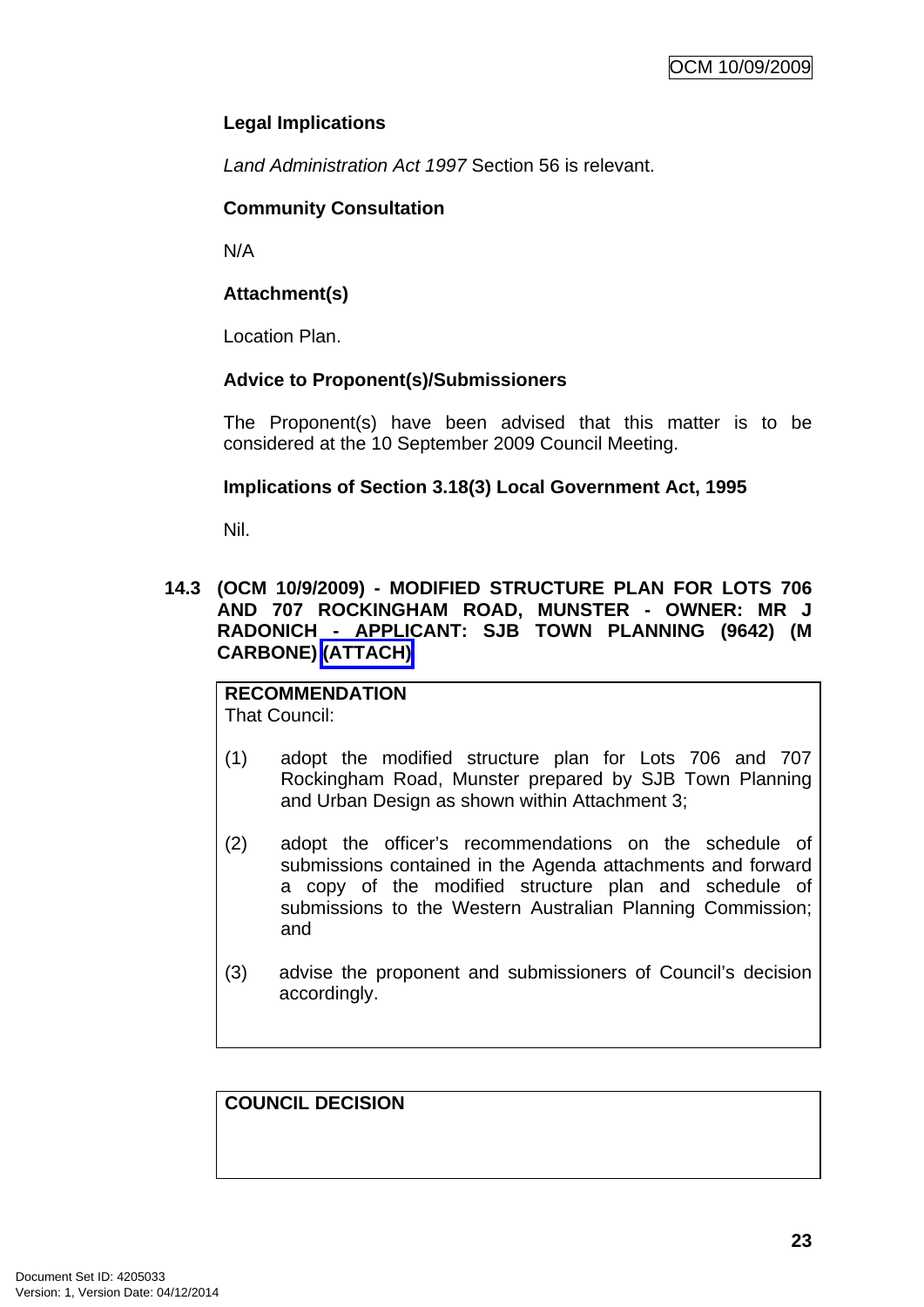**Legal Implications**

*Land Administration Act 1997* Section 56 is relevant.

**Community Consultation**

N/A

**Attachment(s)**

Location Plan.

**Advice to Proponent(s)/Submissioners**

The Proponent(s) have been advised that this matter is to be considered at the 10 September 2009 Council Meeting.

**Implications of Section 3.18(3) Local Government Act, 1995**

Nil.

## 14.3 (OCM 10/9/2009) - MODIFIED STRUCTURE PLAN FOR LOTS 706 AND 707 ROCKINGHAM ROAD, MUNSTER - OWNER: MR J RADONICH - APPLICANT: SJB TOWN PLANNING (9642) (M CARBONE) (ATTACH)

**RECOMMENDATION**
That Council:

(1) adopt the modified structure plan for Lots 706 and 707 Rockingham Road, Munster prepared by SJB Town Planning and Urban Design as shown within Attachment 3;

(2) adopt the officer's recommendations on the schedule of submissions contained in the Agenda attachments and forward a copy of the modified structure plan and schedule of submissions to the Western Australian Planning Commission; and

(3) advise the proponent and submissioners of Council's decision accordingly.

**COUNCIL DECISION**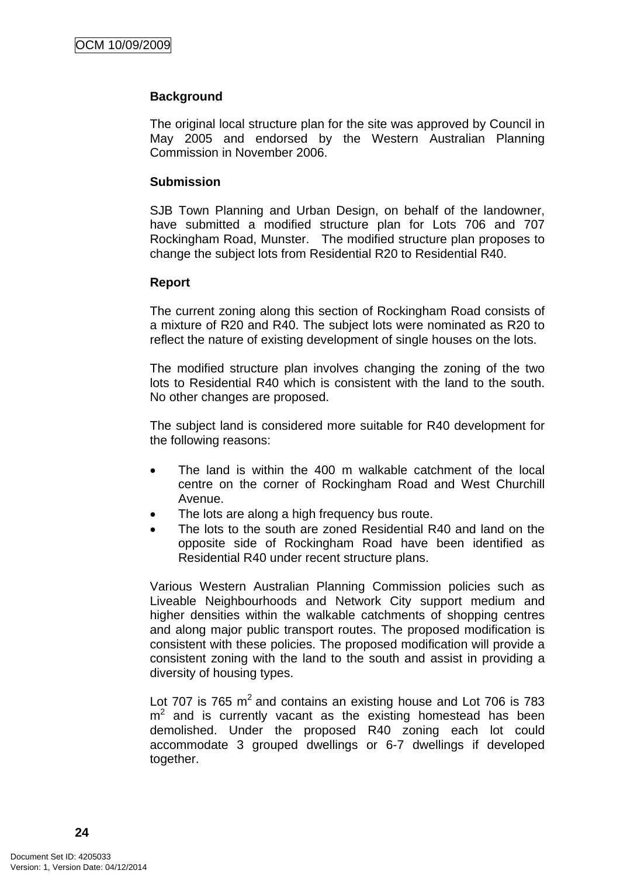**Background**

The original local structure plan for the site was approved by Council in May 2005 and endorsed by the Western Australian Planning Commission in November 2006.

**Submission**

SJB Town Planning and Urban Design, on behalf of the landowner, have submitted a modified structure plan for Lots 706 and 707 Rockingham Road, Munster. The modified structure plan proposes to change the subject lots from Residential R20 to Residential R40.

**Report**

The current zoning along this section of Rockingham Road consists of a mixture of R20 and R40. The subject lots were nominated as R20 to reflect the nature of existing development of single houses on the lots.

The modified structure plan involves changing the zoning of the two lots to Residential R40 which is consistent with the land to the south. No other changes are proposed.

The subject land is considered more suitable for R40 development for the following reasons:

- The land is within the 400 m walkable catchment of the local centre on the corner of Rockingham Road and West Churchill Avenue.
- The lots are along a high frequency bus route.
- The lots to the south are zoned Residential R40 and land on the opposite side of Rockingham Road have been identified as Residential R40 under recent structure plans.

Various Western Australian Planning Commission policies such as Liveable Neighbourhoods and Network City support medium and higher densities within the walkable catchments of shopping centres and along major public transport routes. The proposed modification is consistent with these policies. The proposed modification will provide a consistent zoning with the land to the south and assist in providing a diversity of housing types.

Lot 707 is 765 $m^2$ and contains an existing house and Lot 706 is 783 $m^2$ and is currently vacant as the existing homestead has been demolished. Under the proposed R40 zoning each lot could accommodate 3 grouped dwellings or 6-7 dwellings if developed together.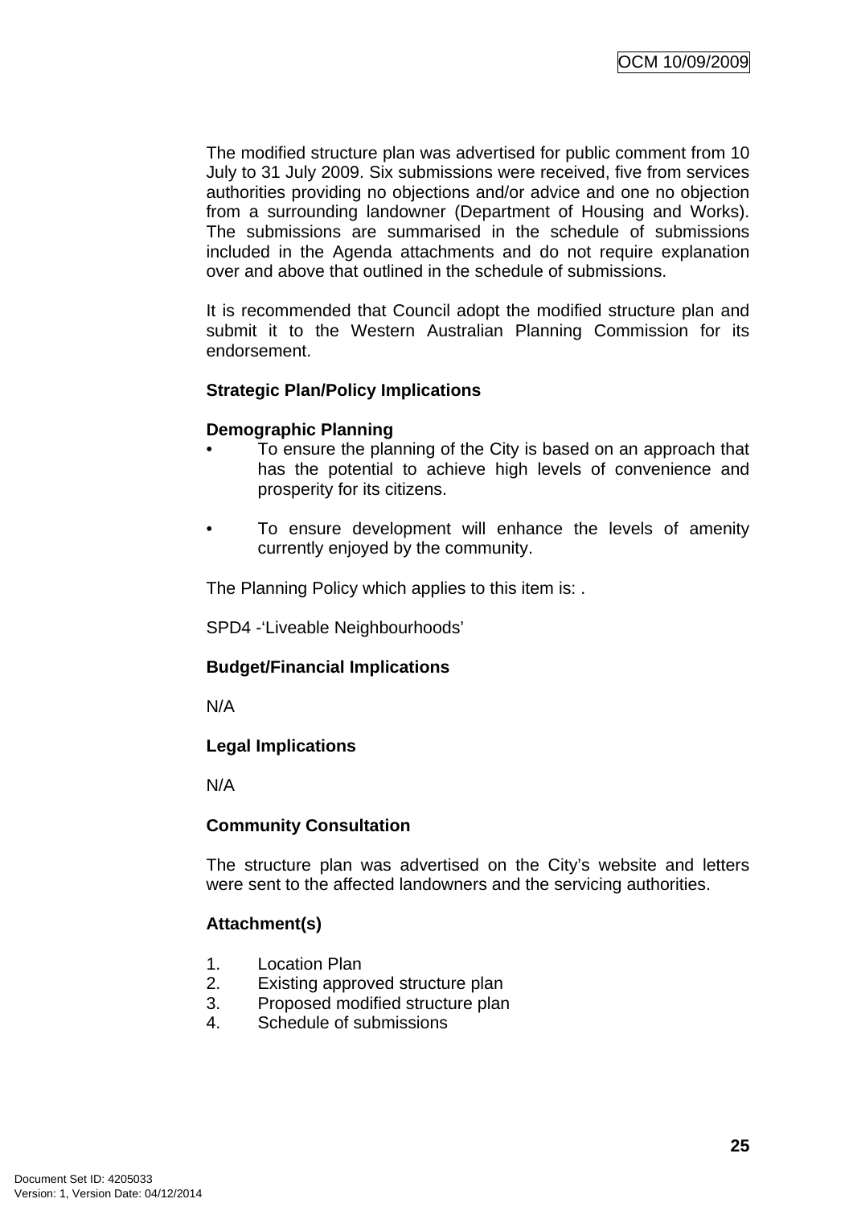The modified structure plan was advertised for public comment from 10 July to 31 July 2009. Six submissions were received, five from services authorities providing no objections and/or advice and one no objection from a surrounding landowner (Department of Housing and Works). The submissions are summarised in the schedule of submissions included in the Agenda attachments and do not require explanation over and above that outlined in the schedule of submissions.

It is recommended that Council adopt the modified structure plan and submit it to the Western Australian Planning Commission for its endorsement.

**Strategic Plan/Policy Implications**

**Demographic Planning**

- To ensure the planning of the City is based on an approach that has the potential to achieve high levels of convenience and prosperity for its citizens.

- To ensure development will enhance the levels of amenity currently enjoyed by the community.

The Planning Policy which applies to this item is: .

SPD4 -'Liveable Neighbourhoods'

**Budget/Financial Implications**

N/A

**Legal Implications**

N/A

**Community Consultation**

The structure plan was advertised on the City's website and letters were sent to the affected landowners and the servicing authorities.

**Attachment(s)**

1. Location Plan
2. Existing approved structure plan
3. Proposed modified structure plan
4. Schedule of submissions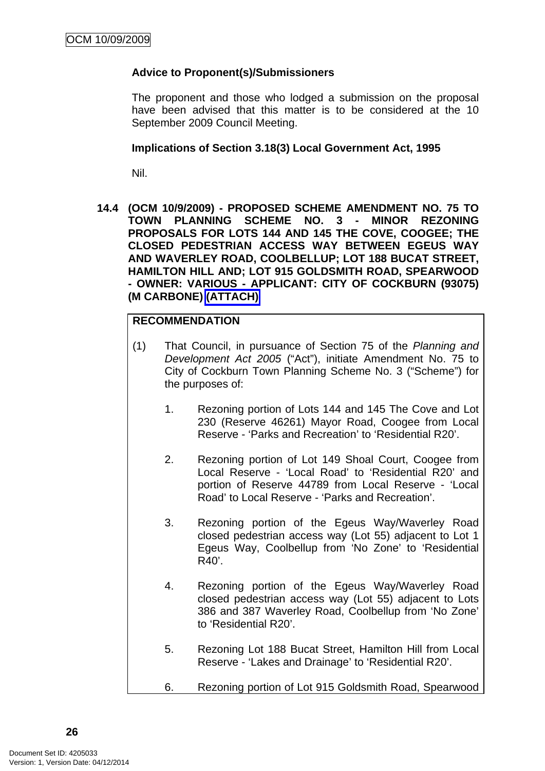**Advice to Proponent(s)/Submissioners**

The proponent and those who lodged a submission on the proposal have been advised that this matter is to be considered at the 10 September 2009 Council Meeting.

**Implications of Section 3.18(3) Local Government Act, 1995**

Nil.

### 14.4 (OCM 10/9/2009) - PROPOSED SCHEME AMENDMENT NO. 75 TO TOWN PLANNING SCHEME NO. 3 - MINOR REZONING PROPOSALS FOR LOTS 144 AND 145 THE COVE, COOGEE; THE CLOSED PEDESTRIAN ACCESS WAY BETWEEN EGEUS WAY AND WAVERLEY ROAD, COOLBELLUP; LOT 188 BUCAT STREET, HAMILTON HILL AND; LOT 915 GOLDSMITH ROAD, SPEARWOOD - OWNER: VARIOUS - APPLICANT: CITY OF COCKBURN (93075) (M CARBONE) (ATTACH)

**RECOMMENDATION**

(1) That Council, in pursuance of Section 75 of the *Planning and Development Act 2005* ("Act"), initiate Amendment No. 75 to City of Cockburn Town Planning Scheme No. 3 ("Scheme") for the purposes of:

1. Rezoning portion of Lots 144 and 145 The Cove and Lot 230 (Reserve 46261) Mayor Road, Coogee from Local Reserve - 'Parks and Recreation' to 'Residential R20'.

2. Rezoning portion of Lot 149 Shoal Court, Coogee from Local Reserve - 'Local Road' to 'Residential R20' and portion of Reserve 44789 from Local Reserve - 'Local Road' to Local Reserve - 'Parks and Recreation'.

3. Rezoning portion of the Egeus Way/Waverley Road closed pedestrian access way (Lot 55) adjacent to Lot 1 Egeus Way, Coolbellup from 'No Zone' to 'Residential R40'.

4. Rezoning portion of the Egeus Way/Waverley Road closed pedestrian access way (Lot 55) adjacent to Lots 386 and 387 Waverley Road, Coolbellup from 'No Zone' to 'Residential R20'.

5. Rezoning Lot 188 Bucat Street, Hamilton Hill from Local Reserve - 'Lakes and Drainage' to 'Residential R20'.

6. Rezoning portion of Lot 915 Goldsmith Road, Spearwood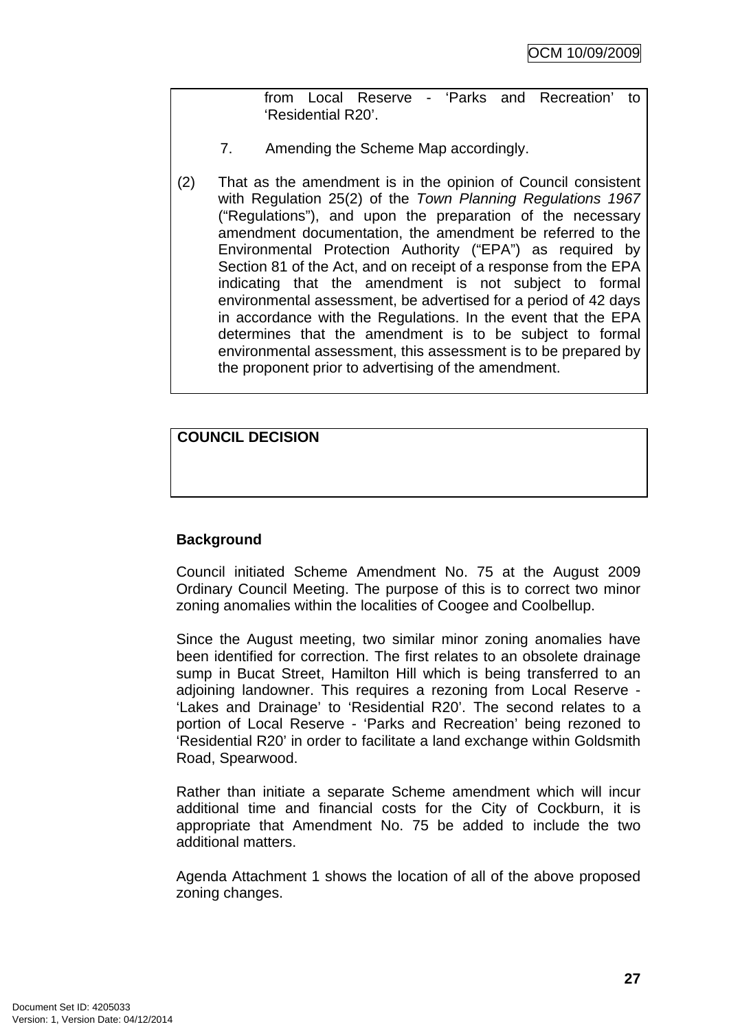from Local Reserve - 'Parks and Recreation' to 'Residential R20'.

7. Amending the Scheme Map accordingly.

(2) That as the amendment is in the opinion of Council consistent with Regulation 25(2) of the *Town Planning Regulations 1967* ("Regulations"), and upon the preparation of the necessary amendment documentation, the amendment be referred to the Environmental Protection Authority ("EPA") as required by Section 81 of the Act, and on receipt of a response from the EPA indicating that the amendment is not subject to formal environmental assessment, be advertised for a period of 42 days in accordance with the Regulations. In the event that the EPA determines that the amendment is to be subject to formal environmental assessment, this assessment is to be prepared by the proponent prior to advertising of the amendment.

**COUNCIL DECISION**

**Background**

Council initiated Scheme Amendment No. 75 at the August 2009 Ordinary Council Meeting. The purpose of this is to correct two minor zoning anomalies within the localities of Coogee and Coolbellup.

Since the August meeting, two similar minor zoning anomalies have been identified for correction. The first relates to an obsolete drainage sump in Bucat Street, Hamilton Hill which is being transferred to an adjoining landowner. This requires a rezoning from Local Reserve - 'Lakes and Drainage' to 'Residential R20'. The second relates to a portion of Local Reserve - 'Parks and Recreation' being rezoned to 'Residential R20' in order to facilitate a land exchange within Goldsmith Road, Spearwood.

Rather than initiate a separate Scheme amendment which will incur additional time and financial costs for the City of Cockburn, it is appropriate that Amendment No. 75 be added to include the two additional matters.

Agenda Attachment 1 shows the location of all of the above proposed zoning changes.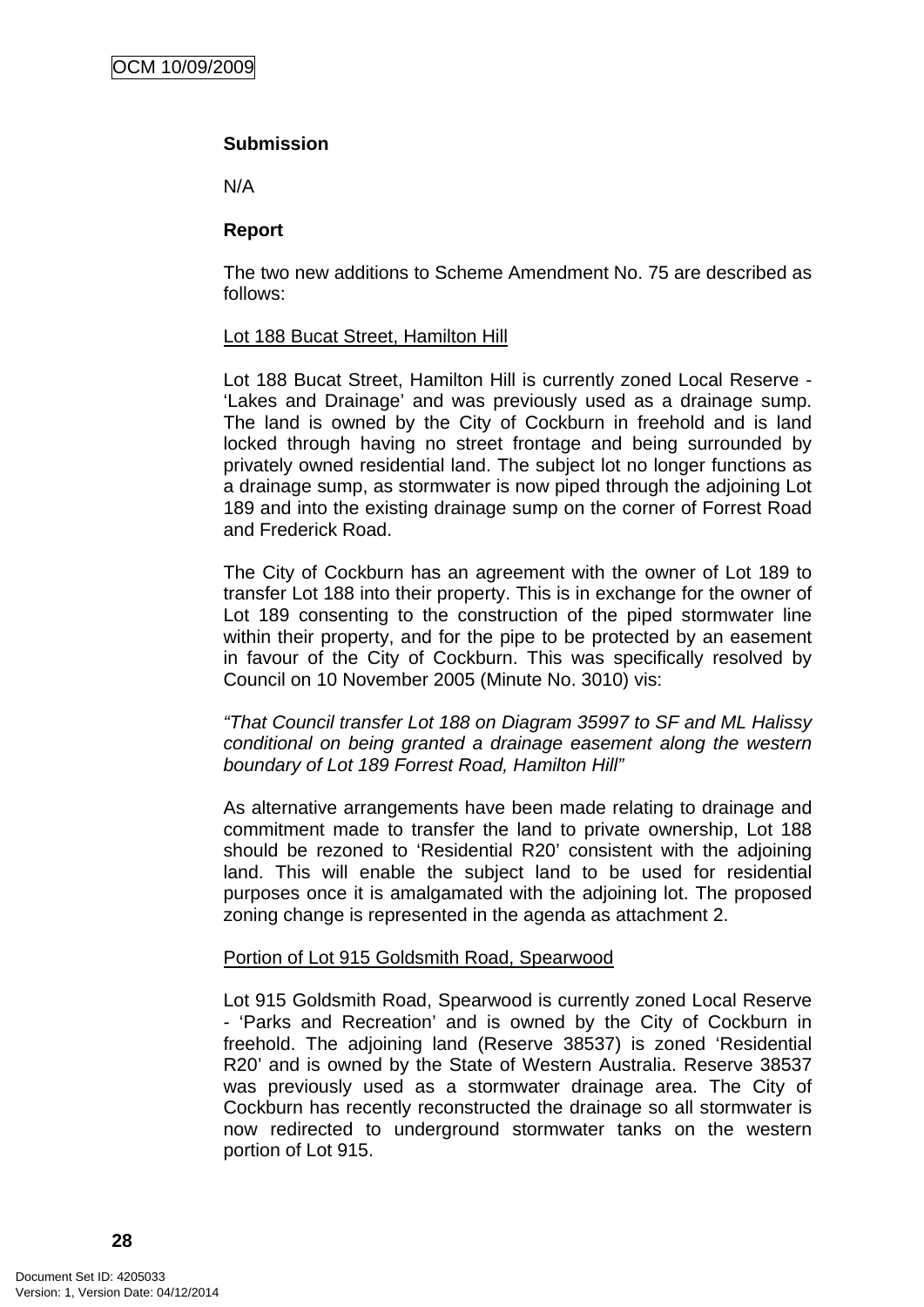**Submission**

N/A

**Report**

The two new additions to Scheme Amendment No. 75 are described as follows:

Lot 188 Bucat Street, Hamilton Hill

Lot 188 Bucat Street, Hamilton Hill is currently zoned Local Reserve - 'Lakes and Drainage' and was previously used as a drainage sump. The land is owned by the City of Cockburn in freehold and is land locked through having no street frontage and being surrounded by privately owned residential land. The subject lot no longer functions as a drainage sump, as stormwater is now piped through the adjoining Lot 189 and into the existing drainage sump on the corner of Forrest Road and Frederick Road.

The City of Cockburn has an agreement with the owner of Lot 189 to transfer Lot 188 into their property. This is in exchange for the owner of Lot 189 consenting to the construction of the piped stormwater line within their property, and for the pipe to be protected by an easement in favour of the City of Cockburn. This was specifically resolved by Council on 10 November 2005 (Minute No. 3010) vis:

*"That Council transfer Lot 188 on Diagram 35997 to SF and ML Halissy conditional on being granted a drainage easement along the western boundary of Lot 189 Forrest Road, Hamilton Hill"*

As alternative arrangements have been made relating to drainage and commitment made to transfer the land to private ownership, Lot 188 should be rezoned to 'Residential R20' consistent with the adjoining land. This will enable the subject land to be used for residential purposes once it is amalgamated with the adjoining lot. The proposed zoning change is represented in the agenda as attachment 2.

Portion of Lot 915 Goldsmith Road, Spearwood

Lot 915 Goldsmith Road, Spearwood is currently zoned Local Reserve - 'Parks and Recreation' and is owned by the City of Cockburn in freehold. The adjoining land (Reserve 38537) is zoned 'Residential R20' and is owned by the State of Western Australia. Reserve 38537 was previously used as a stormwater drainage area. The City of Cockburn has recently reconstructed the drainage so all stormwater is now redirected to underground stormwater tanks on the western portion of Lot 915.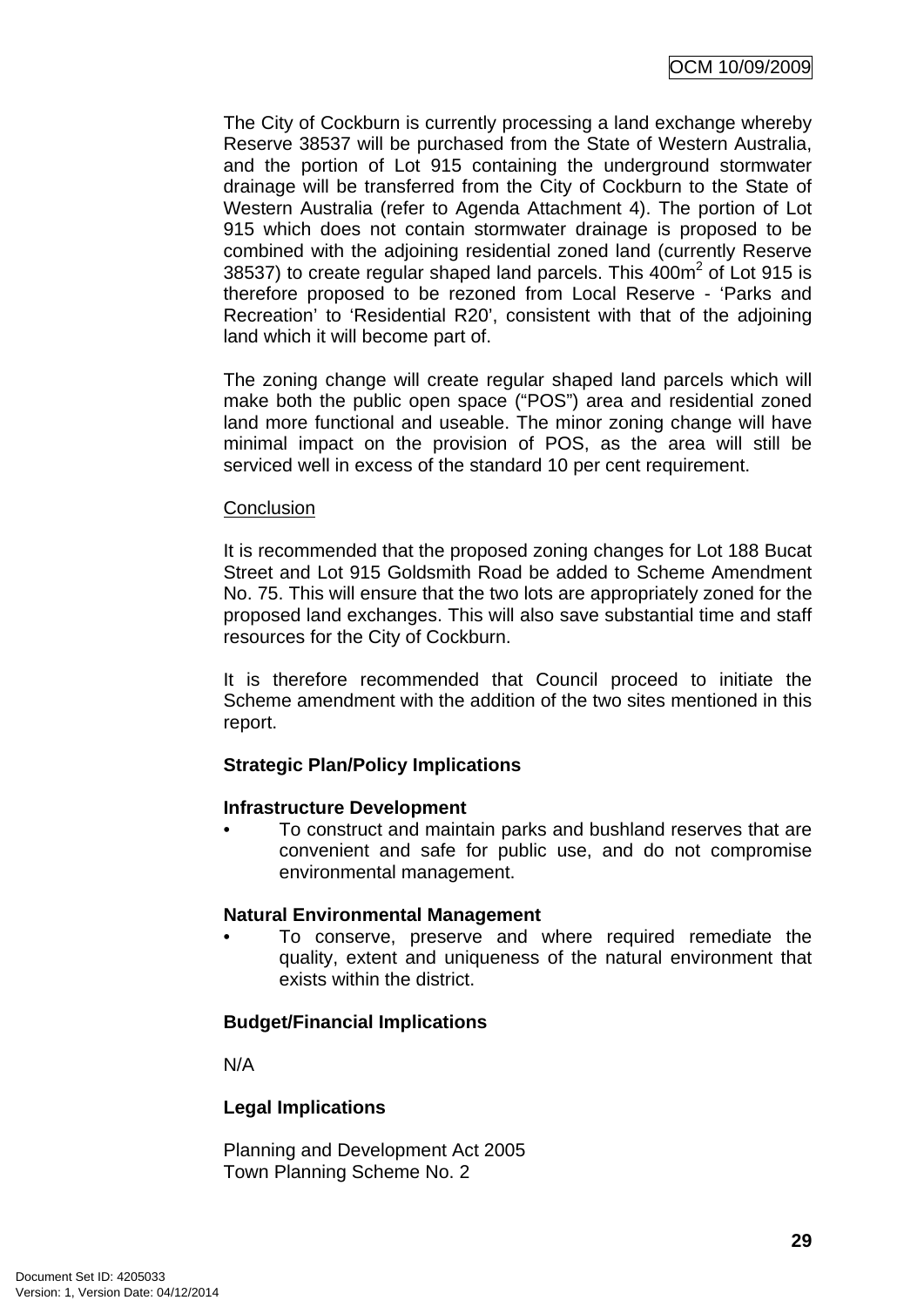The City of Cockburn is currently processing a land exchange whereby Reserve 38537 will be purchased from the State of Western Australia, and the portion of Lot 915 containing the underground stormwater drainage will be transferred from the City of Cockburn to the State of Western Australia (refer to Agenda Attachment 4). The portion of Lot 915 which does not contain stormwater drainage is proposed to be combined with the adjoining residential zoned land (currently Reserve 38537) to create regular shaped land parcels. This 400m$^2$ of Lot 915 is therefore proposed to be rezoned from Local Reserve - 'Parks and Recreation' to 'Residential R20', consistent with that of the adjoining land which it will become part of.

The zoning change will create regular shaped land parcels which will make both the public open space ("POS") area and residential zoned land more functional and useable. The minor zoning change will have minimal impact on the provision of POS, as the area will still be serviced well in excess of the standard 10 per cent requirement.

Conclusion

It is recommended that the proposed zoning changes for Lot 188 Bucat Street and Lot 915 Goldsmith Road be added to Scheme Amendment No. 75. This will ensure that the two lots are appropriately zoned for the proposed land exchanges. This will also save substantial time and staff resources for the City of Cockburn.

It is therefore recommended that Council proceed to initiate the Scheme amendment with the addition of the two sites mentioned in this report.

**Strategic Plan/Policy Implications**

**Infrastructure Development**

- To construct and maintain parks and bushland reserves that are convenient and safe for public use, and do not compromise environmental management.

**Natural Environmental Management**

- To conserve, preserve and where required remediate the quality, extent and uniqueness of the natural environment that exists within the district.

**Budget/Financial Implications**

N/A

**Legal Implications**

Planning and Development Act 2005
Town Planning Scheme No. 2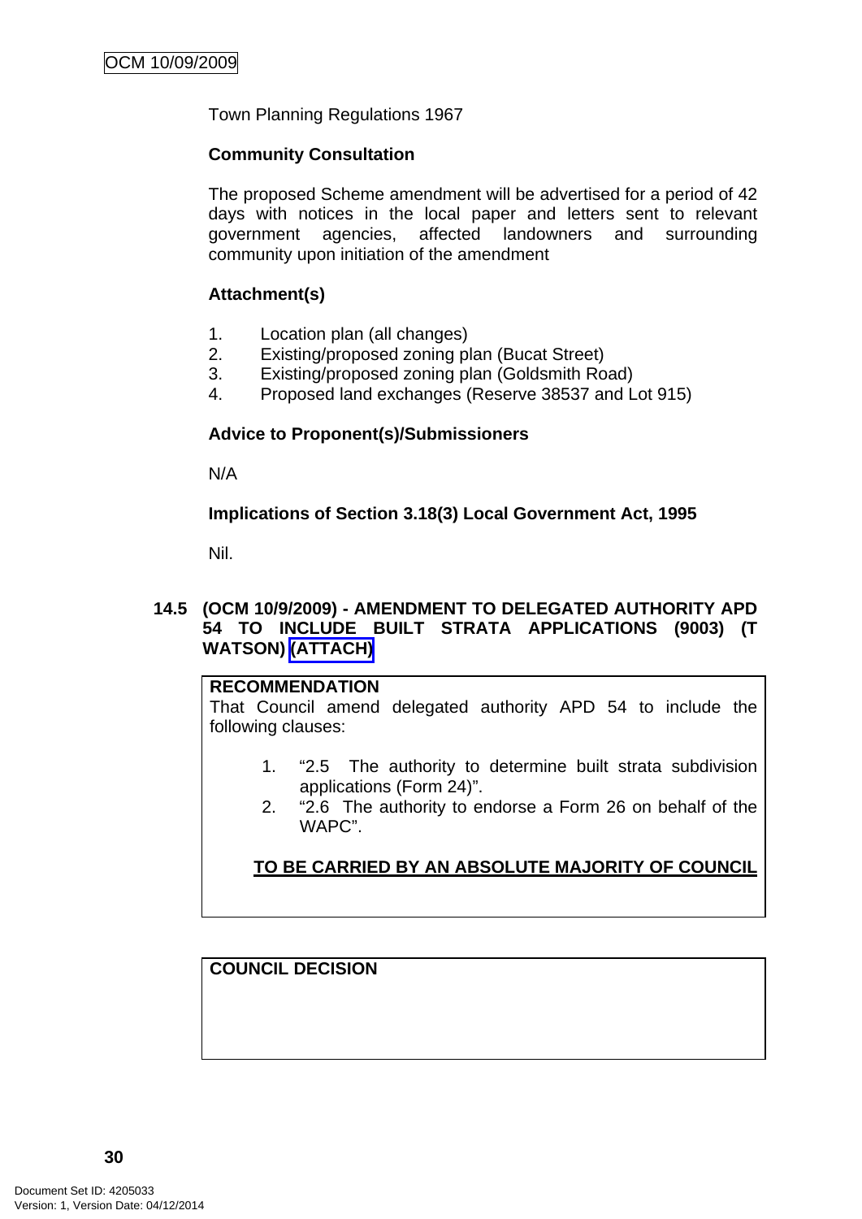Town Planning Regulations 1967

**Community Consultation**

The proposed Scheme amendment will be advertised for a period of 42 days with notices in the local paper and letters sent to relevant government agencies, affected landowners and surrounding community upon initiation of the amendment

**Attachment(s)**

1. Location plan (all changes)
2. Existing/proposed zoning plan (Bucat Street)
3. Existing/proposed zoning plan (Goldsmith Road)
4. Proposed land exchanges (Reserve 38537 and Lot 915)

**Advice to Proponent(s)/Submissioners**

N/A

**Implications of Section 3.18(3) Local Government Act, 1995**

Nil.

### 14.5 (OCM 10/9/2009) - AMENDMENT TO DELEGATED AUTHORITY APD 54 TO INCLUDE BUILT STRATA APPLICATIONS (9003) (T WATSON) (ATTACH)

**RECOMMENDATION**

That Council amend delegated authority APD 54 to include the following clauses:

1. "2.5 The authority to determine built strata subdivision applications (Form 24)".
2. "2.6 The authority to endorse a Form 26 on behalf of the WAPC".

**<u>TO BE CARRIED BY AN ABSOLUTE MAJORITY OF COUNCIL</u>**

**COUNCIL DECISION**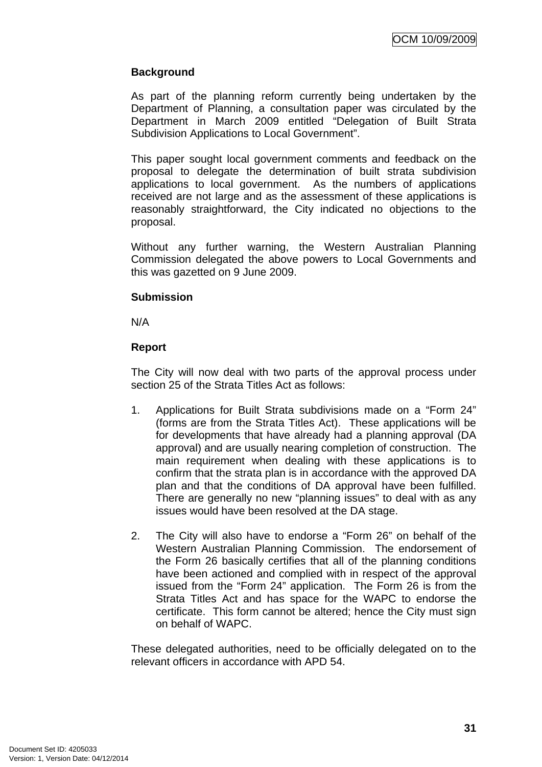**Background**

As part of the planning reform currently being undertaken by the Department of Planning, a consultation paper was circulated by the Department in March 2009 entitled "Delegation of Built Strata Subdivision Applications to Local Government".

This paper sought local government comments and feedback on the proposal to delegate the determination of built strata subdivision applications to local government. As the numbers of applications received are not large and as the assessment of these applications is reasonably straightforward, the City indicated no objections to the proposal.

Without any further warning, the Western Australian Planning Commission delegated the above powers to Local Governments and this was gazetted on 9 June 2009.

**Submission**

N/A

**Report**

The City will now deal with two parts of the approval process under section 25 of the Strata Titles Act as follows:

1. Applications for Built Strata subdivisions made on a "Form 24" (forms are from the Strata Titles Act). These applications will be for developments that have already had a planning approval (DA approval) and are usually nearing completion of construction. The main requirement when dealing with these applications is to confirm that the strata plan is in accordance with the approved DA plan and that the conditions of DA approval have been fulfilled. There are generally no new "planning issues" to deal with as any issues would have been resolved at the DA stage.

2. The City will also have to endorse a "Form 26" on behalf of the Western Australian Planning Commission. The endorsement of the Form 26 basically certifies that all of the planning conditions have been actioned and complied with in respect of the approval issued from the "Form 24" application. The Form 26 is from the Strata Titles Act and has space for the WAPC to endorse the certificate. This form cannot be altered; hence the City must sign on behalf of WAPC.

These delegated authorities, need to be officially delegated on to the relevant officers in accordance with APD 54.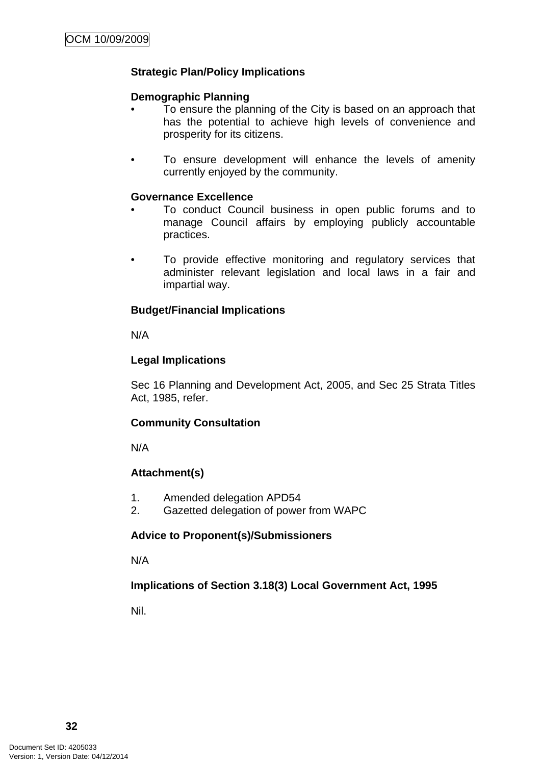**Strategic Plan/Policy Implications**

**Demographic Planning**

- To ensure the planning of the City is based on an approach that has the potential to achieve high levels of convenience and prosperity for its citizens.

- To ensure development will enhance the levels of amenity currently enjoyed by the community.

**Governance Excellence**

- To conduct Council business in open public forums and to manage Council affairs by employing publicly accountable practices.

- To provide effective monitoring and regulatory services that administer relevant legislation and local laws in a fair and impartial way.

**Budget/Financial Implications**

N/A

**Legal Implications**

Sec 16 Planning and Development Act, 2005, and Sec 25 Strata Titles Act, 1985, refer.

**Community Consultation**

N/A

**Attachment(s)**

1. Amended delegation APD54
2. Gazetted delegation of power from WAPC

**Advice to Proponent(s)/Submissioners**

N/A

**Implications of Section 3.18(3) Local Government Act, 1995**

Nil.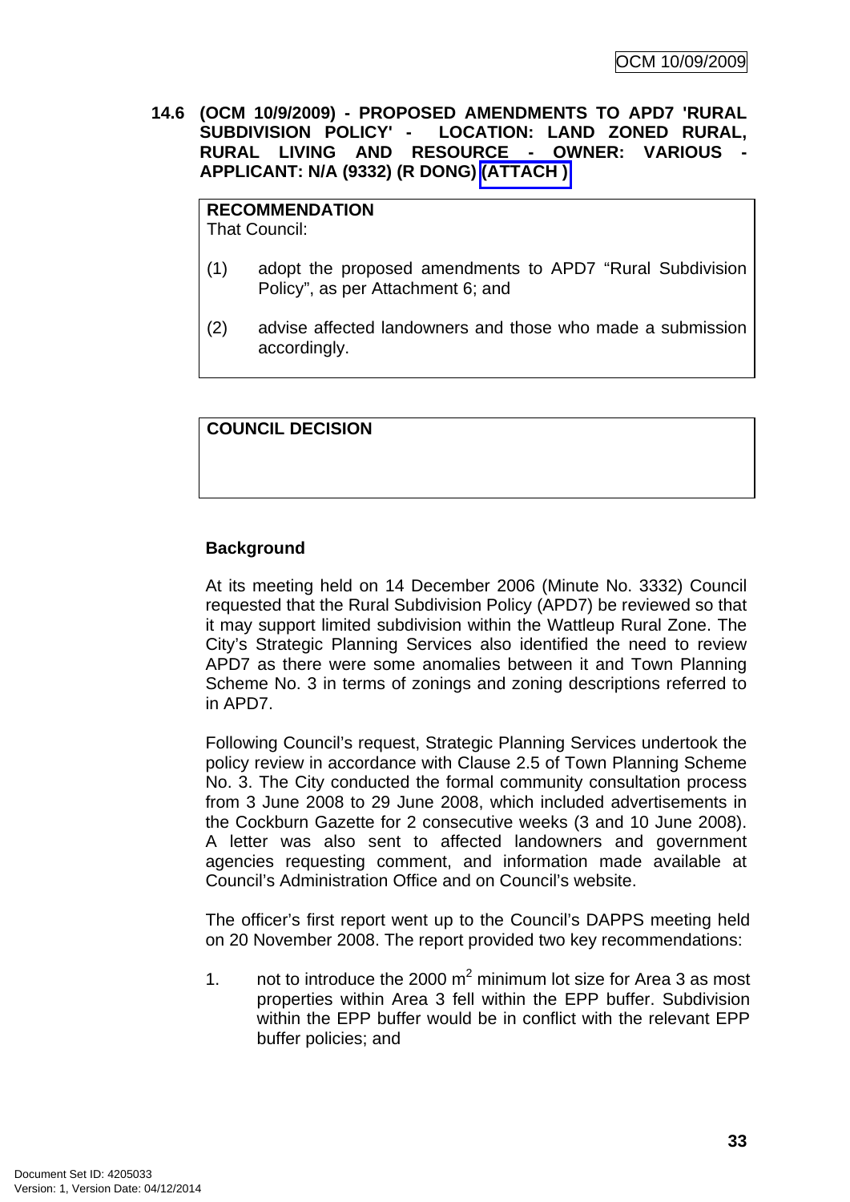## 14.6 (OCM 10/9/2009) - PROPOSED AMENDMENTS TO APD7 'RURAL SUBDIVISION POLICY' - LOCATION: LAND ZONED RURAL, RURAL LIVING AND RESOURCE - OWNER: VARIOUS - APPLICANT: N/A (9332) (R DONG) (ATTACH )

**RECOMMENDATION**
That Council:

(1) adopt the proposed amendments to APD7 "Rural Subdivision Policy", as per Attachment 6; and

(2) advise affected landowners and those who made a submission accordingly.

**COUNCIL DECISION**

### Background

At its meeting held on 14 December 2006 (Minute No. 3332) Council requested that the Rural Subdivision Policy (APD7) be reviewed so that it may support limited subdivision within the Wattleup Rural Zone. The City's Strategic Planning Services also identified the need to review APD7 as there were some anomalies between it and Town Planning Scheme No. 3 in terms of zonings and zoning descriptions referred to in APD7.

Following Council's request, Strategic Planning Services undertook the policy review in accordance with Clause 2.5 of Town Planning Scheme No. 3. The City conducted the formal community consultation process from 3 June 2008 to 29 June 2008, which included advertisements in the Cockburn Gazette for 2 consecutive weeks (3 and 10 June 2008). A letter was also sent to affected landowners and government agencies requesting comment, and information made available at Council's Administration Office and on Council's website.

The officer's first report went up to the Council's DAPPS meeting held on 20 November 2008. The report provided two key recommendations:

1. not to introduce the 2000 $m^2$ minimum lot size for Area 3 as most properties within Area 3 fell within the EPP buffer. Subdivision within the EPP buffer would be in conflict with the relevant EPP buffer policies; and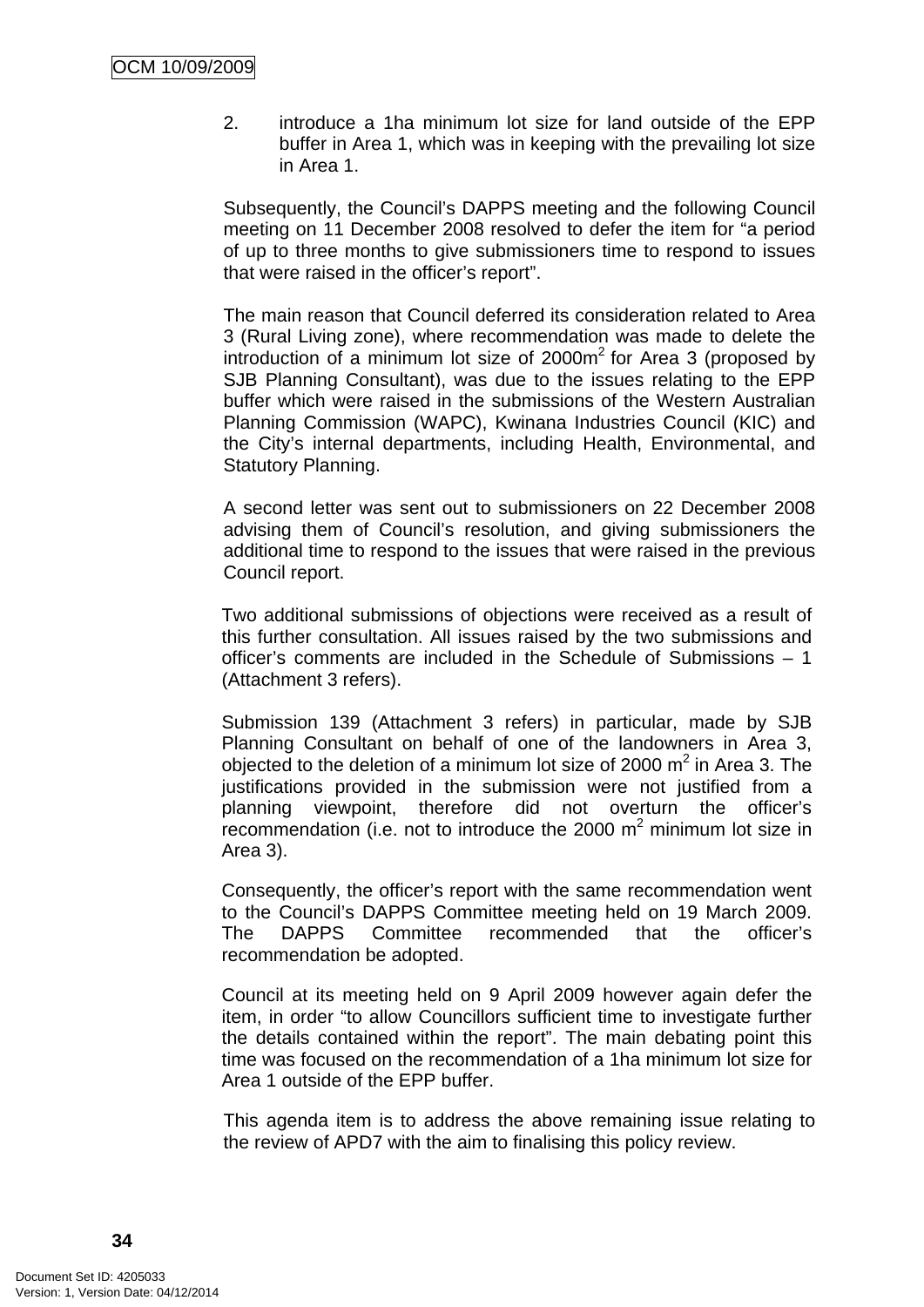2. introduce a 1ha minimum lot size for land outside of the EPP buffer in Area 1, which was in keeping with the prevailing lot size in Area 1.

Subsequently, the Council's DAPPS meeting and the following Council meeting on 11 December 2008 resolved to defer the item for "a period of up to three months to give submissioners time to respond to issues that were raised in the officer's report".

The main reason that Council deferred its consideration related to Area 3 (Rural Living zone), where recommendation was made to delete the introduction of a minimum lot size of 2000m$^2$ for Area 3 (proposed by SJB Planning Consultant), was due to the issues relating to the EPP buffer which were raised in the submissions of the Western Australian Planning Commission (WAPC), Kwinana Industries Council (KIC) and the City's internal departments, including Health, Environmental, and Statutory Planning.

A second letter was sent out to submissioners on 22 December 2008 advising them of Council's resolution, and giving submissioners the additional time to respond to the issues that were raised in the previous Council report.

Two additional submissions of objections were received as a result of this further consultation. All issues raised by the two submissions and officer's comments are included in the Schedule of Submissions – 1 (Attachment 3 refers).

Submission 139 (Attachment 3 refers) in particular, made by SJB Planning Consultant on behalf of one of the landowners in Area 3, objected to the deletion of a minimum lot size of 2000 m$^2$ in Area 3. The justifications provided in the submission were not justified from a planning viewpoint, therefore did not overturn the officer's recommendation (i.e. not to introduce the 2000 m$^2$ minimum lot size in Area 3).

Consequently, the officer's report with the same recommendation went to the Council's DAPPS Committee meeting held on 19 March 2009. The DAPPS Committee recommended that the officer's recommendation be adopted.

Council at its meeting held on 9 April 2009 however again defer the item, in order "to allow Councillors sufficient time to investigate further the details contained within the report". The main debating point this time was focused on the recommendation of a 1ha minimum lot size for Area 1 outside of the EPP buffer.

This agenda item is to address the above remaining issue relating to the review of APD7 with the aim to finalising this policy review.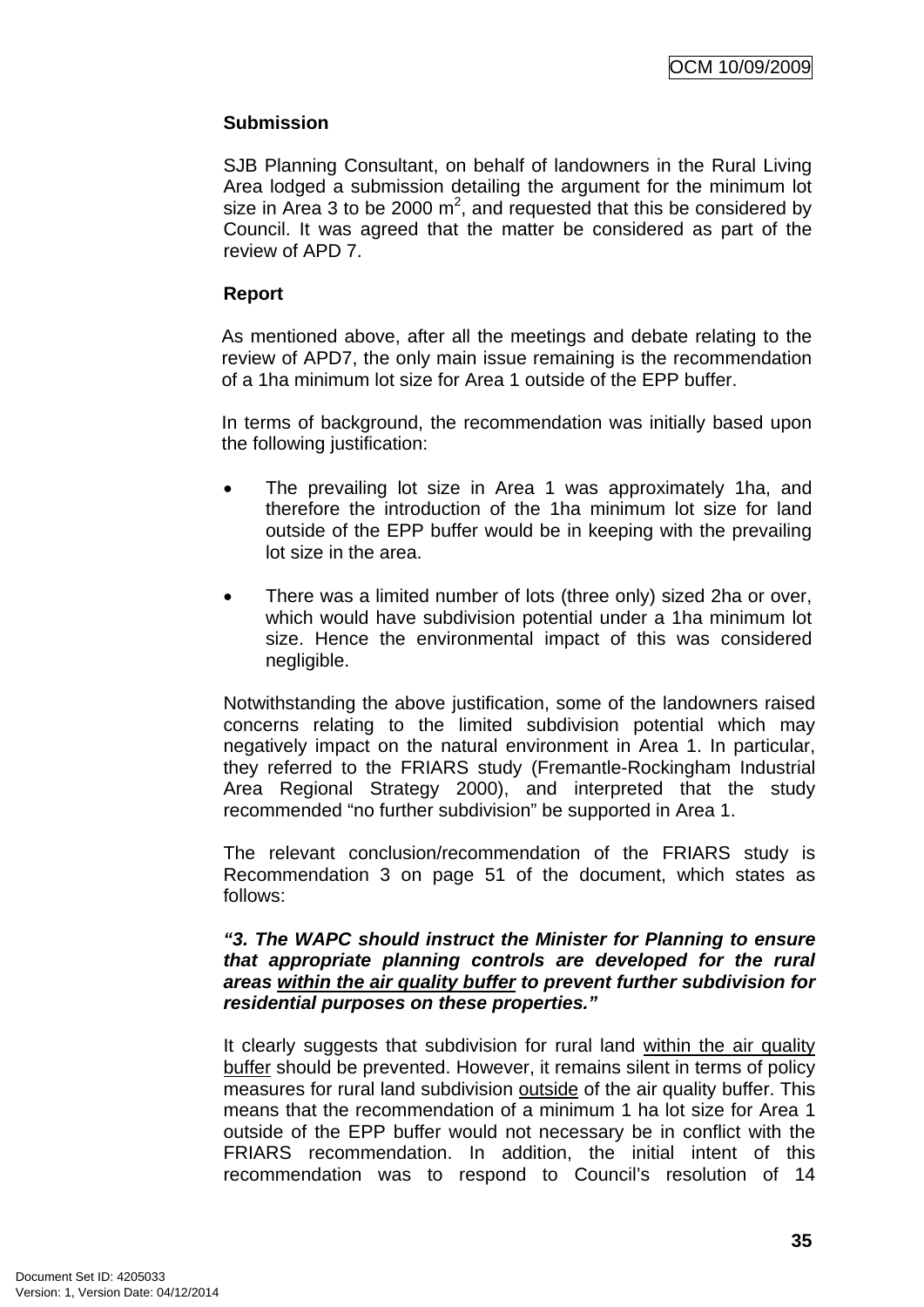**Submission**

SJB Planning Consultant, on behalf of landowners in the Rural Living Area lodged a submission detailing the argument for the minimum lot size in Area 3 to be 2000 $m^2$, and requested that this be considered by Council. It was agreed that the matter be considered as part of the review of APD 7.

**Report**

As mentioned above, after all the meetings and debate relating to the review of APD7, the only main issue remaining is the recommendation of a 1ha minimum lot size for Area 1 outside of the EPP buffer.

In terms of background, the recommendation was initially based upon the following justification:

- The prevailing lot size in Area 1 was approximately 1ha, and therefore the introduction of the 1ha minimum lot size for land outside of the EPP buffer would be in keeping with the prevailing lot size in the area.

- There was a limited number of lots (three only) sized 2ha or over, which would have subdivision potential under a 1ha minimum lot size. Hence the environmental impact of this was considered negligible.

Notwithstanding the above justification, some of the landowners raised concerns relating to the limited subdivision potential which may negatively impact on the natural environment in Area 1. In particular, they referred to the FRIARS study (Fremantle-Rockingham Industrial Area Regional Strategy 2000), and interpreted that the study recommended "no further subdivision" be supported in Area 1.

The relevant conclusion/recommendation of the FRIARS study is Recommendation 3 on page 51 of the document, which states as follows:

***"3. The WAPC should instruct the Minister for Planning to ensure that appropriate planning controls are developed for the rural areas <u>within the air quality buffer</u> to prevent further subdivision for residential purposes on these properties."***

It clearly suggests that subdivision for rural land <u>within the air quality buffer</u> should be prevented. However, it remains silent in terms of policy measures for rural land subdivision <u>outside</u> of the air quality buffer. This means that the recommendation of a minimum 1 ha lot size for Area 1 outside of the EPP buffer would not necessary be in conflict with the FRIARS recommendation. In addition, the initial intent of this recommendation was to respond to Council's resolution of 14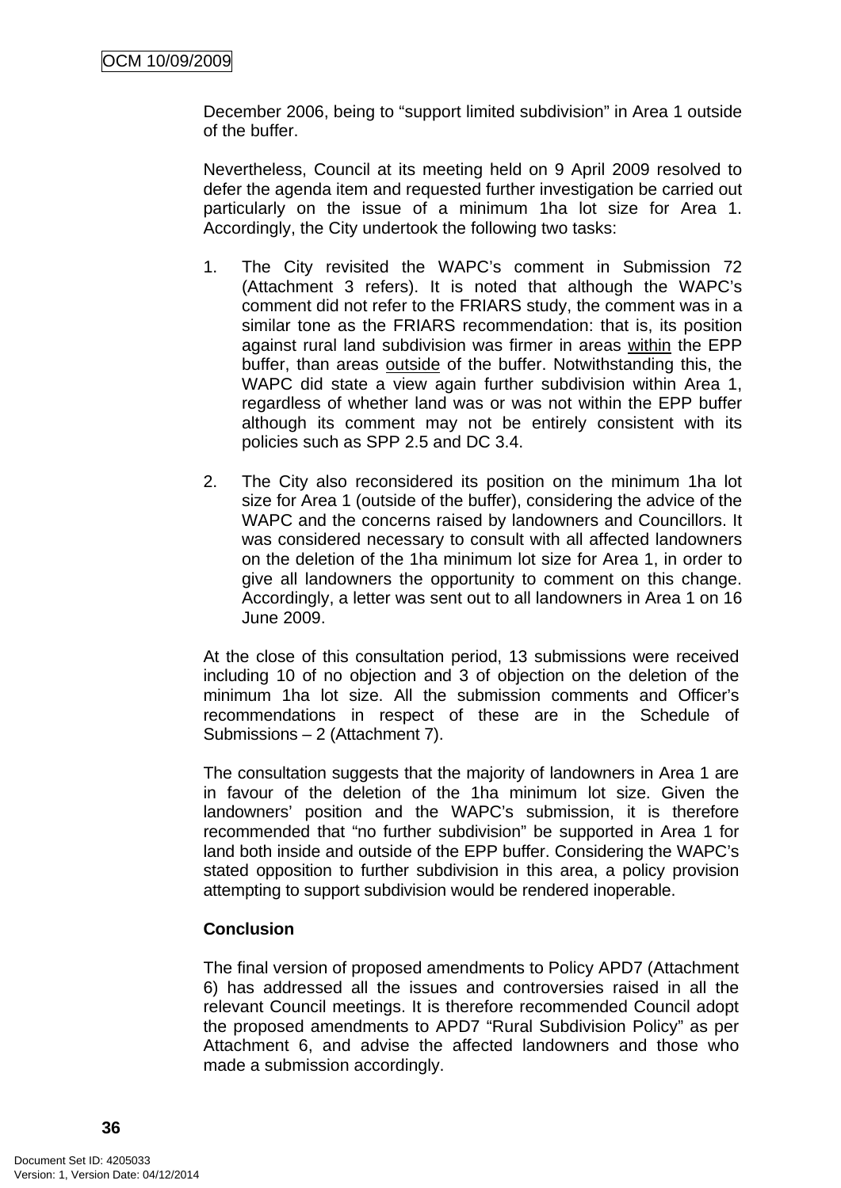December 2006, being to "support limited subdivision" in Area 1 outside of the buffer.

Nevertheless, Council at its meeting held on 9 April 2009 resolved to defer the agenda item and requested further investigation be carried out particularly on the issue of a minimum 1ha lot size for Area 1. Accordingly, the City undertook the following two tasks:

1. The City revisited the WAPC's comment in Submission 72 (Attachment 3 refers). It is noted that although the WAPC's comment did not refer to the FRIARS study, the comment was in a similar tone as the FRIARS recommendation: that is, its position against rural land subdivision was firmer in areas <u>within</u> the EPP buffer, than areas <u>outside</u> of the buffer. Notwithstanding this, the WAPC did state a view again further subdivision within Area 1, regardless of whether land was or was not within the EPP buffer although its comment may not be entirely consistent with its policies such as SPP 2.5 and DC 3.4.

2. The City also reconsidered its position on the minimum 1ha lot size for Area 1 (outside of the buffer), considering the advice of the WAPC and the concerns raised by landowners and Councillors. It was considered necessary to consult with all affected landowners on the deletion of the 1ha minimum lot size for Area 1, in order to give all landowners the opportunity to comment on this change. Accordingly, a letter was sent out to all landowners in Area 1 on 16 June 2009.

At the close of this consultation period, 13 submissions were received including 10 of no objection and 3 of objection on the deletion of the minimum 1ha lot size. All the submission comments and Officer's recommendations in respect of these are in the Schedule of Submissions – 2 (Attachment 7).

The consultation suggests that the majority of landowners in Area 1 are in favour of the deletion of the 1ha minimum lot size. Given the landowners' position and the WAPC's submission, it is therefore recommended that "no further subdivision" be supported in Area 1 for land both inside and outside of the EPP buffer. Considering the WAPC's stated opposition to further subdivision in this area, a policy provision attempting to support subdivision would be rendered inoperable.

**Conclusion**

The final version of proposed amendments to Policy APD7 (Attachment 6) has addressed all the issues and controversies raised in all the relevant Council meetings. It is therefore recommended Council adopt the proposed amendments to APD7 "Rural Subdivision Policy" as per Attachment 6, and advise the affected landowners and those who made a submission accordingly.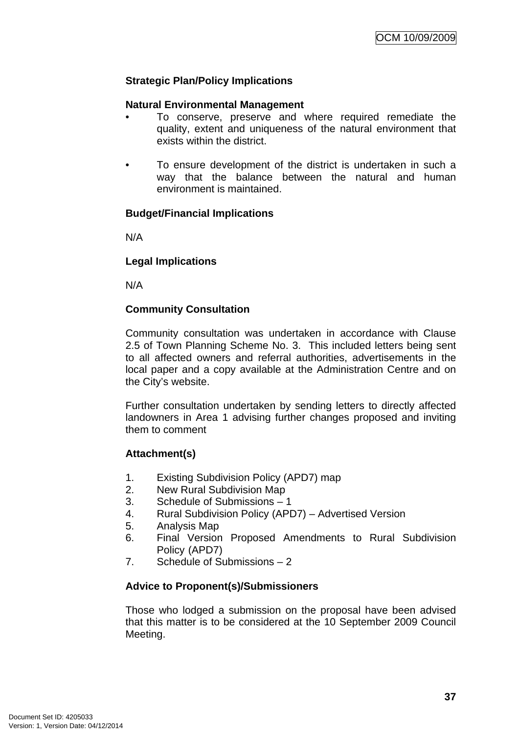**Strategic Plan/Policy Implications**

**Natural Environmental Management**

- To conserve, preserve and where required remediate the quality, extent and uniqueness of the natural environment that exists within the district.
- To ensure development of the district is undertaken in such a way that the balance between the natural and human environment is maintained.

**Budget/Financial Implications**

N/A

**Legal Implications**

N/A

**Community Consultation**

Community consultation was undertaken in accordance with Clause 2.5 of Town Planning Scheme No. 3. This included letters being sent to all affected owners and referral authorities, advertisements in the local paper and a copy available at the Administration Centre and on the City's website.

Further consultation undertaken by sending letters to directly affected landowners in Area 1 advising further changes proposed and inviting them to comment

**Attachment(s)**

1. Existing Subdivision Policy (APD7) map
2. New Rural Subdivision Map
3. Schedule of Submissions – 1
4. Rural Subdivision Policy (APD7) – Advertised Version
5. Analysis Map
6. Final Version Proposed Amendments to Rural Subdivision Policy (APD7)
7. Schedule of Submissions – 2

**Advice to Proponent(s)/Submissioners**

Those who lodged a submission on the proposal have been advised that this matter is to be considered at the 10 September 2009 Council Meeting.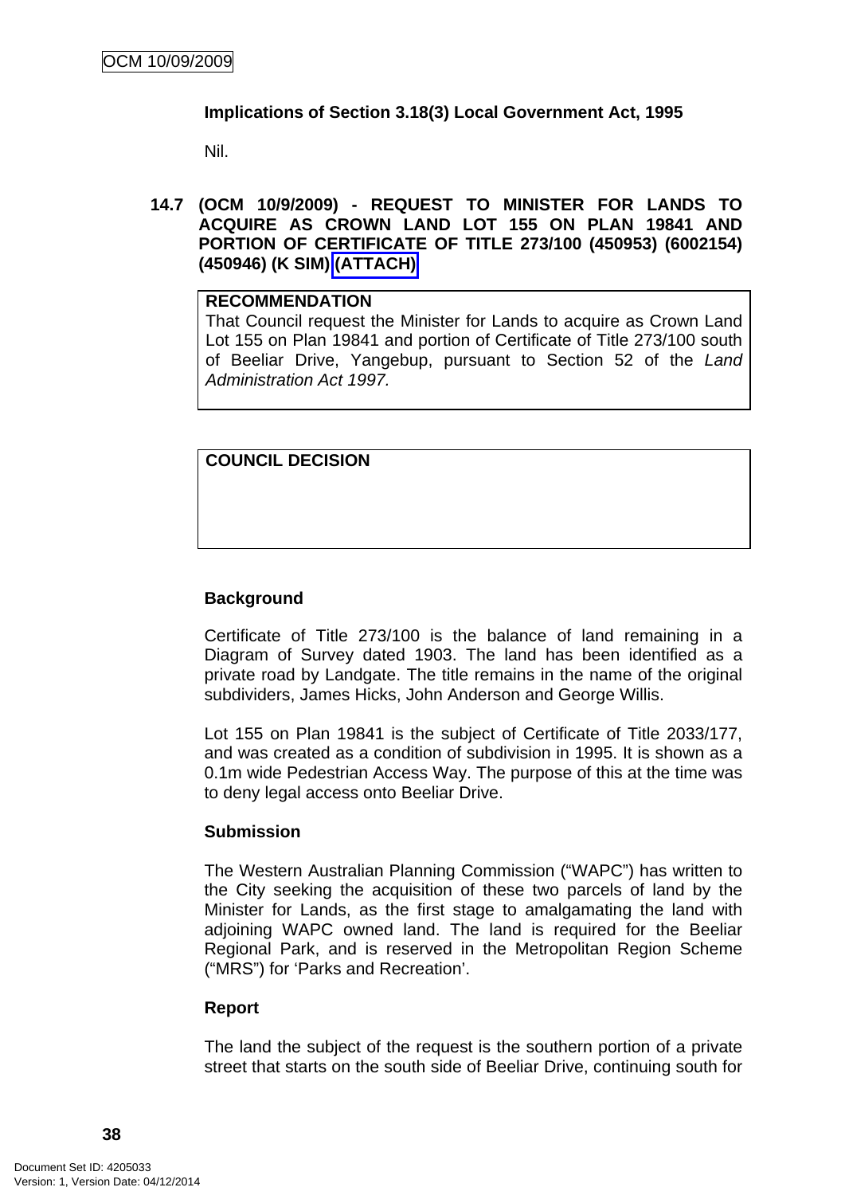**Implications of Section 3.18(3) Local Government Act, 1995**

Nil.

## 14.7 (OCM 10/9/2009) - REQUEST TO MINISTER FOR LANDS TO ACQUIRE AS CROWN LAND LOT 155 ON PLAN 19841 AND PORTION OF CERTIFICATE OF TITLE 273/100 (450953) (6002154) (450946) (K SIM) (ATTACH)

| **RECOMMENDATION** |
|---|
| That Council request the Minister for Lands to acquire as Crown Land Lot 155 on Plan 19841 and portion of Certificate of Title 273/100 south of Beeliar Drive, Yangebup, pursuant to Section 52 of the *Land Administration Act 1997.* |

| **COUNCIL DECISION** |
|---|
| |

**Background**

Certificate of Title 273/100 is the balance of land remaining in a Diagram of Survey dated 1903. The land has been identified as a private road by Landgate. The title remains in the name of the original subdividers, James Hicks, John Anderson and George Willis.

Lot 155 on Plan 19841 is the subject of Certificate of Title 2033/177, and was created as a condition of subdivision in 1995. It is shown as a 0.1m wide Pedestrian Access Way. The purpose of this at the time was to deny legal access onto Beeliar Drive.

**Submission**

The Western Australian Planning Commission ("WAPC") has written to the City seeking the acquisition of these two parcels of land by the Minister for Lands, as the first stage to amalgamating the land with adjoining WAPC owned land. The land is required for the Beeliar Regional Park, and is reserved in the Metropolitan Region Scheme ("MRS") for 'Parks and Recreation'.

**Report**

The land the subject of the request is the southern portion of a private street that starts on the south side of Beeliar Drive, continuing south for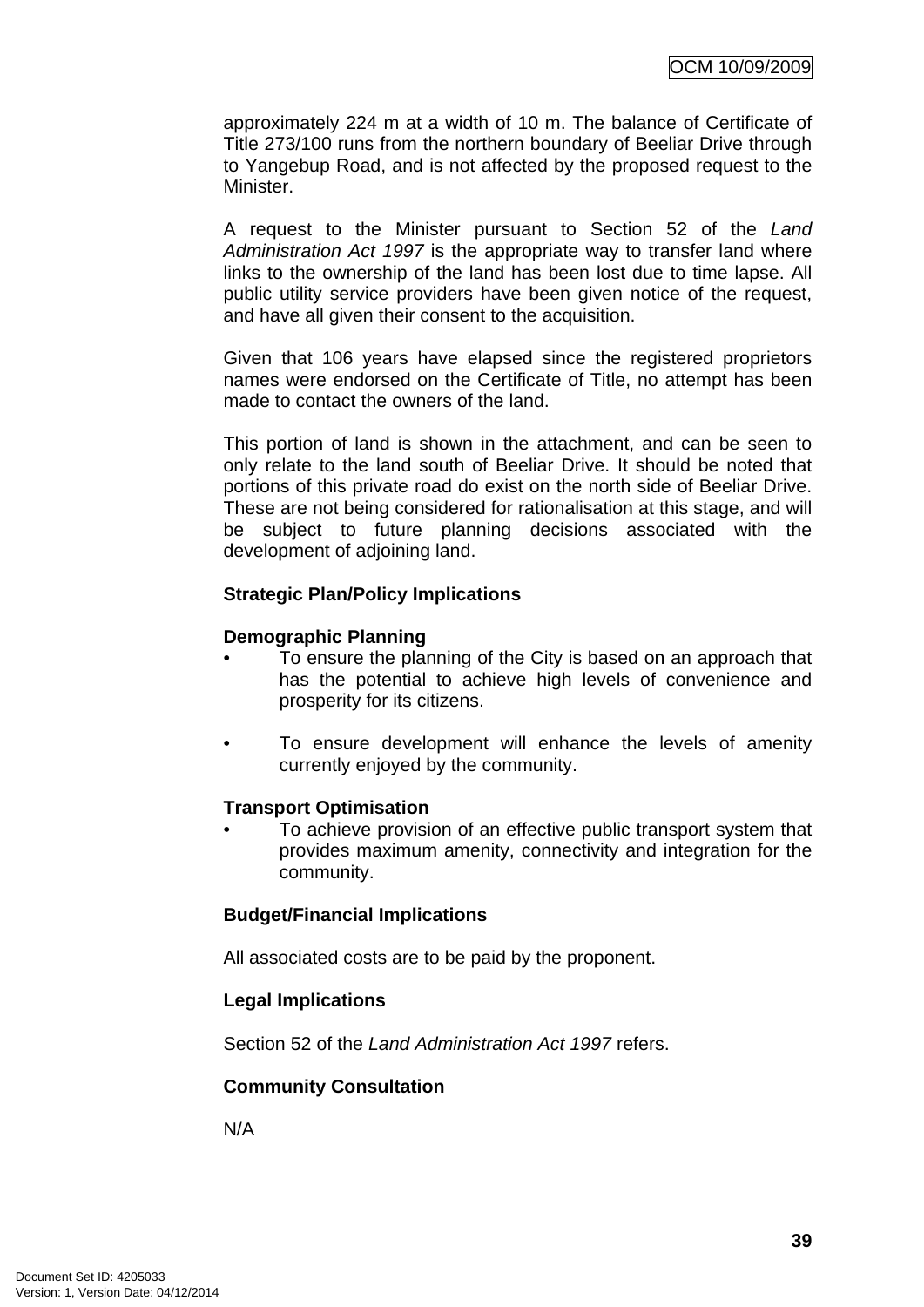approximately 224 m at a width of 10 m. The balance of Certificate of Title 273/100 runs from the northern boundary of Beeliar Drive through to Yangebup Road, and is not affected by the proposed request to the Minister.

A request to the Minister pursuant to Section 52 of the *Land Administration Act 1997* is the appropriate way to transfer land where links to the ownership of the land has been lost due to time lapse. All public utility service providers have been given notice of the request, and have all given their consent to the acquisition.

Given that 106 years have elapsed since the registered proprietors names were endorsed on the Certificate of Title, no attempt has been made to contact the owners of the land.

This portion of land is shown in the attachment, and can be seen to only relate to the land south of Beeliar Drive. It should be noted that portions of this private road do exist on the north side of Beeliar Drive. These are not being considered for rationalisation at this stage, and will be subject to future planning decisions associated with the development of adjoining land.

**Strategic Plan/Policy Implications**

**Demographic Planning**

- To ensure the planning of the City is based on an approach that has the potential to achieve high levels of convenience and prosperity for its citizens.

- To ensure development will enhance the levels of amenity currently enjoyed by the community.

**Transport Optimisation**

- To achieve provision of an effective public transport system that provides maximum amenity, connectivity and integration for the community.

**Budget/Financial Implications**

All associated costs are to be paid by the proponent.

**Legal Implications**

Section 52 of the *Land Administration Act 1997* refers.

**Community Consultation**

N/A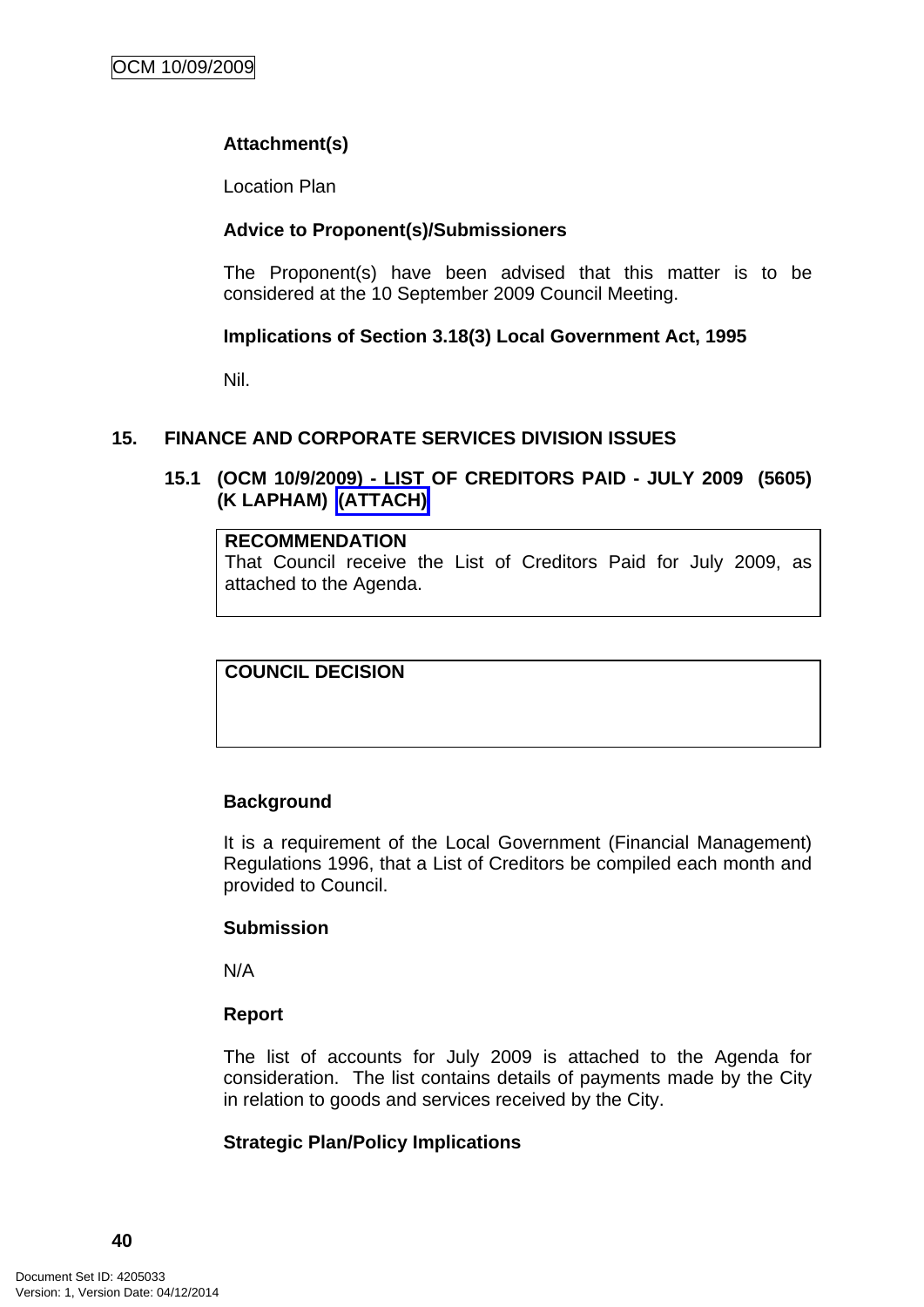**Attachment(s)**

Location Plan

**Advice to Proponent(s)/Submissioners**

The Proponent(s) have been advised that this matter is to be considered at the 10 September 2009 Council Meeting.

**Implications of Section 3.18(3) Local Government Act, 1995**

Nil.

## 15. FINANCE AND CORPORATE SERVICES DIVISION ISSUES

### 15.1 (OCM 10/9/2009) - LIST OF CREDITORS PAID - JULY 2009 (5605) (K LAPHAM) (ATTACH)

| **RECOMMENDATION** |
|---|
| That Council receive the List of Creditors Paid for July 2009, as attached to the Agenda. |

| **COUNCIL DECISION** |
|---|
| |

**Background**

It is a requirement of the Local Government (Financial Management) Regulations 1996, that a List of Creditors be compiled each month and provided to Council.

**Submission**

N/A

**Report**

The list of accounts for July 2009 is attached to the Agenda for consideration. The list contains details of payments made by the City in relation to goods and services received by the City.

**Strategic Plan/Policy Implications**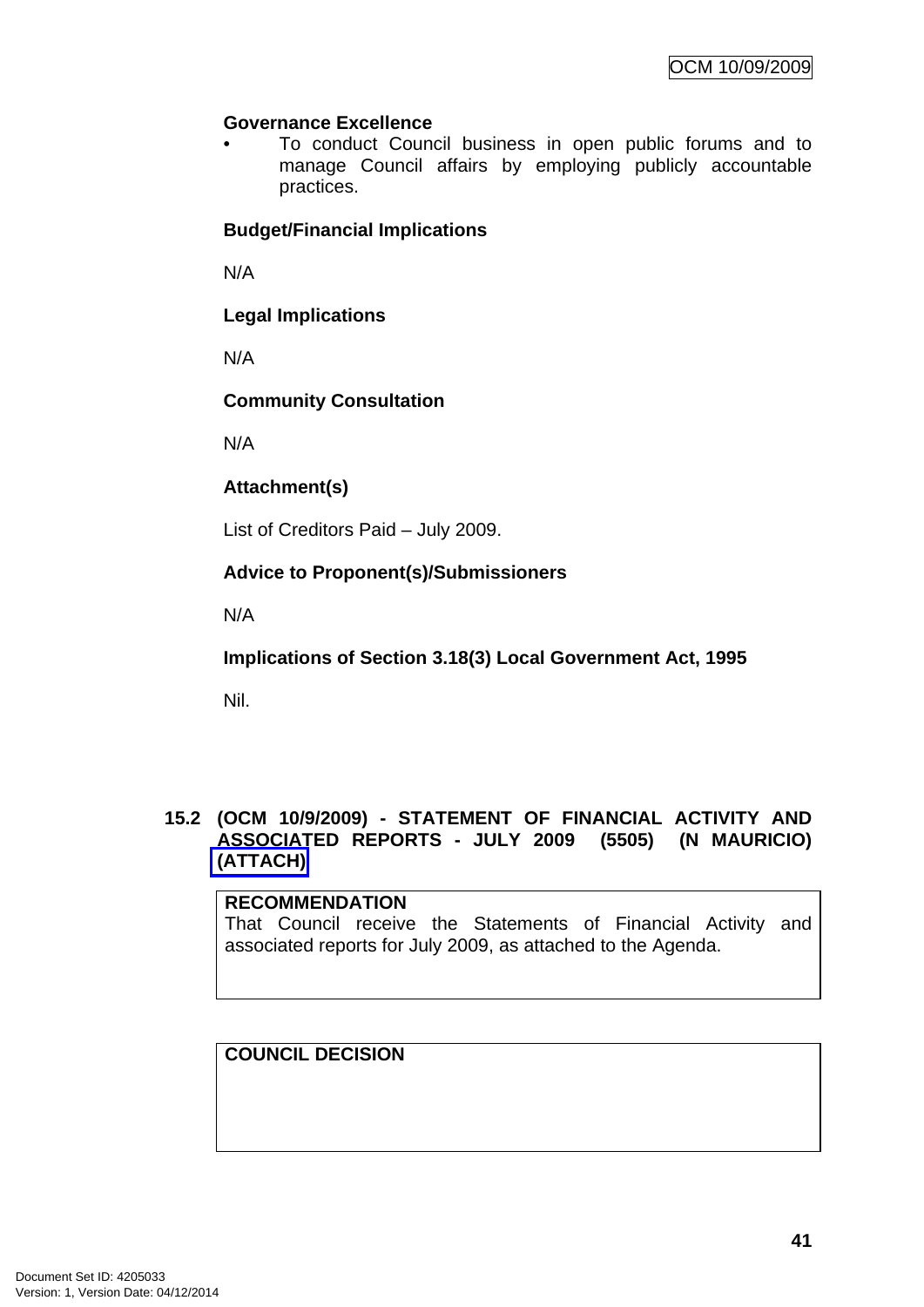**Governance Excellence**

- To conduct Council business in open public forums and to manage Council affairs by employing publicly accountable practices.

**Budget/Financial Implications**

N/A

**Legal Implications**

N/A

**Community Consultation**

N/A

**Attachment(s)**

List of Creditors Paid – July 2009.

**Advice to Proponent(s)/Submissioners**

N/A

**Implications of Section 3.18(3) Local Government Act, 1995**

Nil.

## 15.2 (OCM 10/9/2009) - STATEMENT OF FINANCIAL ACTIVITY AND ASSOCIATED REPORTS - JULY 2009 (5505) (N MAURICIO) (ATTACH)

**RECOMMENDATION**

That Council receive the Statements of Financial Activity and associated reports for July 2009, as attached to the Agenda.

**COUNCIL DECISION**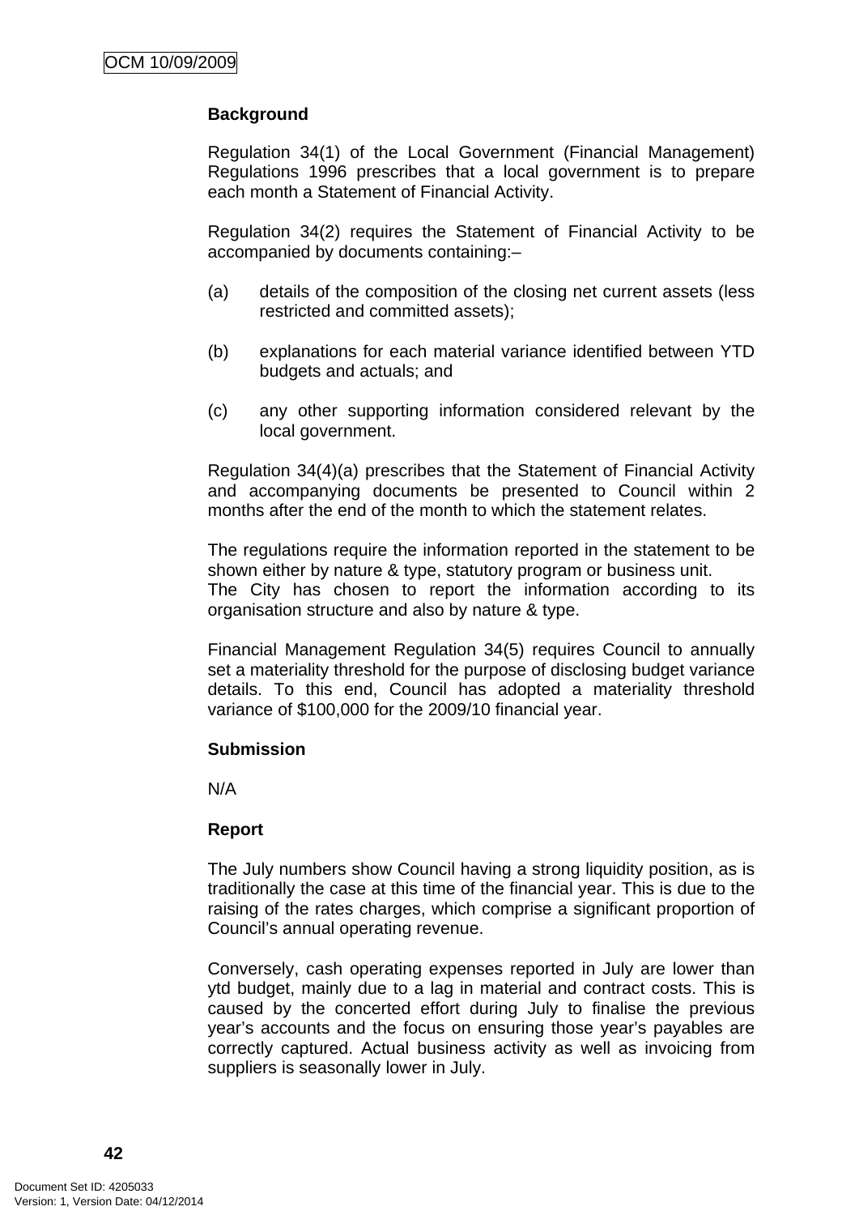**Background**

Regulation 34(1) of the Local Government (Financial Management) Regulations 1996 prescribes that a local government is to prepare each month a Statement of Financial Activity.

Regulation 34(2) requires the Statement of Financial Activity to be accompanied by documents containing:–

(a) details of the composition of the closing net current assets (less restricted and committed assets);

(b) explanations for each material variance identified between YTD budgets and actuals; and

(c) any other supporting information considered relevant by the local government.

Regulation 34(4)(a) prescribes that the Statement of Financial Activity and accompanying documents be presented to Council within 2 months after the end of the month to which the statement relates.

The regulations require the information reported in the statement to be shown either by nature & type, statutory program or business unit.
The City has chosen to report the information according to its organisation structure and also by nature & type.

Financial Management Regulation 34(5) requires Council to annually set a materiality threshold for the purpose of disclosing budget variance details. To this end, Council has adopted a materiality threshold variance of $100,000 for the 2009/10 financial year.

**Submission**

N/A

**Report**

The July numbers show Council having a strong liquidity position, as is traditionally the case at this time of the financial year. This is due to the raising of the rates charges, which comprise a significant proportion of Council's annual operating revenue.

Conversely, cash operating expenses reported in July are lower than ytd budget, mainly due to a lag in material and contract costs. This is caused by the concerted effort during July to finalise the previous year's accounts and the focus on ensuring those year's payables are correctly captured. Actual business activity as well as invoicing from suppliers is seasonally lower in July.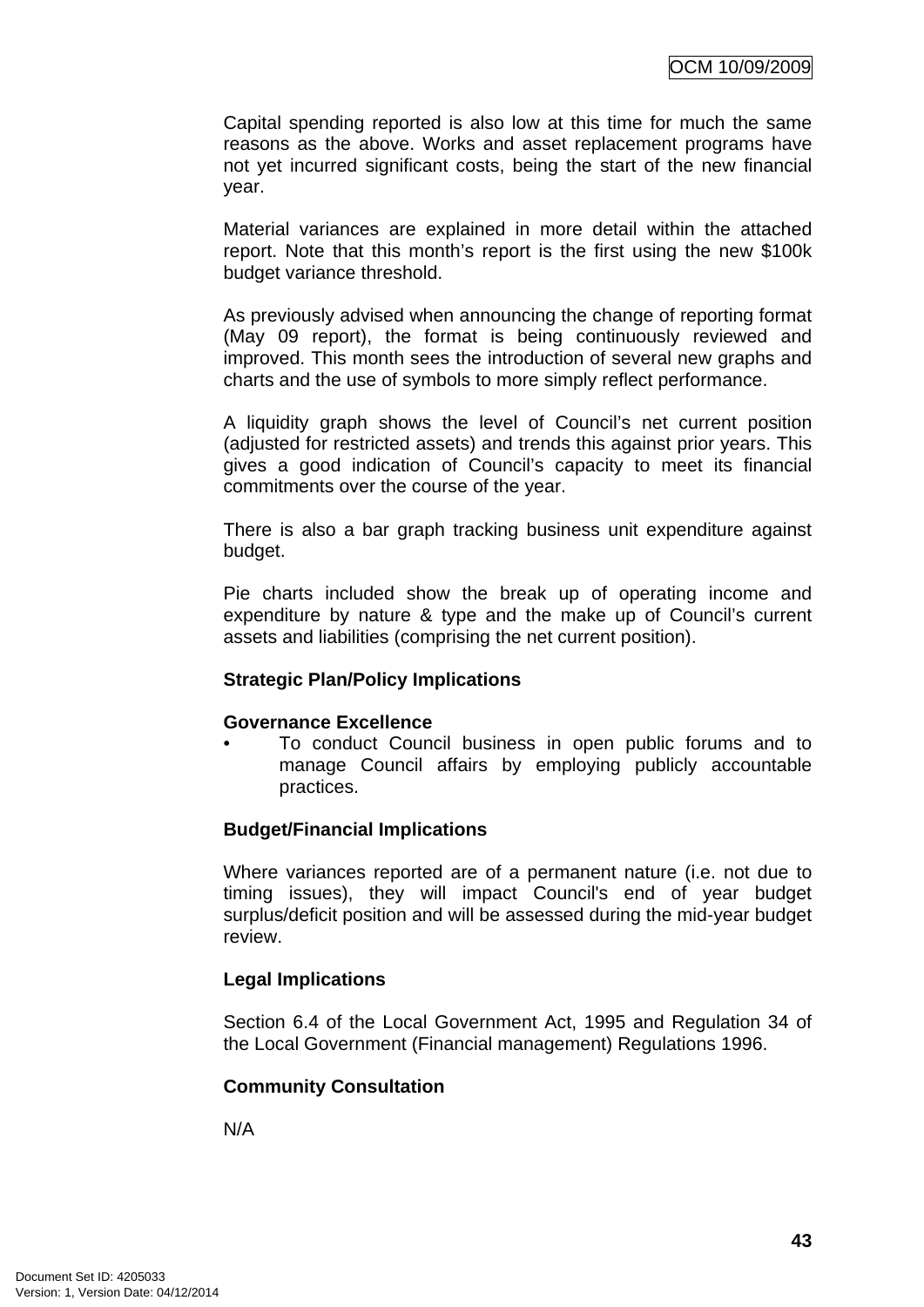Capital spending reported is also low at this time for much the same reasons as the above. Works and asset replacement programs have not yet incurred significant costs, being the start of the new financial year.

Material variances are explained in more detail within the attached report. Note that this month's report is the first using the new $100k budget variance threshold.

As previously advised when announcing the change of reporting format (May 09 report), the format is being continuously reviewed and improved. This month sees the introduction of several new graphs and charts and the use of symbols to more simply reflect performance.

A liquidity graph shows the level of Council's net current position (adjusted for restricted assets) and trends this against prior years. This gives a good indication of Council's capacity to meet its financial commitments over the course of the year.

There is also a bar graph tracking business unit expenditure against budget.

Pie charts included show the break up of operating income and expenditure by nature & type and the make up of Council's current assets and liabilities (comprising the net current position).

**Strategic Plan/Policy Implications**

**Governance Excellence**

- To conduct Council business in open public forums and to manage Council affairs by employing publicly accountable practices.

**Budget/Financial Implications**

Where variances reported are of a permanent nature (i.e. not due to timing issues), they will impact Council's end of year budget surplus/deficit position and will be assessed during the mid-year budget review.

**Legal Implications**

Section 6.4 of the Local Government Act, 1995 and Regulation 34 of the Local Government (Financial management) Regulations 1996.

**Community Consultation**

N/A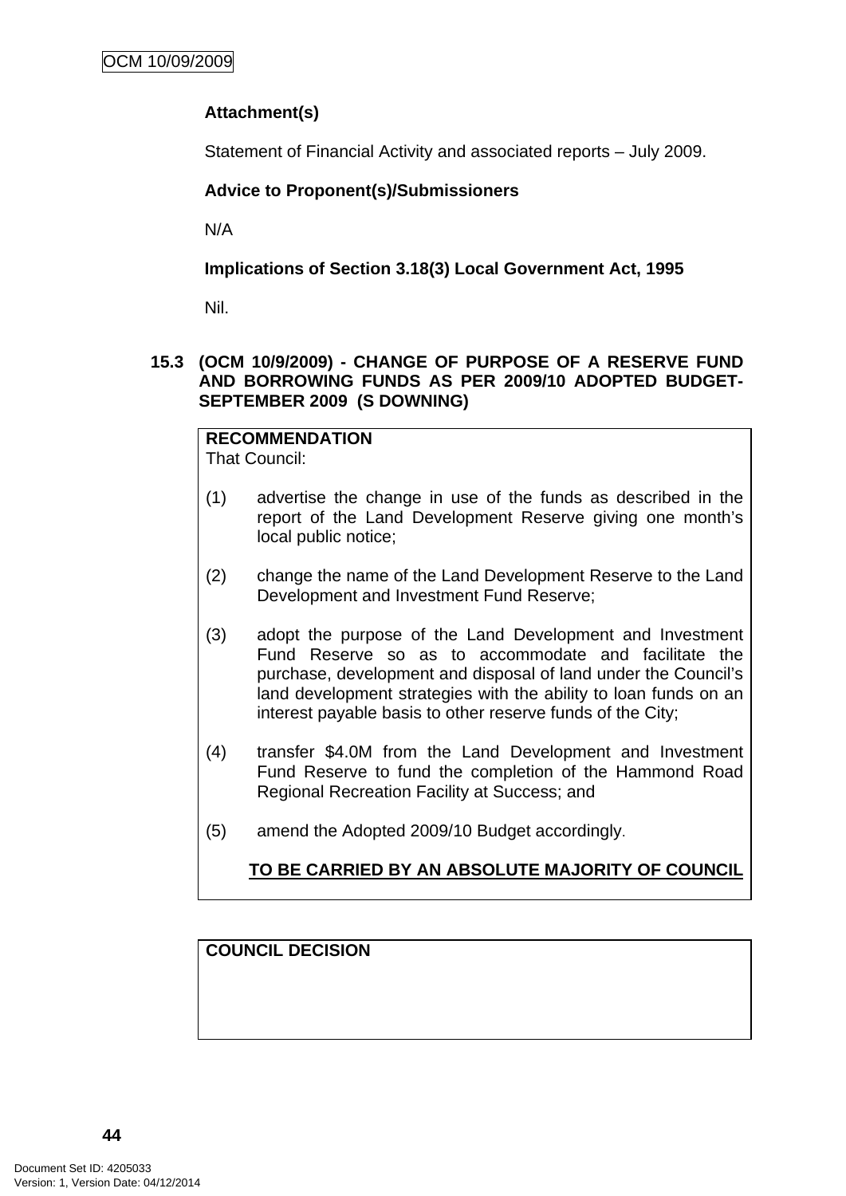**Attachment(s)**

Statement of Financial Activity and associated reports – July 2009.

**Advice to Proponent(s)/Submissioners**

N/A

**Implications of Section 3.18(3) Local Government Act, 1995**

Nil.

### 15.3 (OCM 10/9/2009) - CHANGE OF PURPOSE OF A RESERVE FUND AND BORROWING FUNDS AS PER 2009/10 ADOPTED BUDGET-SEPTEMBER 2009 (S DOWNING)

**RECOMMENDATION**
That Council:

(1) advertise the change in use of the funds as described in the report of the Land Development Reserve giving one month's local public notice;

(2) change the name of the Land Development Reserve to the Land Development and Investment Fund Reserve;

(3) adopt the purpose of the Land Development and Investment Fund Reserve so as to accommodate and facilitate the purchase, development and disposal of land under the Council's land development strategies with the ability to loan funds on an interest payable basis to other reserve funds of the City;

(4) transfer $4.0M from the Land Development and Investment Fund Reserve to fund the completion of the Hammond Road Regional Recreation Facility at Success; and

(5) amend the Adopted 2009/10 Budget accordingly.

**TO BE CARRIED BY AN ABSOLUTE MAJORITY OF COUNCIL**

**COUNCIL DECISION**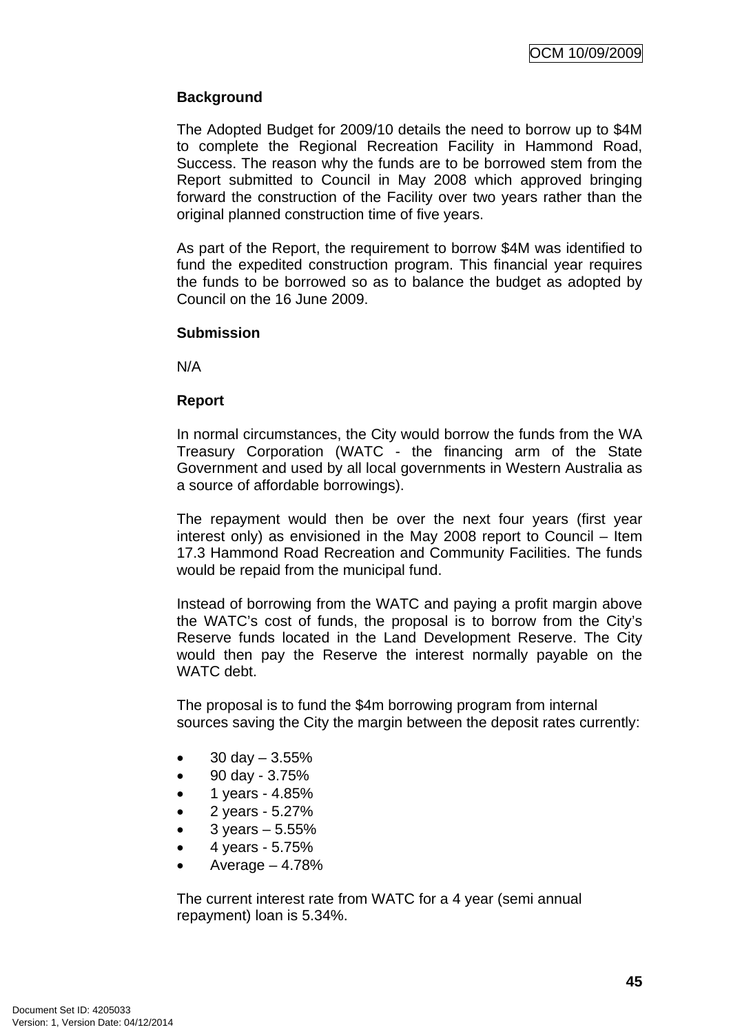**Background**

The Adopted Budget for 2009/10 details the need to borrow up to $4M to complete the Regional Recreation Facility in Hammond Road, Success. The reason why the funds are to be borrowed stem from the Report submitted to Council in May 2008 which approved bringing forward the construction of the Facility over two years rather than the original planned construction time of five years.

As part of the Report, the requirement to borrow $4M was identified to fund the expedited construction program. This financial year requires the funds to be borrowed so as to balance the budget as adopted by Council on the 16 June 2009.

**Submission**

N/A

**Report**

In normal circumstances, the City would borrow the funds from the WA Treasury Corporation (WATC - the financing arm of the State Government and used by all local governments in Western Australia as a source of affordable borrowings).

The repayment would then be over the next four years (first year interest only) as envisioned in the May 2008 report to Council – Item 17.3 Hammond Road Recreation and Community Facilities. The funds would be repaid from the municipal fund.

Instead of borrowing from the WATC and paying a profit margin above the WATC's cost of funds, the proposal is to borrow from the City's Reserve funds located in the Land Development Reserve. The City would then pay the Reserve the interest normally payable on the WATC debt.

The proposal is to fund the $4m borrowing program from internal sources saving the City the margin between the deposit rates currently:

- 30 day – 3.55%
- 90 day - 3.75%
- 1 years - 4.85%
- 2 years - 5.27%
- 3 years – 5.55%
- 4 years - 5.75%
- Average – 4.78%

The current interest rate from WATC for a 4 year (semi annual repayment) loan is 5.34%.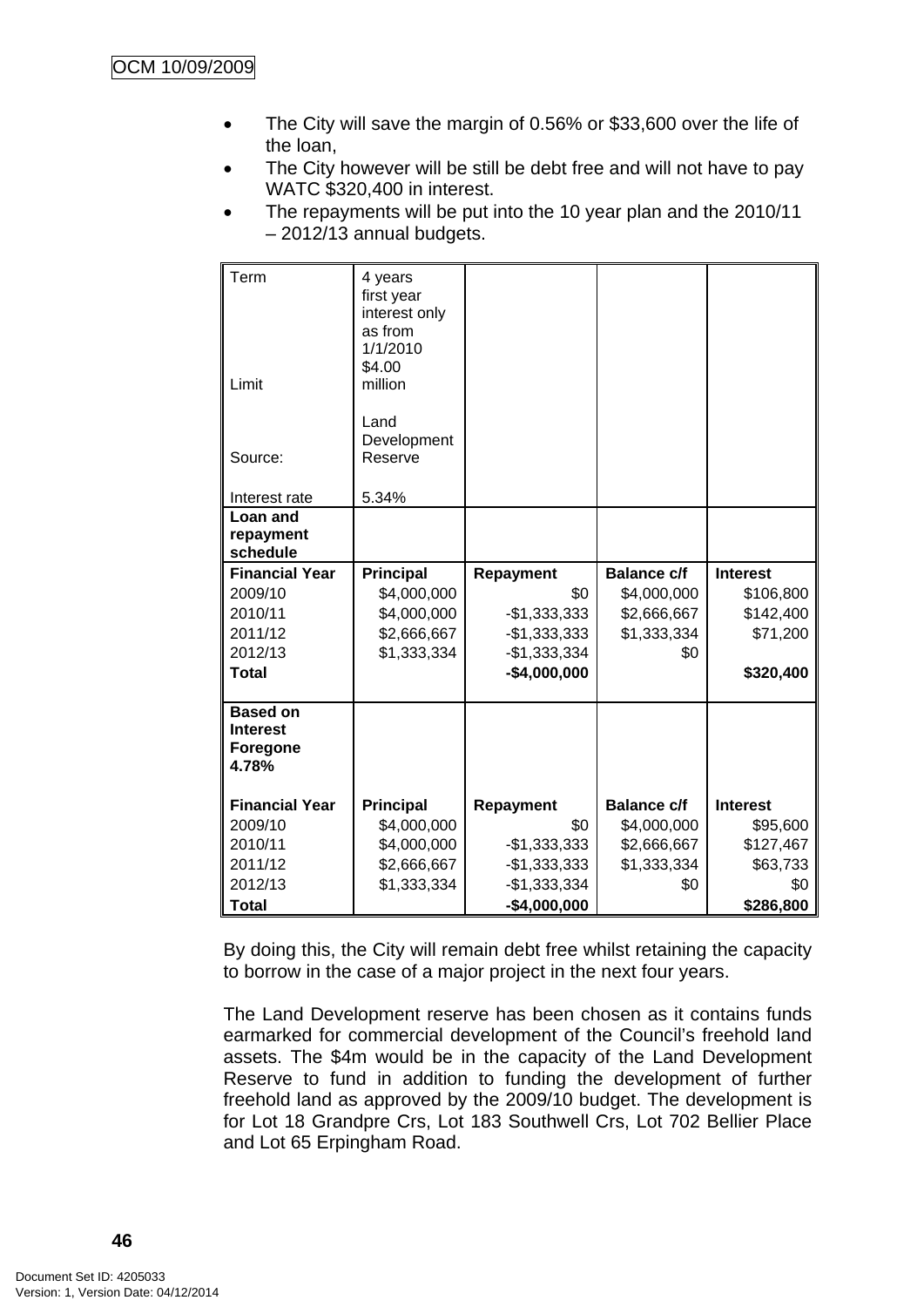- The City will save the margin of 0.56% or $33,600 over the life of the loan,
- The City however will be still be debt free and will not have to pay WATC $320,400 in interest.
- The repayments will be put into the 10 year plan and the 2010/11 – 2012/13 annual budgets.

| | | | | |
|---|---|---|---|---|
| Term | 4 years first year interest only as from 1/1/2010 | | | |
| Limit | $4.00 million | | | |
| Source: | Land Development Reserve | | | |
| Interest rate | 5.34% | | | |
| **Loan and repayment schedule** | | | | |
| **Financial Year** | **Principal** | **Repayment** | **Balance c/f** | **Interest** |
| 2009/10 | $4,000,000 | $0 | $4,000,000 | $106,800 |
| 2010/11 | $4,000,000 | -$1,333,333 | $2,666,667 | $142,400 |
| 2011/12 | $2,666,667 | -$1,333,333 | $1,333,334 | $71,200 |
| 2012/13 | $1,333,334 | -$1,333,334 | $0 | |
| **Total** | | **-$4,000,000** | | **$320,400** |
| **Based on Interest Foregone 4.78%** | | | | |
| **Financial Year** | **Principal** | **Repayment** | **Balance c/f** | **Interest** |
| 2009/10 | $4,000,000 | $0 | $4,000,000 | $95,600 |
| 2010/11 | $4,000,000 | -$1,333,333 | $2,666,667 | $127,467 |
| 2011/12 | $2,666,667 | -$1,333,333 | $1,333,334 | $63,733 |
| 2012/13 | $1,333,334 | -$1,333,334 | $0 | $0 |
| **Total** | | **-$4,000,000** | | **$286,800** |

By doing this, the City will remain debt free whilst retaining the capacity to borrow in the case of a major project in the next four years.

The Land Development reserve has been chosen as it contains funds earmarked for commercial development of the Council's freehold land assets. The $4m would be in the capacity of the Land Development Reserve to fund in addition to funding the development of further freehold land as approved by the 2009/10 budget. The development is for Lot 18 Grandpre Crs, Lot 183 Southwell Crs, Lot 702 Bellier Place and Lot 65 Erpingham Road.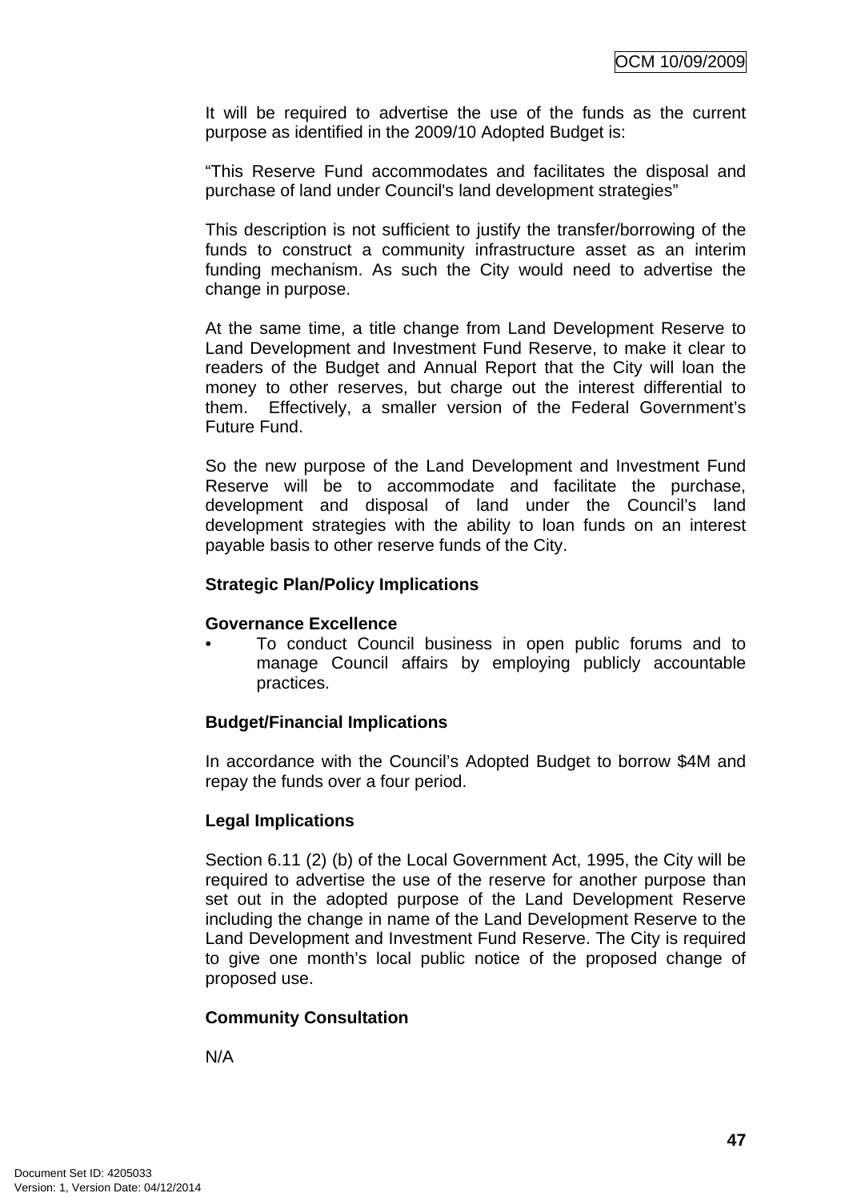It will be required to advertise the use of the funds as the current purpose as identified in the 2009/10 Adopted Budget is:

“This Reserve Fund accommodates and facilitates the disposal and purchase of land under Council's land development strategies”

This description is not sufficient to justify the transfer/borrowing of the funds to construct a community infrastructure asset as an interim funding mechanism. As such the City would need to advertise the change in purpose.

At the same time, a title change from Land Development Reserve to Land Development and Investment Fund Reserve, to make it clear to readers of the Budget and Annual Report that the City will loan the money to other reserves, but charge out the interest differential to them. Effectively, a smaller version of the Federal Government’s Future Fund.

So the new purpose of the Land Development and Investment Fund Reserve will be to accommodate and facilitate the purchase, development and disposal of land under the Council’s land development strategies with the ability to loan funds on an interest payable basis to other reserve funds of the City.

**Strategic Plan/Policy Implications**

**Governance Excellence**

- To conduct Council business in open public forums and to manage Council affairs by employing publicly accountable practices.

**Budget/Financial Implications**

In accordance with the Council’s Adopted Budget to borrow $4M and repay the funds over a four period.

**Legal Implications**

Section 6.11 (2) (b) of the Local Government Act, 1995, the City will be required to advertise the use of the reserve for another purpose than set out in the adopted purpose of the Land Development Reserve including the change in name of the Land Development Reserve to the Land Development and Investment Fund Reserve. The City is required to give one month’s local public notice of the proposed change of proposed use.

**Community Consultation**

N/A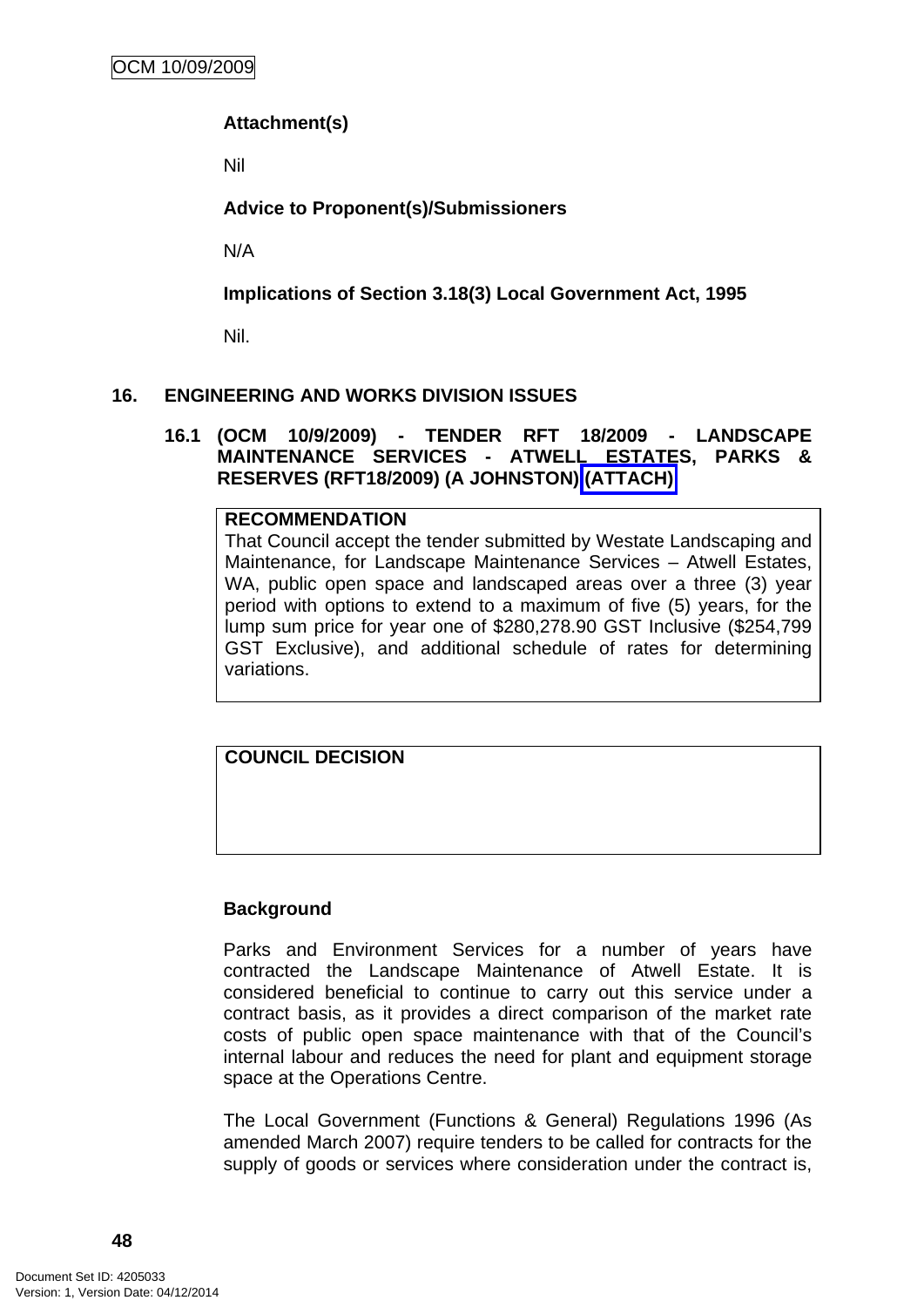**Attachment(s)**

Nil

**Advice to Proponent(s)/Submissioners**

N/A

**Implications of Section 3.18(3) Local Government Act, 1995**

Nil.

## 16. ENGINEERING AND WORKS DIVISION ISSUES

### 16.1 (OCM 10/9/2009) - TENDER RFT 18/2009 - LANDSCAPE MAINTENANCE SERVICES - ATWELL ESTATES, PARKS & RESERVES (RFT18/2009) (A JOHNSTON) (ATTACH)

**RECOMMENDATION**
That Council accept the tender submitted by Westate Landscaping and Maintenance, for Landscape Maintenance Services – Atwell Estates, WA, public open space and landscaped areas over a three (3) year period with options to extend to a maximum of five (5) years, for the lump sum price for year one of $280,278.90 GST Inclusive ($254,799 GST Exclusive), and additional schedule of rates for determining variations.

**COUNCIL DECISION**

**Background**

Parks and Environment Services for a number of years have contracted the Landscape Maintenance of Atwell Estate. It is considered beneficial to continue to carry out this service under a contract basis, as it provides a direct comparison of the market rate costs of public open space maintenance with that of the Council's internal labour and reduces the need for plant and equipment storage space at the Operations Centre.

The Local Government (Functions & General) Regulations 1996 (As amended March 2007) require tenders to be called for contracts for the supply of goods or services where consideration under the contract is,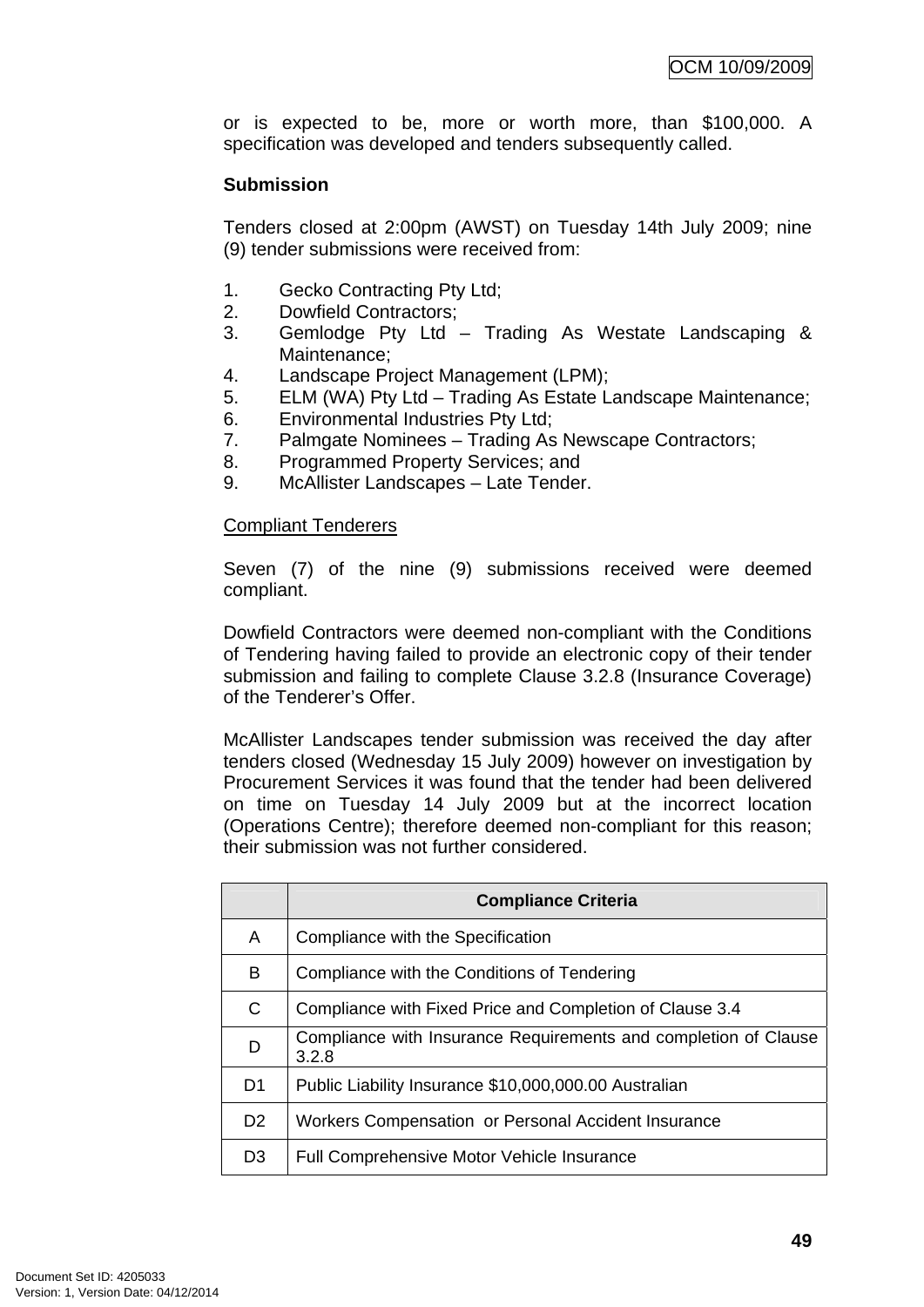or is expected to be, more or worth more, than $100,000. A specification was developed and tenders subsequently called.

**Submission**

Tenders closed at 2:00pm (AWST) on Tuesday 14th July 2009; nine (9) tender submissions were received from:

1. Gecko Contracting Pty Ltd;
2. Dowfield Contractors;
3. Gemlodge Pty Ltd – Trading As Westate Landscaping & Maintenance;
4. Landscape Project Management (LPM);
5. ELM (WA) Pty Ltd – Trading As Estate Landscape Maintenance;
6. Environmental Industries Pty Ltd;
7. Palmgate Nominees – Trading As Newscape Contractors;
8. Programmed Property Services; and
9. McAllister Landscapes – Late Tender.

Compliant Tenderers

Seven (7) of the nine (9) submissions received were deemed compliant.

Dowfield Contractors were deemed non-compliant with the Conditions of Tendering having failed to provide an electronic copy of their tender submission and failing to complete Clause 3.2.8 (Insurance Coverage) of the Tenderer's Offer.

McAllister Landscapes tender submission was received the day after tenders closed (Wednesday 15 July 2009) however on investigation by Procurement Services it was found that the tender had been delivered on time on Tuesday 14 July 2009 but at the incorrect location (Operations Centre); therefore deemed non-compliant for this reason; their submission was not further considered.

| | Compliance Criteria |
|---|---|
| A | Compliance with the Specification |
| B | Compliance with the Conditions of Tendering |
| C | Compliance with Fixed Price and Completion of Clause 3.4 |
| D | Compliance with Insurance Requirements and completion of Clause 3.2.8 |
| D1 | Public Liability Insurance $10,000,000.00 Australian |
| D2 | Workers Compensation or Personal Accident Insurance |
| D3 | Full Comprehensive Motor Vehicle Insurance |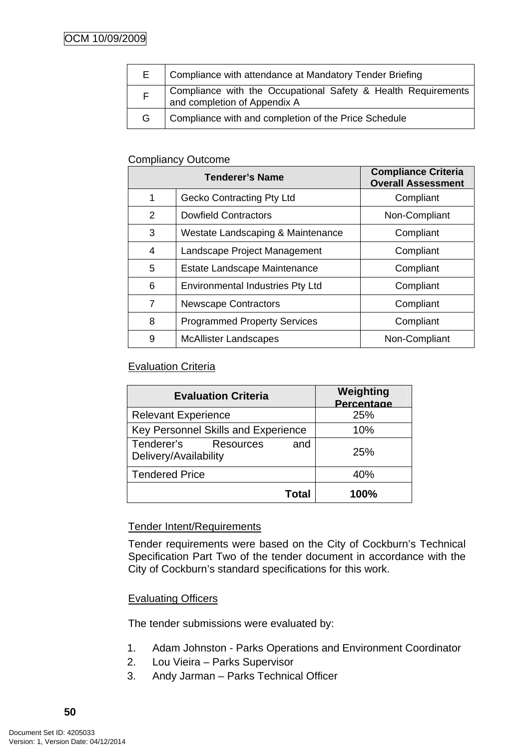| | |
|---|---|
| E | Compliance with attendance at Mandatory Tender Briefing |
| F | Compliance with the Occupational Safety & Health Requirements and completion of Appendix A |
| G | Compliance with and completion of the Price Schedule |

Compliancy Outcome

| Tenderer's Name | | Compliance Criteria Overall Assessment |
|---|---|---|
| 1 | Gecko Contracting Pty Ltd | Compliant |
| 2 | Dowfield Contractors | Non-Compliant |
| 3 | Westate Landscaping & Maintenance | Compliant |
| 4 | Landscape Project Management | Compliant |
| 5 | Estate Landscape Maintenance | Compliant |
| 6 | Environmental Industries Pty Ltd | Compliant |
| 7 | Newscape Contractors | Compliant |
| 8 | Programmed Property Services | Compliant |
| 9 | McAllister Landscapes | Non-Compliant |

Evaluation Criteria

| Evaluation Criteria | Weighting Percentage |
|---|---|
| Relevant Experience | 25% |
| Key Personnel Skills and Experience | 10% |
| Tenderer's Resources and Delivery/Availability | 25% |
| Tendered Price | 40% |
| **Total** | **100%** |

Tender Intent/Requirements

Tender requirements were based on the City of Cockburn's Technical Specification Part Two of the tender document in accordance with the City of Cockburn's standard specifications for this work.

Evaluating Officers

The tender submissions were evaluated by:

1. Adam Johnston - Parks Operations and Environment Coordinator
2. Lou Vieira – Parks Supervisor
3. Andy Jarman – Parks Technical Officer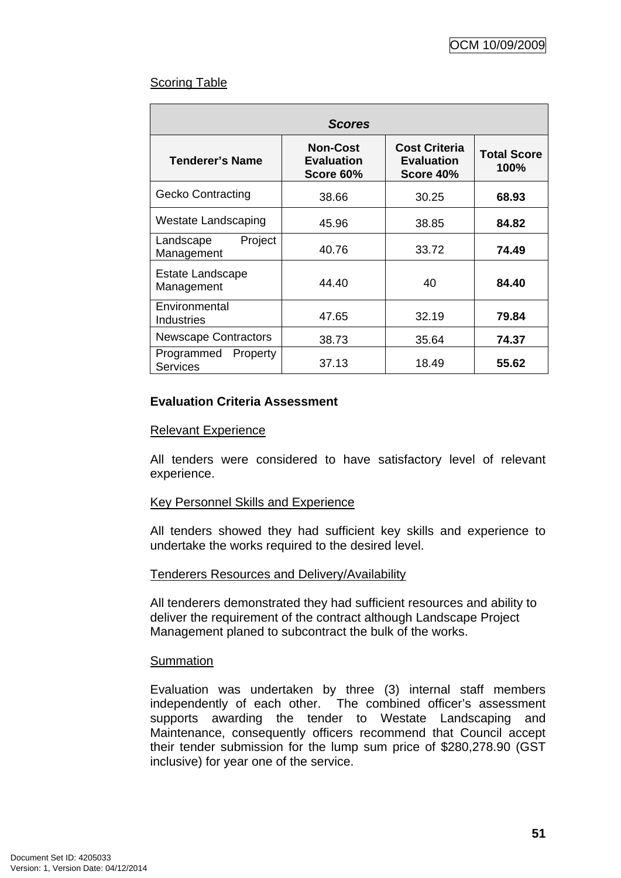Scoring Table

| Scores | | | |
|---|---|---|---|
| **Tenderer's Name** | **Non-Cost Evaluation Score 60%** | **Cost Criteria Evaluation Score 40%** | **Total Score 100%** |
| Gecko Contracting | 38.66 | 30.25 | **68.93** |
| Westate Landscaping | 45.96 | 38.85 | **84.82** |
| Landscape Project Management | 40.76 | 33.72 | **74.49** |
| Estate Landscape Management | 44.40 | 40 | **84.40** |
| Environmental Industries | 47.65 | 32.19 | **79.84** |
| Newscape Contractors | 38.73 | 35.64 | **74.37** |
| Programmed Property Services | 37.13 | 18.49 | **55.62** |

**Evaluation Criteria Assessment**

Relevant Experience

All tenders were considered to have satisfactory level of relevant experience.

Key Personnel Skills and Experience

All tenders showed they had sufficient key skills and experience to undertake the works required to the desired level.

Tenderers Resources and Delivery/Availability

All tenderers demonstrated they had sufficient resources and ability to deliver the requirement of the contract although Landscape Project Management planed to subcontract the bulk of the works.

Summation

Evaluation was undertaken by three (3) internal staff members independently of each other. The combined officer's assessment supports awarding the tender to Westate Landscaping and Maintenance, consequently officers recommend that Council accept their tender submission for the lump sum price of $280,278.90 (GST inclusive) for year one of the service.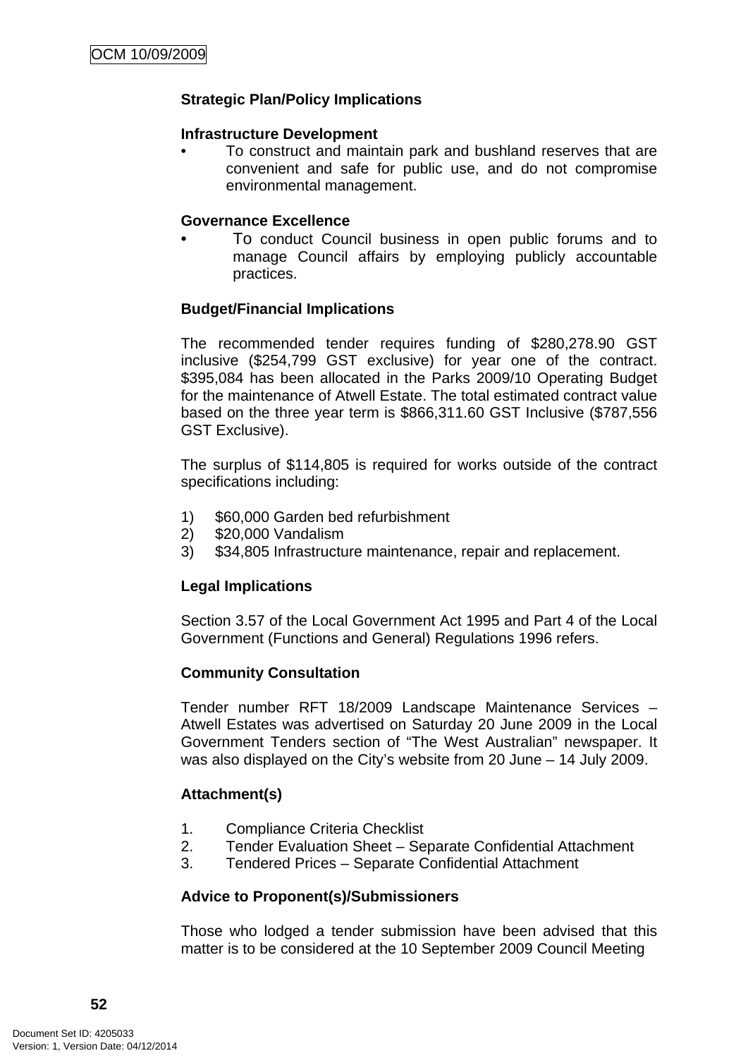**Strategic Plan/Policy Implications**

**Infrastructure Development**

- To construct and maintain park and bushland reserves that are convenient and safe for public use, and do not compromise environmental management.

**Governance Excellence**

- To conduct Council business in open public forums and to manage Council affairs by employing publicly accountable practices.

**Budget/Financial Implications**

The recommended tender requires funding of $280,278.90 GST inclusive ($254,799 GST exclusive) for year one of the contract. $395,084 has been allocated in the Parks 2009/10 Operating Budget for the maintenance of Atwell Estate. The total estimated contract value based on the three year term is $866,311.60 GST Inclusive ($787,556 GST Exclusive).

The surplus of $114,805 is required for works outside of the contract specifications including:

1) $60,000 Garden bed refurbishment
2) $20,000 Vandalism
3) $34,805 Infrastructure maintenance, repair and replacement.

**Legal Implications**

Section 3.57 of the Local Government Act 1995 and Part 4 of the Local Government (Functions and General) Regulations 1996 refers.

**Community Consultation**

Tender number RFT 18/2009 Landscape Maintenance Services – Atwell Estates was advertised on Saturday 20 June 2009 in the Local Government Tenders section of "The West Australian" newspaper. It was also displayed on the City's website from 20 June – 14 July 2009.

**Attachment(s)**

1. Compliance Criteria Checklist
2. Tender Evaluation Sheet – Separate Confidential Attachment
3. Tendered Prices – Separate Confidential Attachment

**Advice to Proponent(s)/Submissioners**

Those who lodged a tender submission have been advised that this matter is to be considered at the 10 September 2009 Council Meeting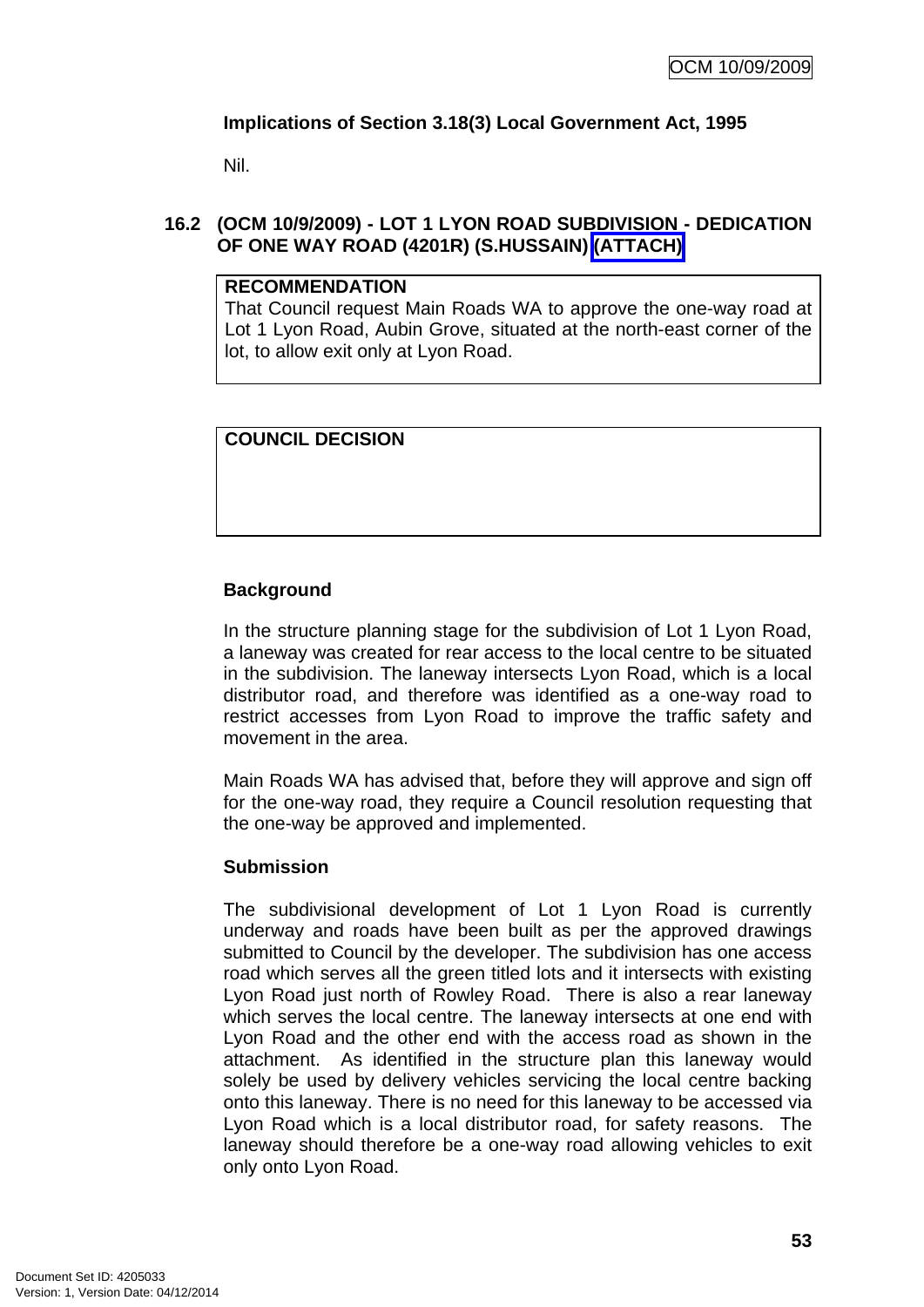**Implications of Section 3.18(3) Local Government Act, 1995**

Nil.

## 16.2 (OCM 10/9/2009) - LOT 1 LYON ROAD SUBDIVISION - DEDICATION OF ONE WAY ROAD (4201R) (S.HUSSAIN) (ATTACH)

**RECOMMENDATION**

That Council request Main Roads WA to approve the one-way road at Lot 1 Lyon Road, Aubin Grove, situated at the north-east corner of the lot, to allow exit only at Lyon Road.

**COUNCIL DECISION**

**Background**

In the structure planning stage for the subdivision of Lot 1 Lyon Road, a laneway was created for rear access to the local centre to be situated in the subdivision. The laneway intersects Lyon Road, which is a local distributor road, and therefore was identified as a one-way road to restrict accesses from Lyon Road to improve the traffic safety and movement in the area.

Main Roads WA has advised that, before they will approve and sign off for the one-way road, they require a Council resolution requesting that the one-way be approved and implemented.

**Submission**

The subdivisional development of Lot 1 Lyon Road is currently underway and roads have been built as per the approved drawings submitted to Council by the developer. The subdivision has one access road which serves all the green titled lots and it intersects with existing Lyon Road just north of Rowley Road. There is also a rear laneway which serves the local centre. The laneway intersects at one end with Lyon Road and the other end with the access road as shown in the attachment. As identified in the structure plan this laneway would solely be used by delivery vehicles servicing the local centre backing onto this laneway. There is no need for this laneway to be accessed via Lyon Road which is a local distributor road, for safety reasons. The laneway should therefore be a one-way road allowing vehicles to exit only onto Lyon Road.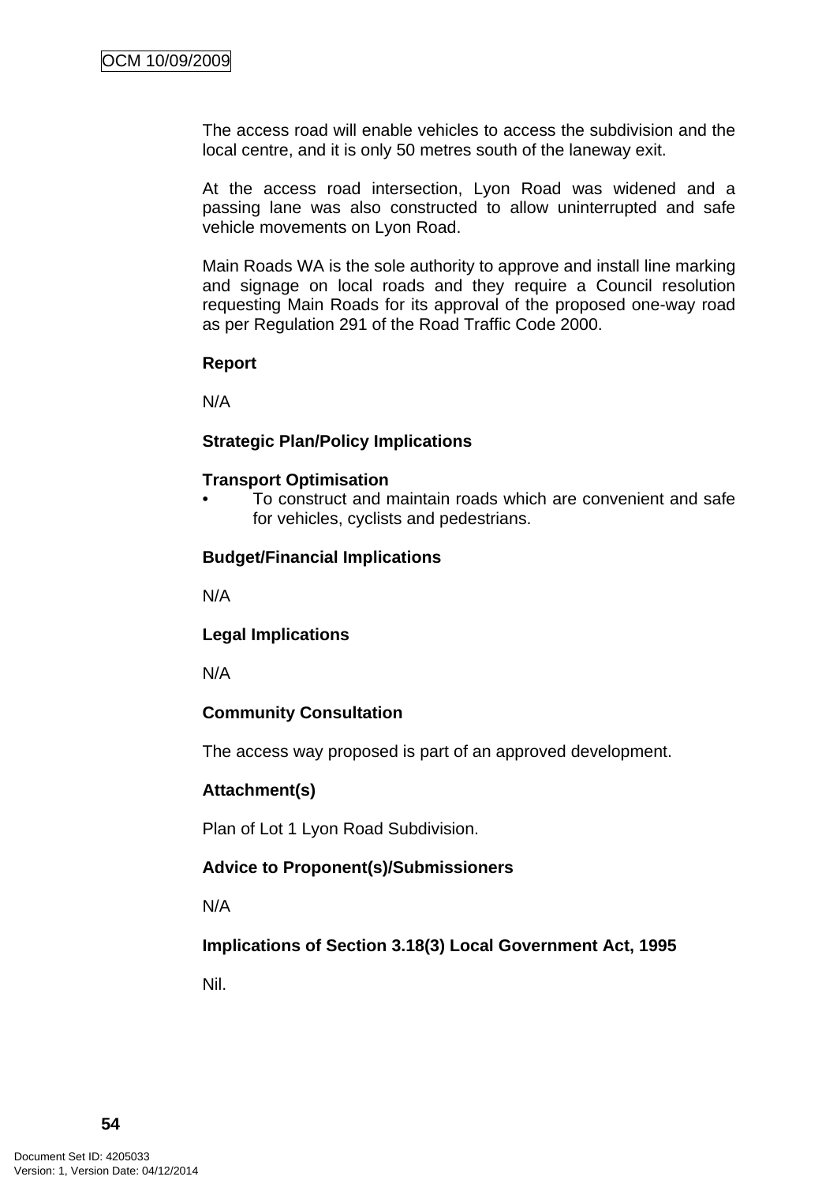The access road will enable vehicles to access the subdivision and the local centre, and it is only 50 metres south of the laneway exit.

At the access road intersection, Lyon Road was widened and a passing lane was also constructed to allow uninterrupted and safe vehicle movements on Lyon Road.

Main Roads WA is the sole authority to approve and install line marking and signage on local roads and they require a Council resolution requesting Main Roads for its approval of the proposed one-way road as per Regulation 291 of the Road Traffic Code 2000.

**Report**

N/A

**Strategic Plan/Policy Implications**

**Transport Optimisation**

- To construct and maintain roads which are convenient and safe for vehicles, cyclists and pedestrians.

**Budget/Financial Implications**

N/A

**Legal Implications**

N/A

**Community Consultation**

The access way proposed is part of an approved development.

**Attachment(s)**

Plan of Lot 1 Lyon Road Subdivision.

**Advice to Proponent(s)/Submissioners**

N/A

**Implications of Section 3.18(3) Local Government Act, 1995**

Nil.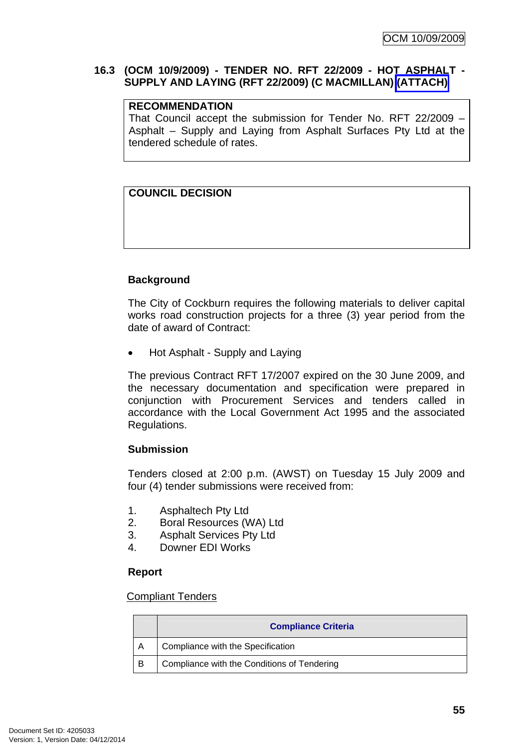### 16.3 (OCM 10/9/2009) - TENDER NO. RFT 22/2009 - HOT ASPHALT - SUPPLY AND LAYING (RFT 22/2009) (C MACMILLAN) (ATTACH)

**RECOMMENDATION**
That Council accept the submission for Tender No. RFT 22/2009 – Asphalt – Supply and Laying from Asphalt Surfaces Pty Ltd at the tendered schedule of rates.

**COUNCIL DECISION**

**Background**

The City of Cockburn requires the following materials to deliver capital works road construction projects for a three (3) year period from the date of award of Contract:

- Hot Asphalt - Supply and Laying

The previous Contract RFT 17/2007 expired on the 30 June 2009, and the necessary documentation and specification were prepared in conjunction with Procurement Services and tenders called in accordance with the Local Government Act 1995 and the associated Regulations.

**Submission**

Tenders closed at 2:00 p.m. (AWST) on Tuesday 15 July 2009 and four (4) tender submissions were received from:

1. Asphaltech Pty Ltd
2. Boral Resources (WA) Ltd
3. Asphalt Services Pty Ltd
4. Downer EDI Works

**Report**

Compliant Tenders

| | Compliance Criteria |
|---|---|
| A | Compliance with the Specification |
| B | Compliance with the Conditions of Tendering |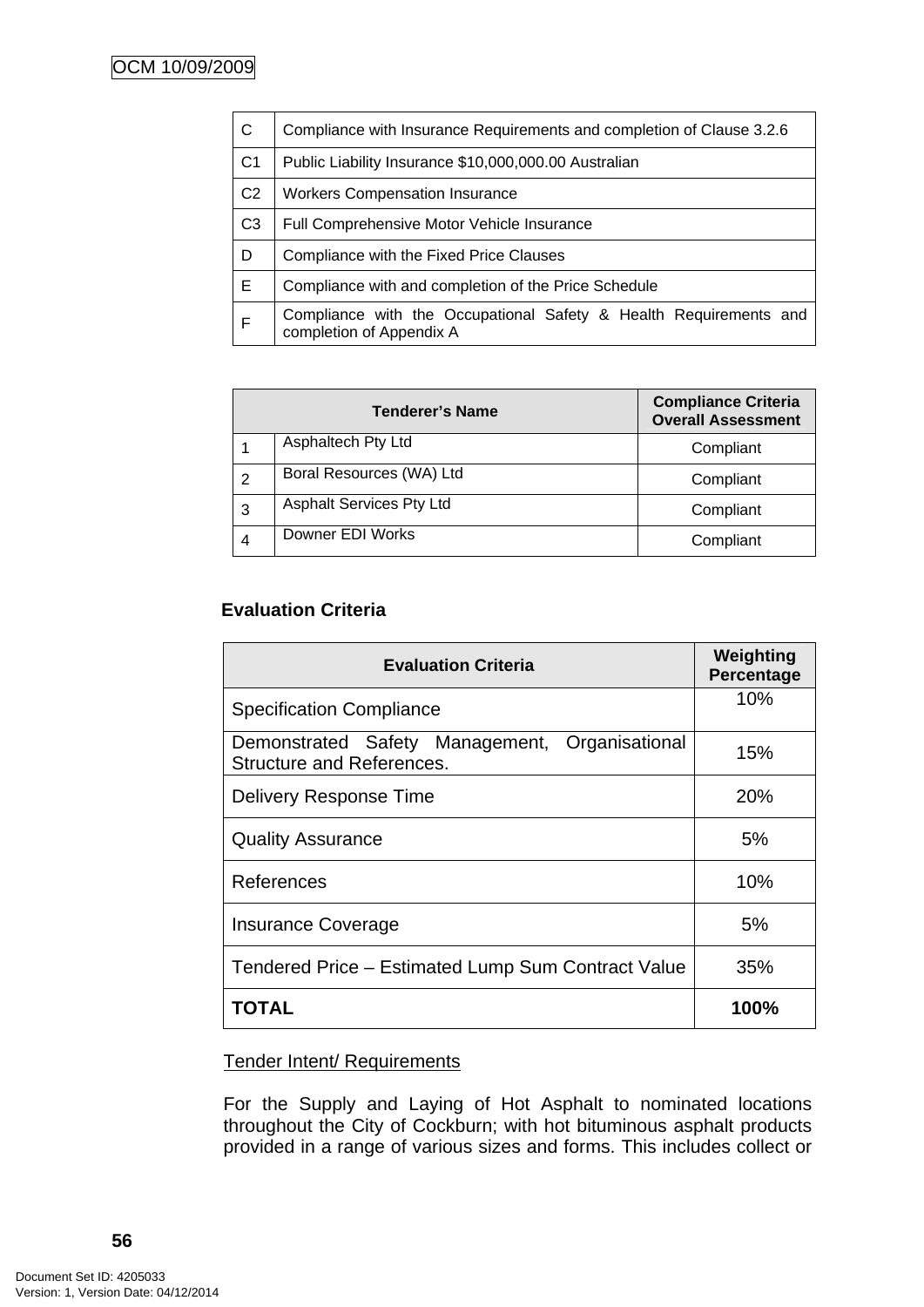| C | Compliance with Insurance Requirements and completion of Clause 3.2.6 |
|---|---|
| C1 | Public Liability Insurance $10,000,000.00 Australian |
| C2 | Workers Compensation Insurance |
| C3 | Full Comprehensive Motor Vehicle Insurance |
| D | Compliance with the Fixed Price Clauses |
| E | Compliance with and completion of the Price Schedule |
| F | Compliance with the Occupational Safety & Health Requirements and completion of Appendix A |

| Tenderer's Name | | Compliance Criteria Overall Assessment |
|---|---|---|
| 1 | Asphaltech Pty Ltd | Compliant |
| 2 | Boral Resources (WA) Ltd | Compliant |
| 3 | Asphalt Services Pty Ltd | Compliant |
| 4 | Downer EDI Works | Compliant |

**Evaluation Criteria**

| Evaluation Criteria | Weighting Percentage |
|---|---|
| Specification Compliance | 10% |
| Demonstrated Safety Management, Organisational Structure and References. | 15% |
| Delivery Response Time | 20% |
| Quality Assurance | 5% |
| References | 10% |
| Insurance Coverage | 5% |
| Tendered Price – Estimated Lump Sum Contract Value | 35% |
| **TOTAL** | **100%** |

Tender Intent/ Requirements

For the Supply and Laying of Hot Asphalt to nominated locations throughout the City of Cockburn; with hot bituminous asphalt products provided in a range of various sizes and forms. This includes collect or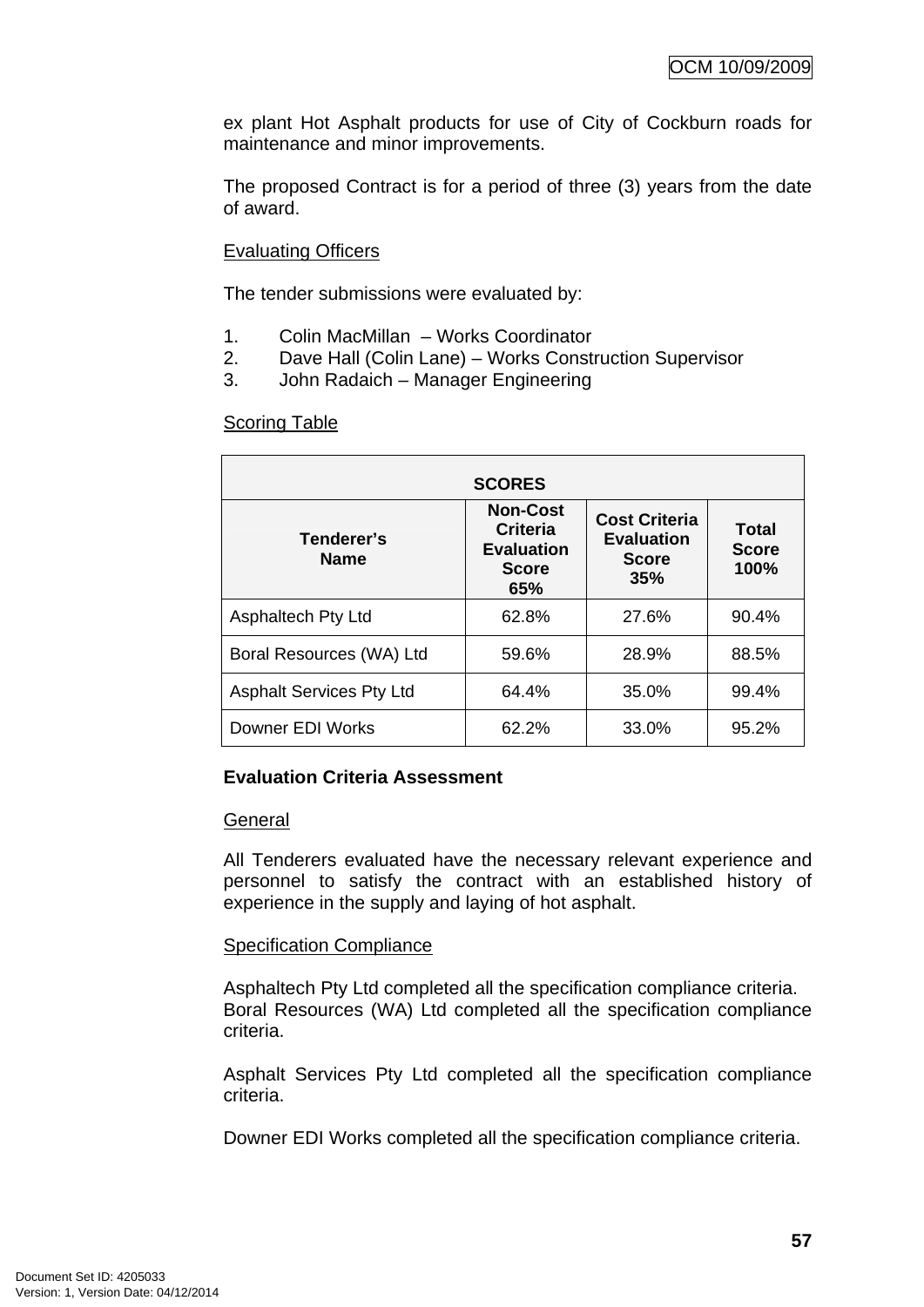ex plant Hot Asphalt products for use of City of Cockburn roads for maintenance and minor improvements.

The proposed Contract is for a period of three (3) years from the date of award.

Evaluating Officers

The tender submissions were evaluated by:

1. Colin MacMillan – Works Coordinator
2. Dave Hall (Colin Lane) – Works Construction Supervisor
3. John Radaich – Manager Engineering

Scoring Table

| **SCORES** | | | |
|---|---|---|---|
| **Tenderer's Name** | **Non-Cost Criteria Evaluation Score 65%** | **Cost Criteria Evaluation Score 35%** | **Total Score 100%** |
| Asphaltech Pty Ltd | 62.8% | 27.6% | 90.4% |
| Boral Resources (WA) Ltd | 59.6% | 28.9% | 88.5% |
| Asphalt Services Pty Ltd | 64.4% | 35.0% | 99.4% |
| Downer EDI Works | 62.2% | 33.0% | 95.2% |

**Evaluation Criteria Assessment**

General

All Tenderers evaluated have the necessary relevant experience and personnel to satisfy the contract with an established history of experience in the supply and laying of hot asphalt.

Specification Compliance

Asphaltech Pty Ltd completed all the specification compliance criteria.
Boral Resources (WA) Ltd completed all the specification compliance criteria.

Asphalt Services Pty Ltd completed all the specification compliance criteria.

Downer EDI Works completed all the specification compliance criteria.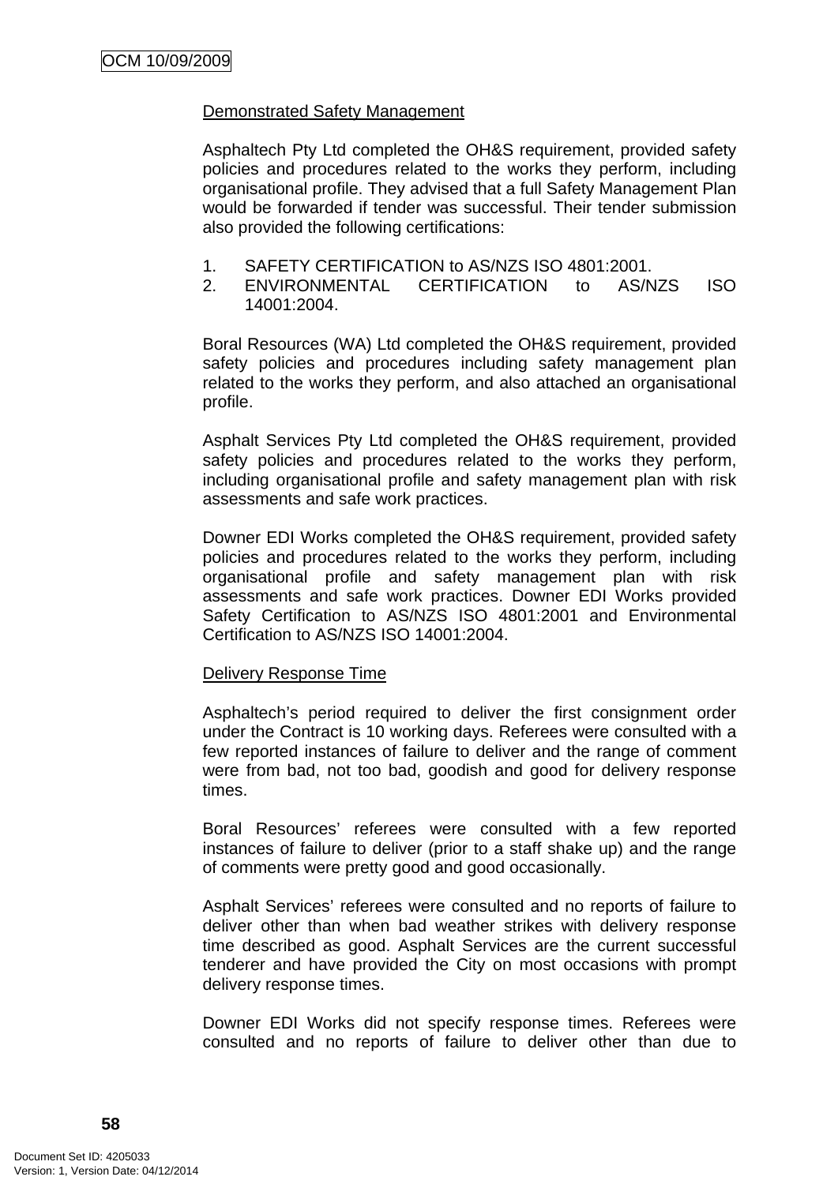Demonstrated Safety Management

Asphaltech Pty Ltd completed the OH&S requirement, provided safety policies and procedures related to the works they perform, including organisational profile. They advised that a full Safety Management Plan would be forwarded if tender was successful. Their tender submission also provided the following certifications:

1. SAFETY CERTIFICATION to AS/NZS ISO 4801:2001.
2. ENVIRONMENTAL CERTIFICATION to AS/NZS ISO 14001:2004.

Boral Resources (WA) Ltd completed the OH&S requirement, provided safety policies and procedures including safety management plan related to the works they perform, and also attached an organisational profile.

Asphalt Services Pty Ltd completed the OH&S requirement, provided safety policies and procedures related to the works they perform, including organisational profile and safety management plan with risk assessments and safe work practices.

Downer EDI Works completed the OH&S requirement, provided safety policies and procedures related to the works they perform, including organisational profile and safety management plan with risk assessments and safe work practices. Downer EDI Works provided Safety Certification to AS/NZS ISO 4801:2001 and Environmental Certification to AS/NZS ISO 14001:2004.

Delivery Response Time

Asphaltech's period required to deliver the first consignment order under the Contract is 10 working days. Referees were consulted with a few reported instances of failure to deliver and the range of comment were from bad, not too bad, goodish and good for delivery response times.

Boral Resources' referees were consulted with a few reported instances of failure to deliver (prior to a staff shake up) and the range of comments were pretty good and good occasionally.

Asphalt Services' referees were consulted and no reports of failure to deliver other than when bad weather strikes with delivery response time described as good. Asphalt Services are the current successful tenderer and have provided the City on most occasions with prompt delivery response times.

Downer EDI Works did not specify response times. Referees were consulted and no reports of failure to deliver other than due to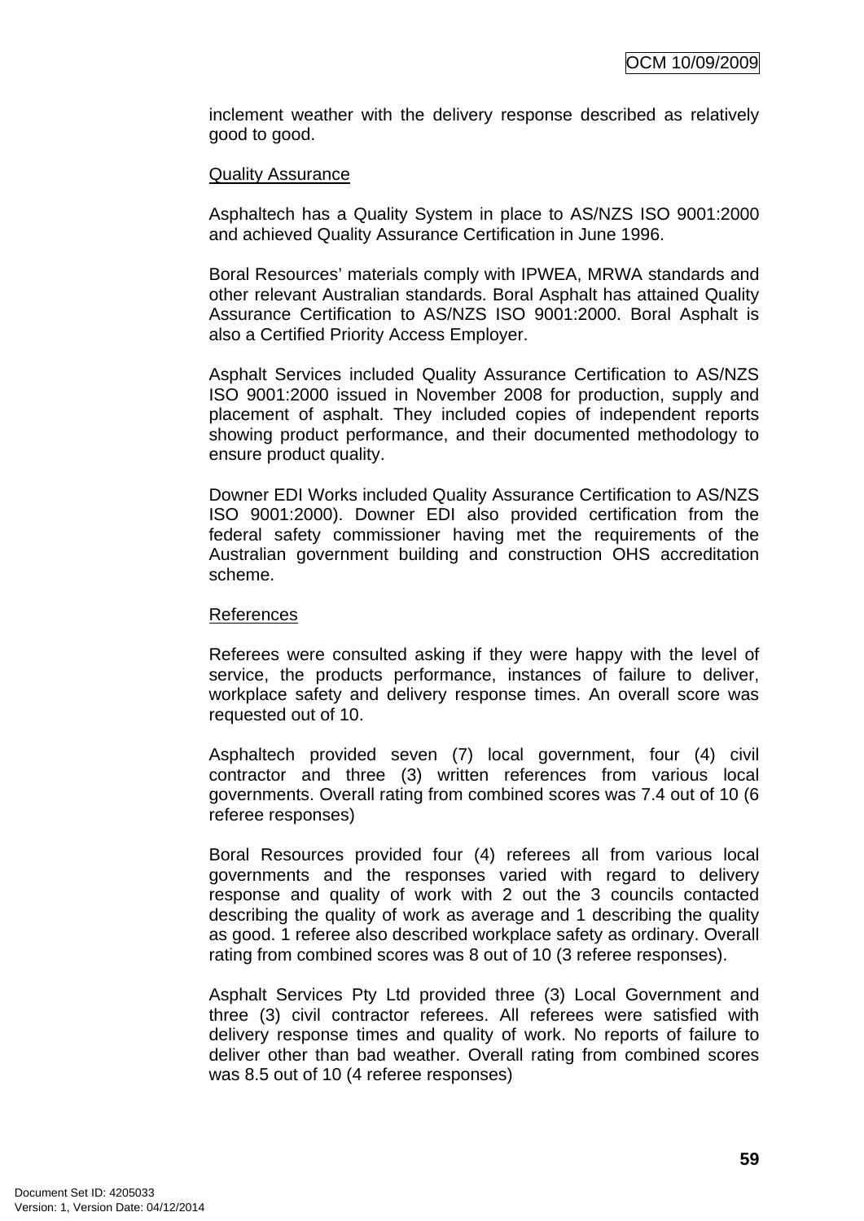inclement weather with the delivery response described as relatively good to good.

Quality Assurance

Asphaltech has a Quality System in place to AS/NZS ISO 9001:2000 and achieved Quality Assurance Certification in June 1996.

Boral Resources' materials comply with IPWEA, MRWA standards and other relevant Australian standards. Boral Asphalt has attained Quality Assurance Certification to AS/NZS ISO 9001:2000. Boral Asphalt is also a Certified Priority Access Employer.

Asphalt Services included Quality Assurance Certification to AS/NZS ISO 9001:2000 issued in November 2008 for production, supply and placement of asphalt. They included copies of independent reports showing product performance, and their documented methodology to ensure product quality.

Downer EDI Works included Quality Assurance Certification to AS/NZS ISO 9001:2000). Downer EDI also provided certification from the federal safety commissioner having met the requirements of the Australian government building and construction OHS accreditation scheme.

References

Referees were consulted asking if they were happy with the level of service, the products performance, instances of failure to deliver, workplace safety and delivery response times. An overall score was requested out of 10.

Asphaltech provided seven (7) local government, four (4) civil contractor and three (3) written references from various local governments. Overall rating from combined scores was 7.4 out of 10 (6 referee responses)

Boral Resources provided four (4) referees all from various local governments and the responses varied with regard to delivery response and quality of work with 2 out the 3 councils contacted describing the quality of work as average and 1 describing the quality as good. 1 referee also described workplace safety as ordinary. Overall rating from combined scores was 8 out of 10 (3 referee responses).

Asphalt Services Pty Ltd provided three (3) Local Government and three (3) civil contractor referees. All referees were satisfied with delivery response times and quality of work. No reports of failure to deliver other than bad weather. Overall rating from combined scores was 8.5 out of 10 (4 referee responses)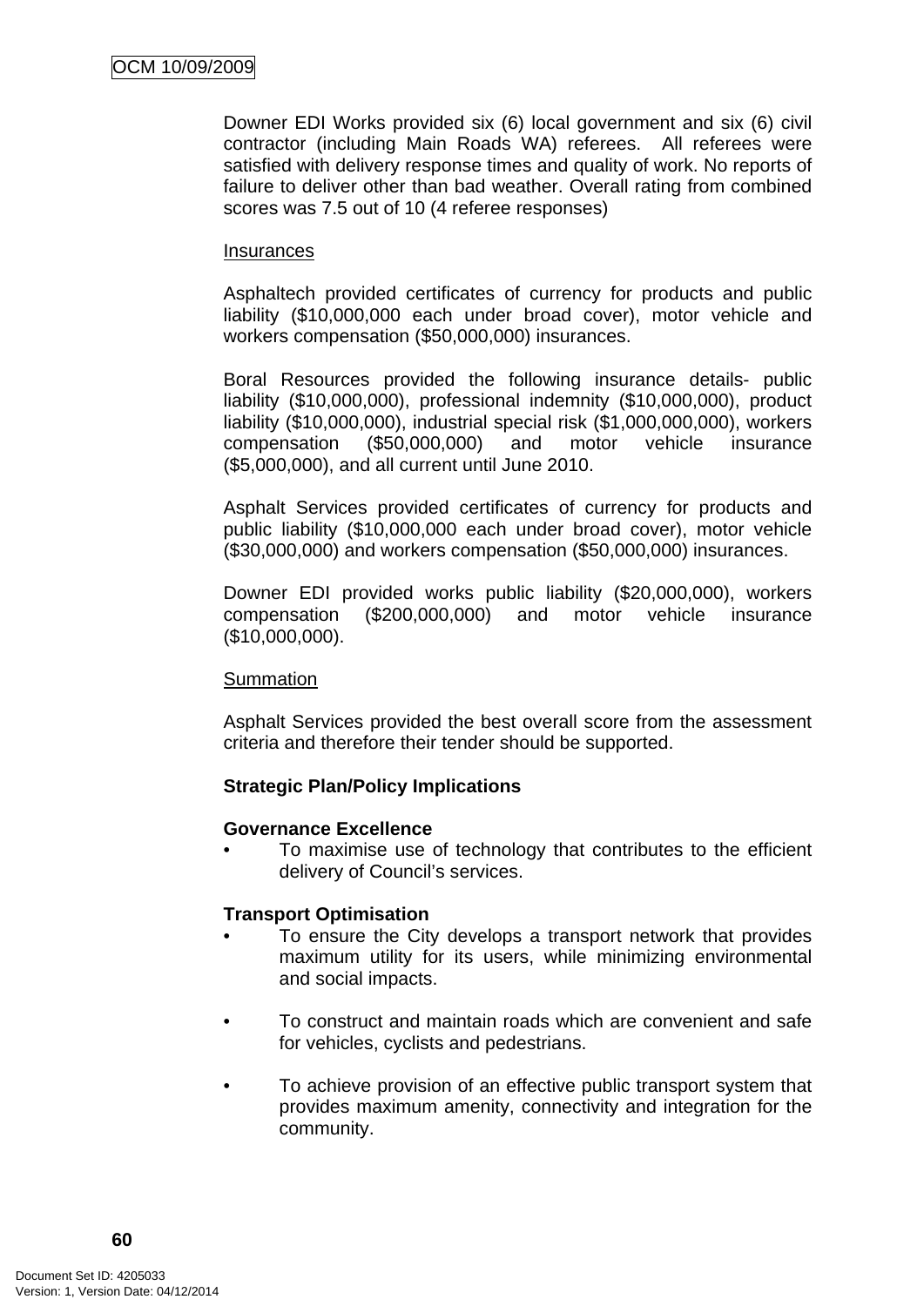Downer EDI Works provided six (6) local government and six (6) civil contractor (including Main Roads WA) referees. All referees were satisfied with delivery response times and quality of work. No reports of failure to deliver other than bad weather. Overall rating from combined scores was 7.5 out of 10 (4 referee responses)

Insurances

Asphaltech provided certificates of currency for products and public liability ($10,000,000 each under broad cover), motor vehicle and workers compensation ($50,000,000) insurances.

Boral Resources provided the following insurance details- public liability ($10,000,000), professional indemnity ($10,000,000), product liability ($10,000,000), industrial special risk ($1,000,000,000), workers compensation ($50,000,000) and motor vehicle insurance ($5,000,000), and all current until June 2010.

Asphalt Services provided certificates of currency for products and public liability ($10,000,000 each under broad cover), motor vehicle ($30,000,000) and workers compensation ($50,000,000) insurances.

Downer EDI provided works public liability ($20,000,000), workers compensation ($200,000,000) and motor vehicle insurance ($10,000,000).

Summation

Asphalt Services provided the best overall score from the assessment criteria and therefore their tender should be supported.

**Strategic Plan/Policy Implications**

**Governance Excellence**

- To maximise use of technology that contributes to the efficient delivery of Council's services.

**Transport Optimisation**

- To ensure the City develops a transport network that provides maximum utility for its users, while minimizing environmental and social impacts.

- To construct and maintain roads which are convenient and safe for vehicles, cyclists and pedestrians.

- To achieve provision of an effective public transport system that provides maximum amenity, connectivity and integration for the community.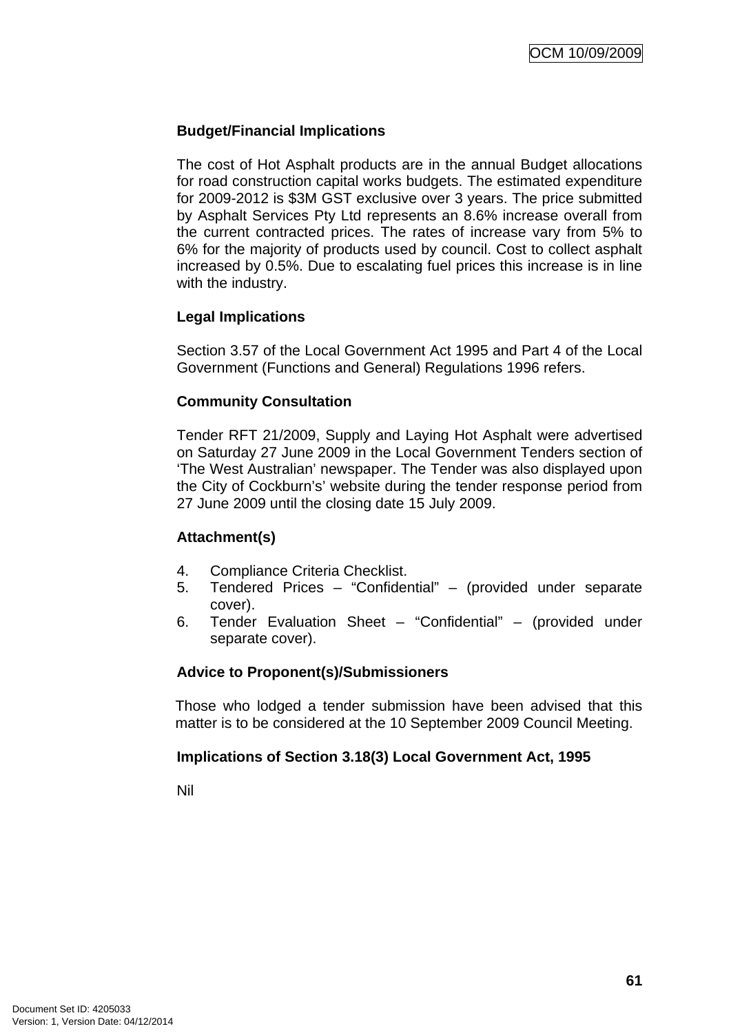**Budget/Financial Implications**

The cost of Hot Asphalt products are in the annual Budget allocations for road construction capital works budgets. The estimated expenditure for 2009-2012 is $3M GST exclusive over 3 years. The price submitted by Asphalt Services Pty Ltd represents an 8.6% increase overall from the current contracted prices. The rates of increase vary from 5% to 6% for the majority of products used by council. Cost to collect asphalt increased by 0.5%. Due to escalating fuel prices this increase is in line with the industry.

**Legal Implications**

Section 3.57 of the Local Government Act 1995 and Part 4 of the Local Government (Functions and General) Regulations 1996 refers.

**Community Consultation**

Tender RFT 21/2009, Supply and Laying Hot Asphalt were advertised on Saturday 27 June 2009 in the Local Government Tenders section of 'The West Australian' newspaper. The Tender was also displayed upon the City of Cockburn's' website during the tender response period from 27 June 2009 until the closing date 15 July 2009.

**Attachment(s)**

4. Compliance Criteria Checklist.
5. Tendered Prices – "Confidential" – (provided under separate cover).
6. Tender Evaluation Sheet – "Confidential" – (provided under separate cover).

**Advice to Proponent(s)/Submissioners**

Those who lodged a tender submission have been advised that this matter is to be considered at the 10 September 2009 Council Meeting.

**Implications of Section 3.18(3) Local Government Act, 1995**

Nil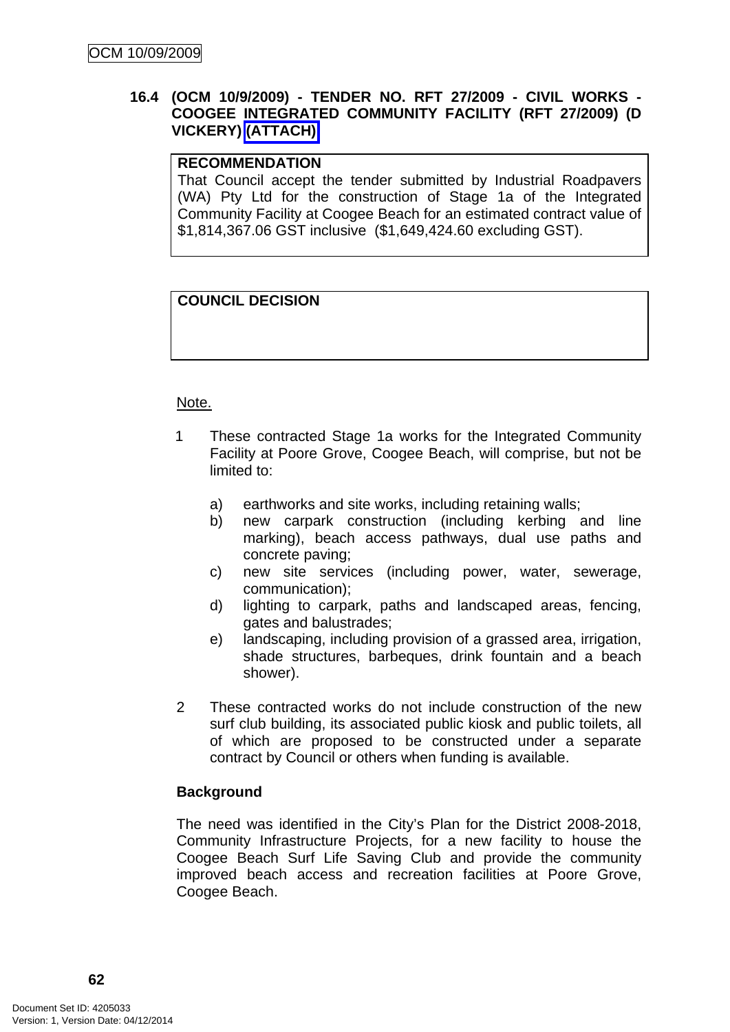### 16.4 (OCM 10/9/2009) - TENDER NO. RFT 27/2009 - CIVIL WORKS - COOGEE INTEGRATED COMMUNITY FACILITY (RFT 27/2009) (D VICKERY) (ATTACH)

**RECOMMENDATION**
That Council accept the tender submitted by Industrial Roadpavers (WA) Pty Ltd for the construction of Stage 1a of the Integrated Community Facility at Coogee Beach for an estimated contract value of $1,814,367.06 GST inclusive ($1,649,424.60 excluding GST).

**COUNCIL DECISION**

Note.

1 These contracted Stage 1a works for the Integrated Community Facility at Poore Grove, Coogee Beach, will comprise, but not be limited to:

   a) earthworks and site works, including retaining walls;
   b) new carpark construction (including kerbing and line marking), beach access pathways, dual use paths and concrete paving;
   c) new site services (including power, water, sewerage, communication);
   d) lighting to carpark, paths and landscaped areas, fencing, gates and balustrades;
   e) landscaping, including provision of a grassed area, irrigation, shade structures, barbeques, drink fountain and a beach shower).

2 These contracted works do not include construction of the new surf club building, its associated public kiosk and public toilets, all of which are proposed to be constructed under a separate contract by Council or others when funding is available.

**Background**

The need was identified in the City's Plan for the District 2008-2018, Community Infrastructure Projects, for a new facility to house the Coogee Beach Surf Life Saving Club and provide the community improved beach access and recreation facilities at Poore Grove, Coogee Beach.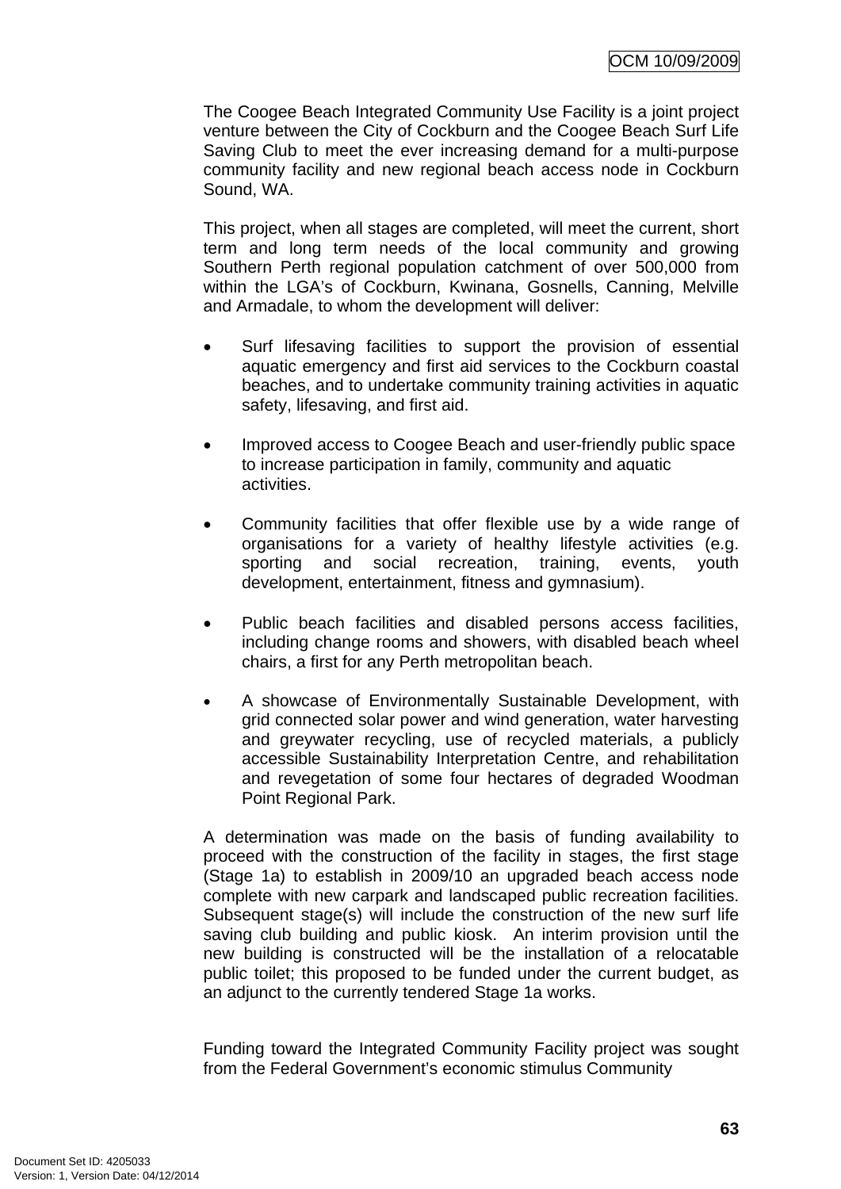The Coogee Beach Integrated Community Use Facility is a joint project venture between the City of Cockburn and the Coogee Beach Surf Life Saving Club to meet the ever increasing demand for a multi-purpose community facility and new regional beach access node in Cockburn Sound, WA.

This project, when all stages are completed, will meet the current, short term and long term needs of the local community and growing Southern Perth regional population catchment of over 500,000 from within the LGA's of Cockburn, Kwinana, Gosnells, Canning, Melville and Armadale, to whom the development will deliver:

- Surf lifesaving facilities to support the provision of essential aquatic emergency and first aid services to the Cockburn coastal beaches, and to undertake community training activities in aquatic safety, lifesaving, and first aid.

- Improved access to Coogee Beach and user-friendly public space to increase participation in family, community and aquatic activities.

- Community facilities that offer flexible use by a wide range of organisations for a variety of healthy lifestyle activities (e.g. sporting and social recreation, training, events, youth development, entertainment, fitness and gymnasium).

- Public beach facilities and disabled persons access facilities, including change rooms and showers, with disabled beach wheel chairs, a first for any Perth metropolitan beach.

- A showcase of Environmentally Sustainable Development, with grid connected solar power and wind generation, water harvesting and greywater recycling, use of recycled materials, a publicly accessible Sustainability Interpretation Centre, and rehabilitation and revegetation of some four hectares of degraded Woodman Point Regional Park.

A determination was made on the basis of funding availability to proceed with the construction of the facility in stages, the first stage (Stage 1a) to establish in 2009/10 an upgraded beach access node complete with new carpark and landscaped public recreation facilities. Subsequent stage(s) will include the construction of the new surf life saving club building and public kiosk. An interim provision until the new building is constructed will be the installation of a relocatable public toilet; this proposed to be funded under the current budget, as an adjunct to the currently tendered Stage 1a works.

Funding toward the Integrated Community Facility project was sought from the Federal Government's economic stimulus Community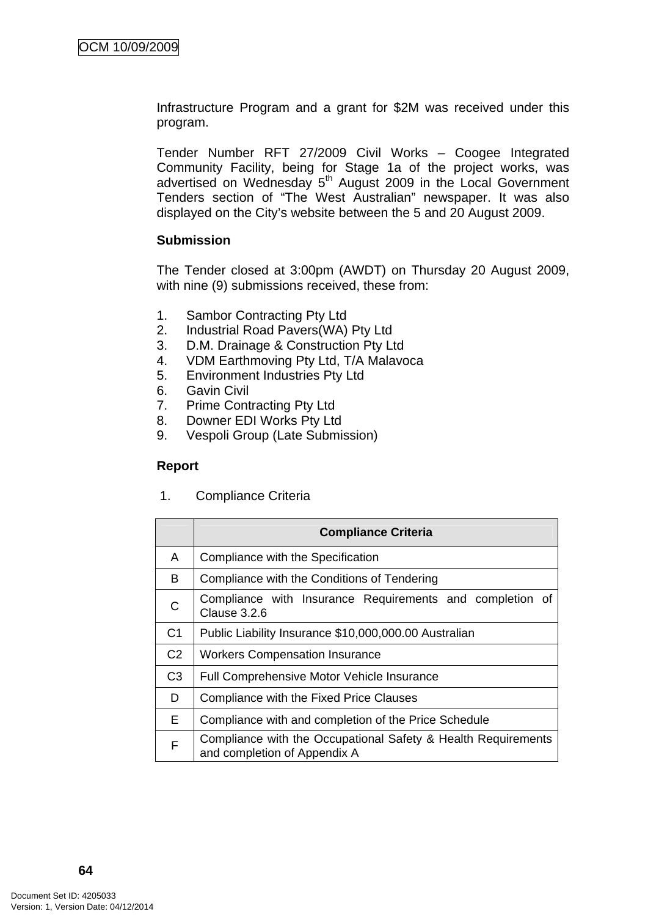Infrastructure Program and a grant for $2M was received under this program.

Tender Number RFT 27/2009 Civil Works – Coogee Integrated Community Facility, being for Stage 1a of the project works, was advertised on Wednesday 5th August 2009 in the Local Government Tenders section of "The West Australian" newspaper. It was also displayed on the City's website between the 5 and 20 August 2009.

**Submission**

The Tender closed at 3:00pm (AWDT) on Thursday 20 August 2009, with nine (9) submissions received, these from:

1. Sambor Contracting Pty Ltd
2. Industrial Road Pavers(WA) Pty Ltd
3. D.M. Drainage & Construction Pty Ltd
4. VDM Earthmoving Pty Ltd, T/A Malavoca
5. Environment Industries Pty Ltd
6. Gavin Civil
7. Prime Contracting Pty Ltd
8. Downer EDI Works Pty Ltd
9. Vespoli Group (Late Submission)

**Report**

1. Compliance Criteria

| | Compliance Criteria |
|---|---|
| A | Compliance with the Specification |
| B | Compliance with the Conditions of Tendering |
| C | Compliance with Insurance Requirements and completion of Clause 3.2.6 |
| C1 | Public Liability Insurance $10,000,000.00 Australian |
| C2 | Workers Compensation Insurance |
| C3 | Full Comprehensive Motor Vehicle Insurance |
| D | Compliance with the Fixed Price Clauses |
| E | Compliance with and completion of the Price Schedule |
| F | Compliance with the Occupational Safety & Health Requirements and completion of Appendix A |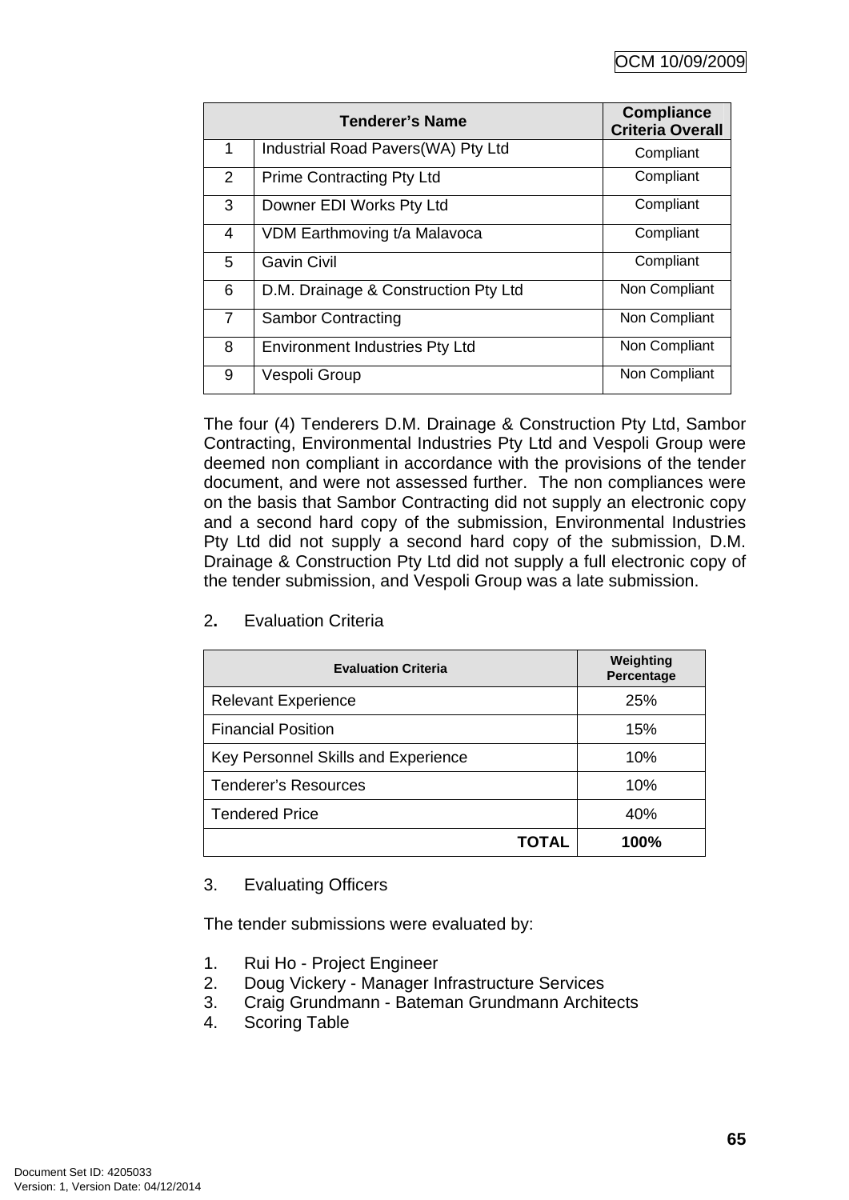| | Tenderer's Name | Compliance Criteria Overall |
|---|---|---|
| 1 | Industrial Road Pavers(WA) Pty Ltd | Compliant |
| 2 | Prime Contracting Pty Ltd | Compliant |
| 3 | Downer EDI Works Pty Ltd | Compliant |
| 4 | VDM Earthmoving t/a Malavoca | Compliant |
| 5 | Gavin Civil | Compliant |
| 6 | D.M. Drainage & Construction Pty Ltd | Non Compliant |
| 7 | Sambor Contracting | Non Compliant |
| 8 | Environment Industries Pty Ltd | Non Compliant |
| 9 | Vespoli Group | Non Compliant |

The four (4) Tenderers D.M. Drainage & Construction Pty Ltd, Sambor Contracting, Environmental Industries Pty Ltd and Vespoli Group were deemed non compliant in accordance with the provisions of the tender document, and were not assessed further. The non compliances were on the basis that Sambor Contracting did not supply an electronic copy and a second hard copy of the submission, Environmental Industries Pty Ltd did not supply a second hard copy of the submission, D.M. Drainage & Construction Pty Ltd did not supply a full electronic copy of the tender submission, and Vespoli Group was a late submission.

2. Evaluation Criteria

| Evaluation Criteria | Weighting Percentage |
|---|---|
| Relevant Experience | 25% |
| Financial Position | 15% |
| Key Personnel Skills and Experience | 10% |
| Tenderer's Resources | 10% |
| Tendered Price | 40% |
| **TOTAL** | **100%** |

3. Evaluating Officers

The tender submissions were evaluated by:

1. Rui Ho - Project Engineer
2. Doug Vickery - Manager Infrastructure Services
3. Craig Grundmann - Bateman Grundmann Architects
4. Scoring Table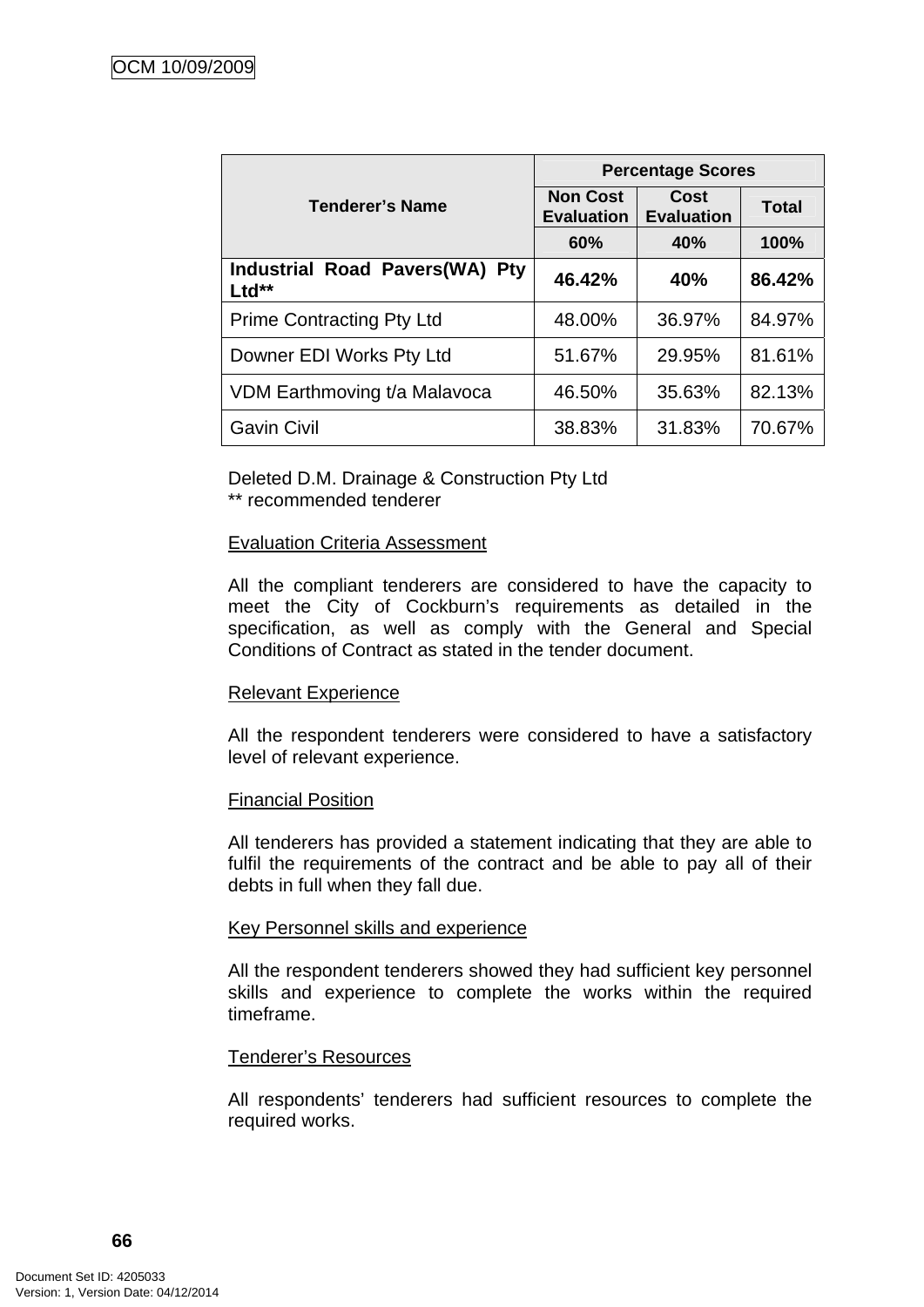| Tenderer's Name | Percentage Scores | | |
|---|---|---|---|
| | Non Cost Evaluation | Cost Evaluation | Total |
| | 60% | 40% | 100% |
| **Industrial Road Pavers(WA) Pty Ltd**** | **46.42%** | **40%** | **86.42%** |
| Prime Contracting Pty Ltd | 48.00% | 36.97% | 84.97% |
| Downer EDI Works Pty Ltd | 51.67% | 29.95% | 81.61% |
| VDM Earthmoving t/a Malavoca | 46.50% | 35.63% | 82.13% |
| Gavin Civil | 38.83% | 31.83% | 70.67% |

Deleted D.M. Drainage & Construction Pty Ltd
** recommended tenderer

Evaluation Criteria Assessment

All the compliant tenderers are considered to have the capacity to meet the City of Cockburn's requirements as detailed in the specification, as well as comply with the General and Special Conditions of Contract as stated in the tender document.

Relevant Experience

All the respondent tenderers were considered to have a satisfactory level of relevant experience.

Financial Position

All tenderers has provided a statement indicating that they are able to fulfil the requirements of the contract and be able to pay all of their debts in full when they fall due.

Key Personnel skills and experience

All the respondent tenderers showed they had sufficient key personnel skills and experience to complete the works within the required timeframe.

Tenderer's Resources

All respondents' tenderers had sufficient resources to complete the required works.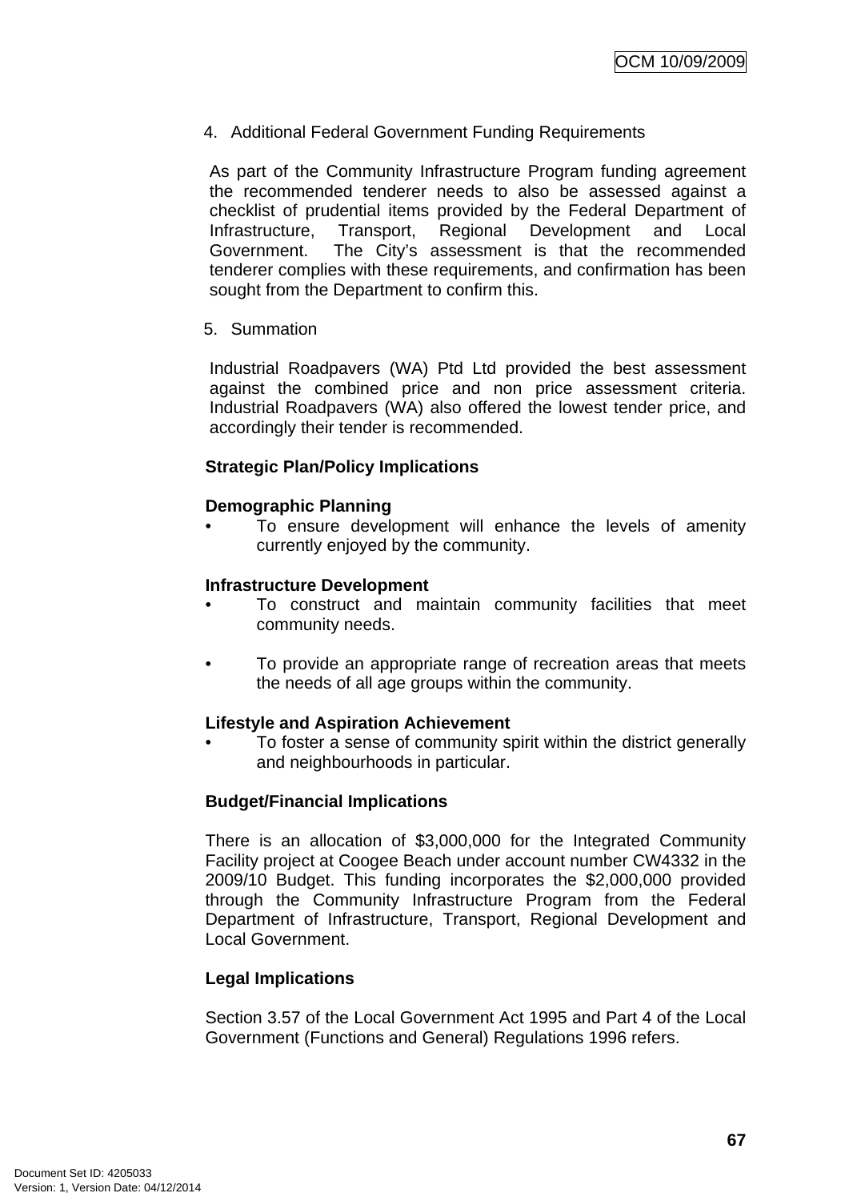4. Additional Federal Government Funding Requirements

As part of the Community Infrastructure Program funding agreement the recommended tenderer needs to also be assessed against a checklist of prudential items provided by the Federal Department of Infrastructure, Transport, Regional Development and Local Government. The City's assessment is that the recommended tenderer complies with these requirements, and confirmation has been sought from the Department to confirm this.

5. Summation

Industrial Roadpavers (WA) Ptd Ltd provided the best assessment against the combined price and non price assessment criteria. Industrial Roadpavers (WA) also offered the lowest tender price, and accordingly their tender is recommended.

**Strategic Plan/Policy Implications**

**Demographic Planning**

- To ensure development will enhance the levels of amenity currently enjoyed by the community.

**Infrastructure Development**

- To construct and maintain community facilities that meet community needs.
- To provide an appropriate range of recreation areas that meets the needs of all age groups within the community.

**Lifestyle and Aspiration Achievement**

- To foster a sense of community spirit within the district generally and neighbourhoods in particular.

**Budget/Financial Implications**

There is an allocation of $3,000,000 for the Integrated Community Facility project at Coogee Beach under account number CW4332 in the 2009/10 Budget. This funding incorporates the $2,000,000 provided through the Community Infrastructure Program from the Federal Department of Infrastructure, Transport, Regional Development and Local Government.

**Legal Implications**

Section 3.57 of the Local Government Act 1995 and Part 4 of the Local Government (Functions and General) Regulations 1996 refers.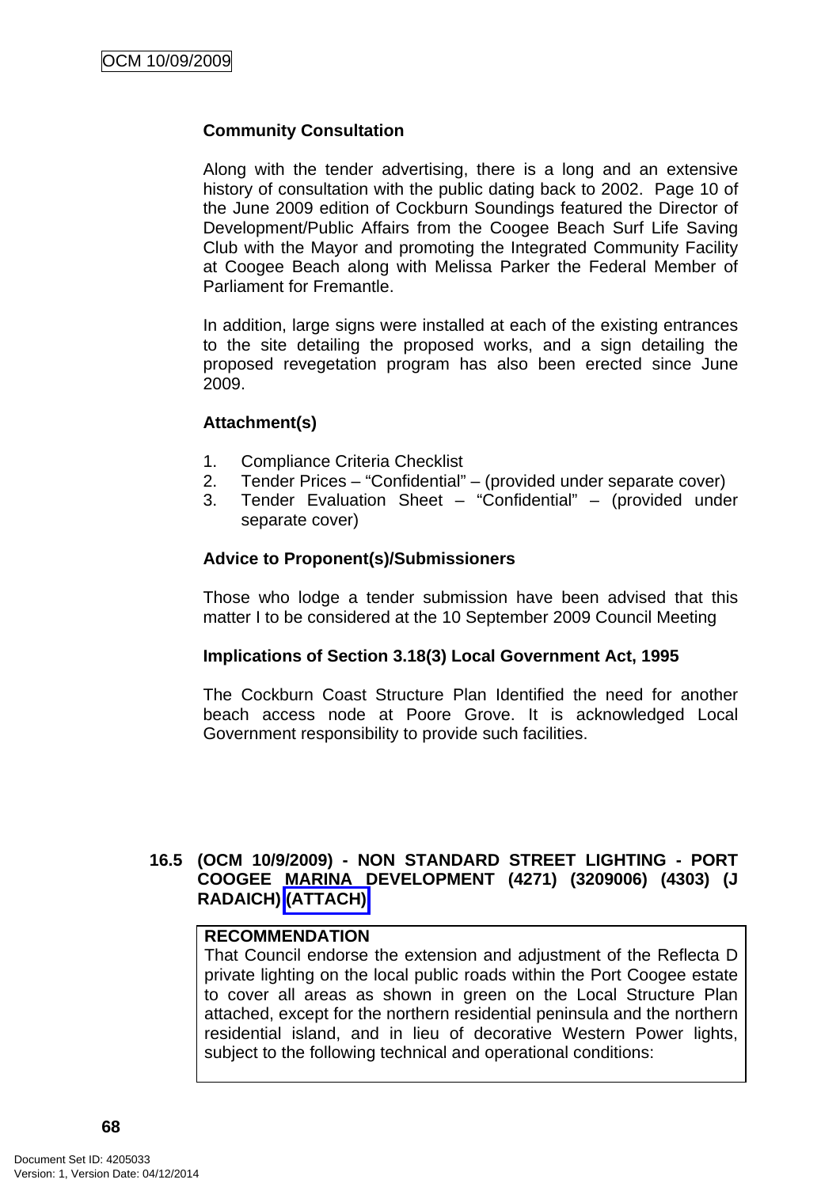**Community Consultation**

Along with the tender advertising, there is a long and an extensive history of consultation with the public dating back to 2002. Page 10 of the June 2009 edition of Cockburn Soundings featured the Director of Development/Public Affairs from the Coogee Beach Surf Life Saving Club with the Mayor and promoting the Integrated Community Facility at Coogee Beach along with Melissa Parker the Federal Member of Parliament for Fremantle.

In addition, large signs were installed at each of the existing entrances to the site detailing the proposed works, and a sign detailing the proposed revegetation program has also been erected since June 2009.

**Attachment(s)**

1. Compliance Criteria Checklist
2. Tender Prices – "Confidential" – (provided under separate cover)
3. Tender Evaluation Sheet – "Confidential" – (provided under separate cover)

**Advice to Proponent(s)/Submissioners**

Those who lodge a tender submission have been advised that this matter I to be considered at the 10 September 2009 Council Meeting

**Implications of Section 3.18(3) Local Government Act, 1995**

The Cockburn Coast Structure Plan Identified the need for another beach access node at Poore Grove. It is acknowledged Local Government responsibility to provide such facilities.

## 16.5 (OCM 10/9/2009) - NON STANDARD STREET LIGHTING - PORT COOGEE MARINA DEVELOPMENT (4271) (3209006) (4303) (J RADAICH) (ATTACH)

**RECOMMENDATION**
That Council endorse the extension and adjustment of the Reflecta D private lighting on the local public roads within the Port Coogee estate to cover all areas as shown in green on the Local Structure Plan attached, except for the northern residential peninsula and the northern residential island, and in lieu of decorative Western Power lights, subject to the following technical and operational conditions: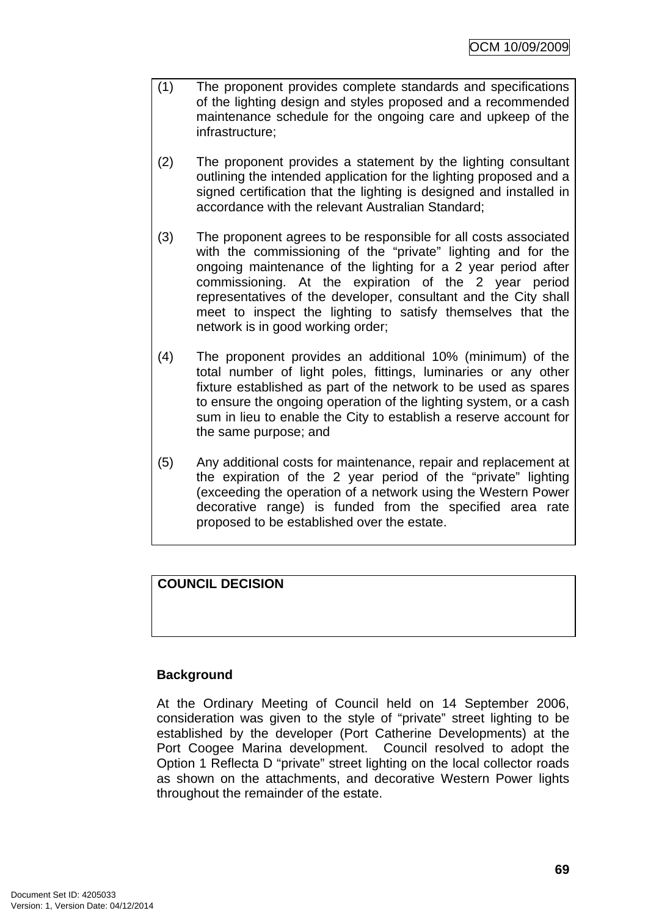(1) The proponent provides complete standards and specifications of the lighting design and styles proposed and a recommended maintenance schedule for the ongoing care and upkeep of the infrastructure;

(2) The proponent provides a statement by the lighting consultant outlining the intended application for the lighting proposed and a signed certification that the lighting is designed and installed in accordance with the relevant Australian Standard;

(3) The proponent agrees to be responsible for all costs associated with the commissioning of the "private" lighting and for the ongoing maintenance of the lighting for a 2 year period after commissioning. At the expiration of the 2 year period representatives of the developer, consultant and the City shall meet to inspect the lighting to satisfy themselves that the network is in good working order;

(4) The proponent provides an additional 10% (minimum) of the total number of light poles, fittings, luminaries or any other fixture established as part of the network to be used as spares to ensure the ongoing operation of the lighting system, or a cash sum in lieu to enable the City to establish a reserve account for the same purpose; and

(5) Any additional costs for maintenance, repair and replacement at the expiration of the 2 year period of the "private" lighting (exceeding the operation of a network using the Western Power decorative range) is funded from the specified area rate proposed to be established over the estate.

**COUNCIL DECISION**

**Background**

At the Ordinary Meeting of Council held on 14 September 2006, consideration was given to the style of "private" street lighting to be established by the developer (Port Catherine Developments) at the Port Coogee Marina development. Council resolved to adopt the Option 1 Reflecta D "private" street lighting on the local collector roads as shown on the attachments, and decorative Western Power lights throughout the remainder of the estate.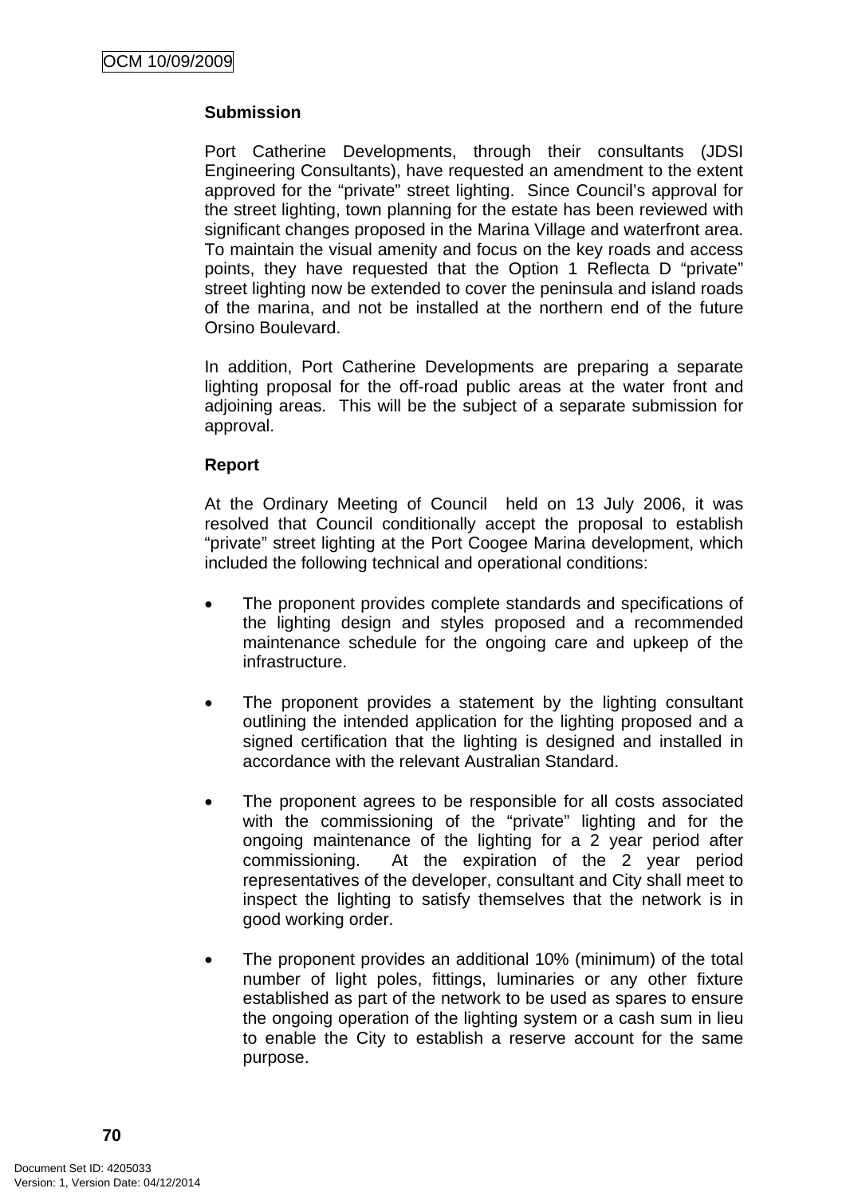**Submission**

Port Catherine Developments, through their consultants (JDSI Engineering Consultants), have requested an amendment to the extent approved for the "private" street lighting. Since Council's approval for the street lighting, town planning for the estate has been reviewed with significant changes proposed in the Marina Village and waterfront area. To maintain the visual amenity and focus on the key roads and access points, they have requested that the Option 1 Reflecta D "private" street lighting now be extended to cover the peninsula and island roads of the marina, and not be installed at the northern end of the future Orsino Boulevard.

In addition, Port Catherine Developments are preparing a separate lighting proposal for the off-road public areas at the water front and adjoining areas. This will be the subject of a separate submission for approval.

**Report**

At the Ordinary Meeting of Council held on 13 July 2006, it was resolved that Council conditionally accept the proposal to establish "private" street lighting at the Port Coogee Marina development, which included the following technical and operational conditions:

- The proponent provides complete standards and specifications of the lighting design and styles proposed and a recommended maintenance schedule for the ongoing care and upkeep of the infrastructure.

- The proponent provides a statement by the lighting consultant outlining the intended application for the lighting proposed and a signed certification that the lighting is designed and installed in accordance with the relevant Australian Standard.

- The proponent agrees to be responsible for all costs associated with the commissioning of the "private" lighting and for the ongoing maintenance of the lighting for a 2 year period after commissioning. At the expiration of the 2 year period representatives of the developer, consultant and City shall meet to inspect the lighting to satisfy themselves that the network is in good working order.

- The proponent provides an additional 10% (minimum) of the total number of light poles, fittings, luminaries or any other fixture established as part of the network to be used as spares to ensure the ongoing operation of the lighting system or a cash sum in lieu to enable the City to establish a reserve account for the same purpose.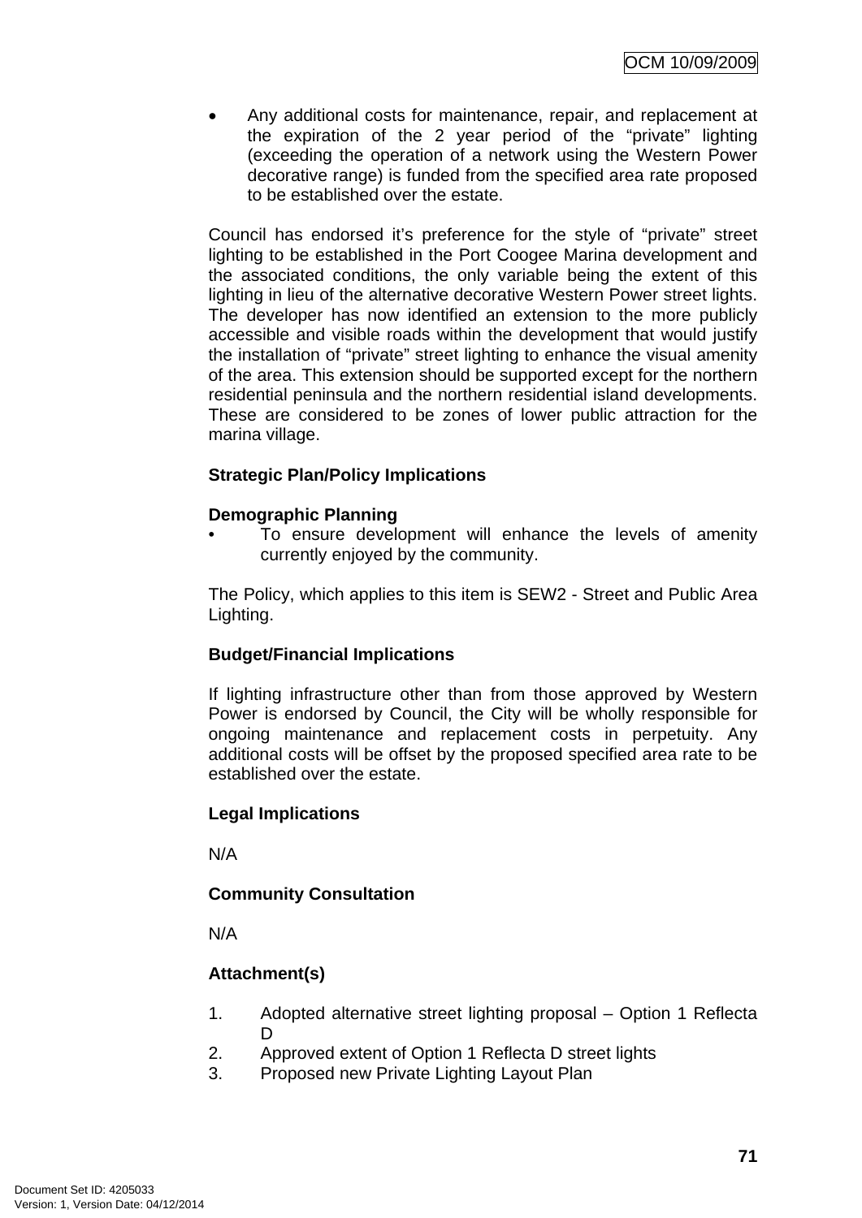- Any additional costs for maintenance, repair, and replacement at the expiration of the 2 year period of the "private" lighting (exceeding the operation of a network using the Western Power decorative range) is funded from the specified area rate proposed to be established over the estate.

Council has endorsed it's preference for the style of "private" street lighting to be established in the Port Coogee Marina development and the associated conditions, the only variable being the extent of this lighting in lieu of the alternative decorative Western Power street lights. The developer has now identified an extension to the more publicly accessible and visible roads within the development that would justify the installation of "private" street lighting to enhance the visual amenity of the area. This extension should be supported except for the northern residential peninsula and the northern residential island developments. These are considered to be zones of lower public attraction for the marina village.

**Strategic Plan/Policy Implications**

**Demographic Planning**

- To ensure development will enhance the levels of amenity currently enjoyed by the community.

The Policy, which applies to this item is SEW2 - Street and Public Area Lighting.

**Budget/Financial Implications**

If lighting infrastructure other than from those approved by Western Power is endorsed by Council, the City will be wholly responsible for ongoing maintenance and replacement costs in perpetuity. Any additional costs will be offset by the proposed specified area rate to be established over the estate.

**Legal Implications**

N/A

**Community Consultation**

N/A

**Attachment(s)**

1. Adopted alternative street lighting proposal – Option 1 Reflecta D
2. Approved extent of Option 1 Reflecta D street lights
3. Proposed new Private Lighting Layout Plan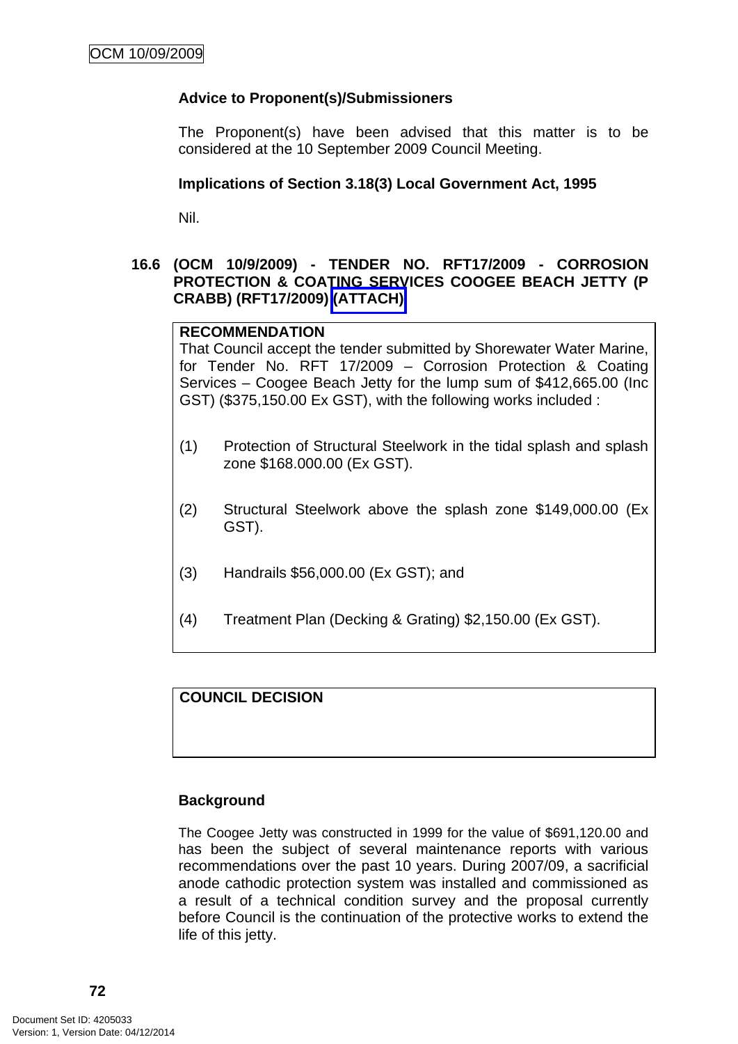**Advice to Proponent(s)/Submissioners**

The Proponent(s) have been advised that this matter is to be considered at the 10 September 2009 Council Meeting.

**Implications of Section 3.18(3) Local Government Act, 1995**

Nil.

### 16.6 (OCM 10/9/2009) - TENDER NO. RFT17/2009 - CORROSION PROTECTION & COATING SERVICES COOGEE BEACH JETTY (P CRABB) (RFT17/2009) (ATTACH)

**RECOMMENDATION**

That Council accept the tender submitted by Shorewater Water Marine, for Tender No. RFT 17/2009 – Corrosion Protection & Coating Services – Coogee Beach Jetty for the lump sum of $412,665.00 (Inc GST) ($375,150.00 Ex GST), with the following works included :

(1) Protection of Structural Steelwork in the tidal splash and splash zone $168.000.00 (Ex GST).

(2) Structural Steelwork above the splash zone $149,000.00 (Ex GST).

(3) Handrails $56,000.00 (Ex GST); and

(4) Treatment Plan (Decking & Grating) $2,150.00 (Ex GST).

**COUNCIL DECISION**

**Background**

The Coogee Jetty was constructed in 1999 for the value of $691,120.00 and has been the subject of several maintenance reports with various recommendations over the past 10 years. During 2007/09, a sacrificial anode cathodic protection system was installed and commissioned as a result of a technical condition survey and the proposal currently before Council is the continuation of the protective works to extend the life of this jetty.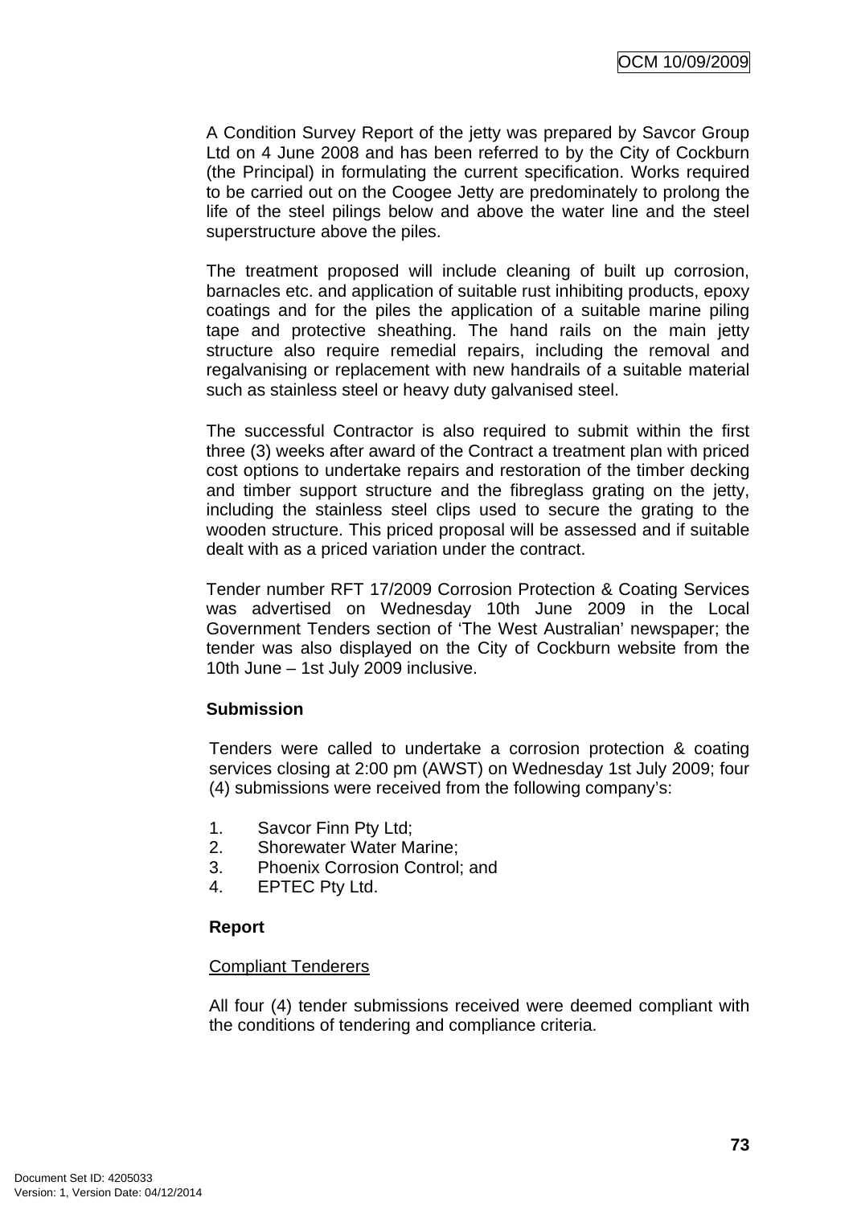A Condition Survey Report of the jetty was prepared by Savcor Group Ltd on 4 June 2008 and has been referred to by the City of Cockburn (the Principal) in formulating the current specification. Works required to be carried out on the Coogee Jetty are predominately to prolong the life of the steel pilings below and above the water line and the steel superstructure above the piles.

The treatment proposed will include cleaning of built up corrosion, barnacles etc. and application of suitable rust inhibiting products, epoxy coatings and for the piles the application of a suitable marine piling tape and protective sheathing. The hand rails on the main jetty structure also require remedial repairs, including the removal and regalvanising or replacement with new handrails of a suitable material such as stainless steel or heavy duty galvanised steel.

The successful Contractor is also required to submit within the first three (3) weeks after award of the Contract a treatment plan with priced cost options to undertake repairs and restoration of the timber decking and timber support structure and the fibreglass grating on the jetty, including the stainless steel clips used to secure the grating to the wooden structure. This priced proposal will be assessed and if suitable dealt with as a priced variation under the contract.

Tender number RFT 17/2009 Corrosion Protection & Coating Services was advertised on Wednesday 10th June 2009 in the Local Government Tenders section of 'The West Australian' newspaper; the tender was also displayed on the City of Cockburn website from the 10th June – 1st July 2009 inclusive.

**Submission**

Tenders were called to undertake a corrosion protection & coating services closing at 2:00 pm (AWST) on Wednesday 1st July 2009; four (4) submissions were received from the following company's:

1. Savcor Finn Pty Ltd;
2. Shorewater Water Marine;
3. Phoenix Corrosion Control; and
4. EPTEC Pty Ltd.

**Report**

Compliant Tenderers

All four (4) tender submissions received were deemed compliant with the conditions of tendering and compliance criteria.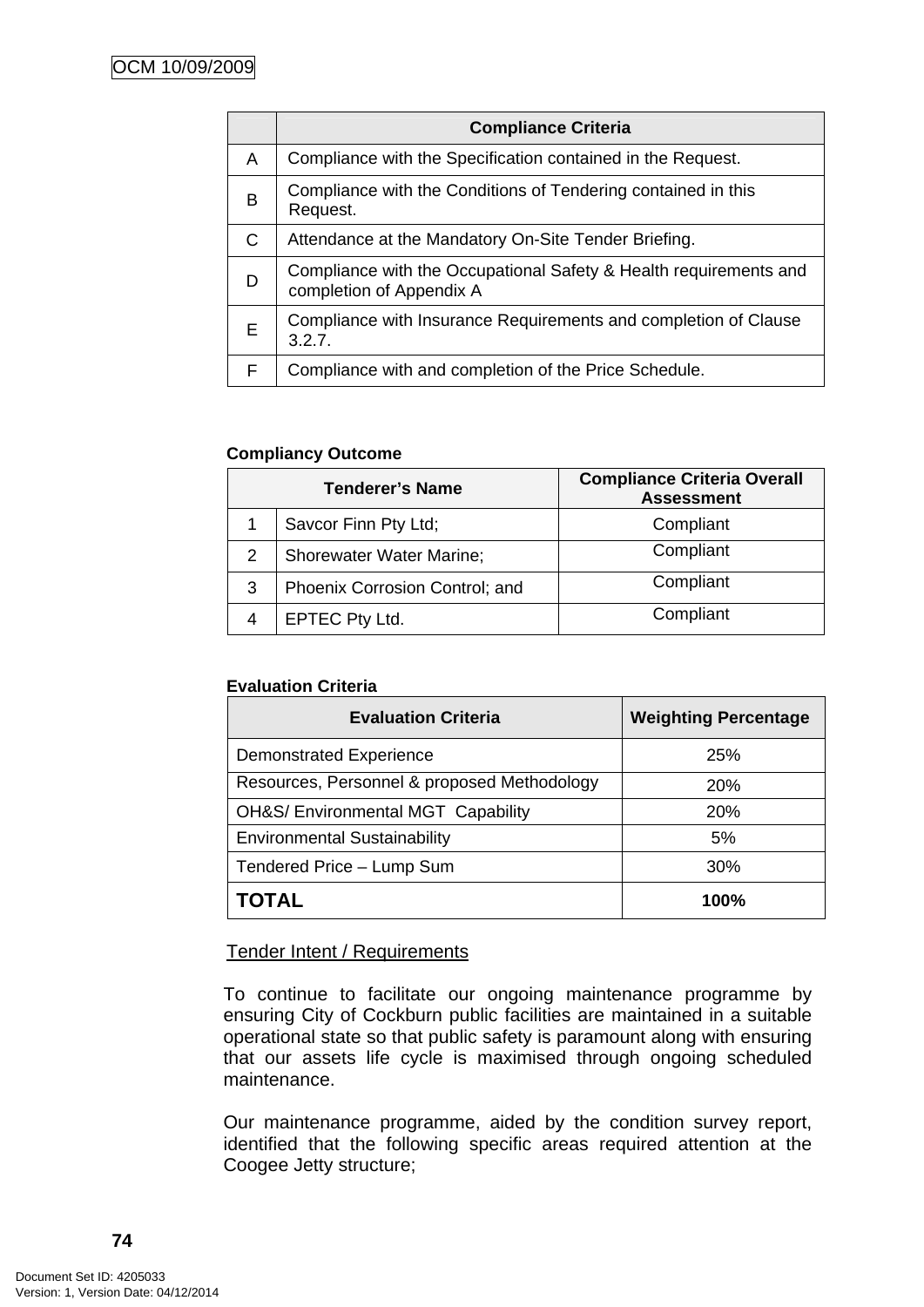| | Compliance Criteria |
|---|---|
| A | Compliance with the Specification contained in the Request. |
| B | Compliance with the Conditions of Tendering contained in this Request. |
| C | Attendance at the Mandatory On-Site Tender Briefing. |
| D | Compliance with the Occupational Safety & Health requirements and completion of Appendix A |
| E | Compliance with Insurance Requirements and completion of Clause 3.2.7. |
| F | Compliance with and completion of the Price Schedule. |

**Compliancy Outcome**

| | Tenderer's Name | Compliance Criteria Overall Assessment |
|---|---|---|
| 1 | Savcor Finn Pty Ltd; | Compliant |
| 2 | Shorewater Water Marine; | Compliant |
| 3 | Phoenix Corrosion Control; and | Compliant |
| 4 | EPTEC Pty Ltd. | Compliant |

**Evaluation Criteria**

| Evaluation Criteria | Weighting Percentage |
|---|---|
| Demonstrated Experience | 25% |
| Resources, Personnel & proposed Methodology | 20% |
| OH&S/ Environmental MGT Capability | 20% |
| Environmental Sustainability | 5% |
| Tendered Price – Lump Sum | 30% |
| **TOTAL** | **100%** |

Tender Intent / Requirements

To continue to facilitate our ongoing maintenance programme by ensuring City of Cockburn public facilities are maintained in a suitable operational state so that public safety is paramount along with ensuring that our assets life cycle is maximised through ongoing scheduled maintenance.

Our maintenance programme, aided by the condition survey report, identified that the following specific areas required attention at the Coogee Jetty structure;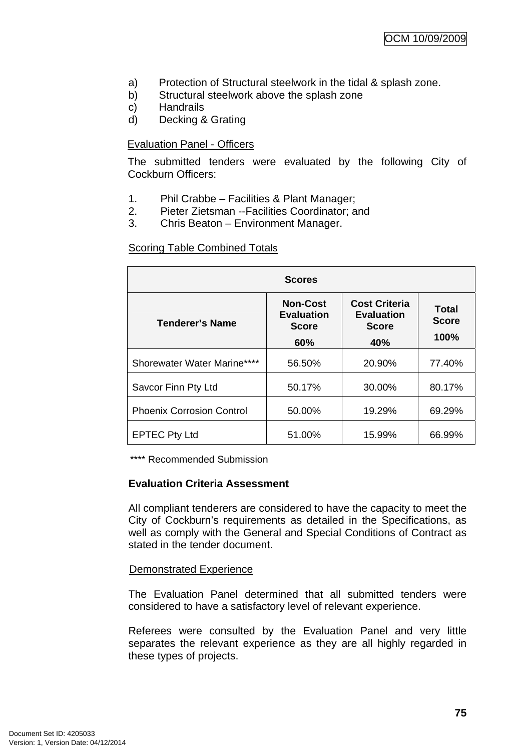a) Protection of Structural steelwork in the tidal & splash zone.
b) Structural steelwork above the splash zone
c) Handrails
d) Decking & Grating

Evaluation Panel - Officers

The submitted tenders were evaluated by the following City of Cockburn Officers:

1. Phil Crabbe – Facilities & Plant Manager;
2. Pieter Zietsman --Facilities Coordinator; and
3. Chris Beaton – Environment Manager.

Scoring Table Combined Totals

| Scores | | | |
|---|---|---|---|
| **Tenderer's Name** | **Non-Cost Evaluation Score 60%** | **Cost Criteria Evaluation Score 40%** | **Total Score 100%** |
| Shorewater Water Marine**** | 56.50% | 20.90% | 77.40% |
| Savcor Finn Pty Ltd | 50.17% | 30.00% | 80.17% |
| Phoenix Corrosion Control | 50.00% | 19.29% | 69.29% |
| EPTEC Pty Ltd | 51.00% | 15.99% | 66.99% |

**** Recommended Submission

**Evaluation Criteria Assessment**

All compliant tenderers are considered to have the capacity to meet the City of Cockburn's requirements as detailed in the Specifications, as well as comply with the General and Special Conditions of Contract as stated in the tender document.

Demonstrated Experience

The Evaluation Panel determined that all submitted tenders were considered to have a satisfactory level of relevant experience.

Referees were consulted by the Evaluation Panel and very little separates the relevant experience as they are all highly regarded in these types of projects.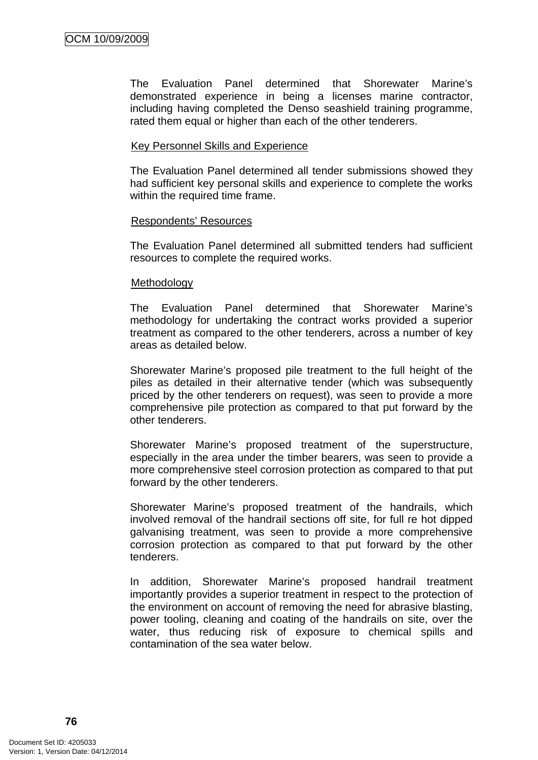The Evaluation Panel determined that Shorewater Marine's demonstrated experience in being a licenses marine contractor, including having completed the Denso seashield training programme, rated them equal or higher than each of the other tenderers.

Key Personnel Skills and Experience

The Evaluation Panel determined all tender submissions showed they had sufficient key personal skills and experience to complete the works within the required time frame.

Respondents' Resources

The Evaluation Panel determined all submitted tenders had sufficient resources to complete the required works.

Methodology

The Evaluation Panel determined that Shorewater Marine's methodology for undertaking the contract works provided a superior treatment as compared to the other tenderers, across a number of key areas as detailed below.

Shorewater Marine's proposed pile treatment to the full height of the piles as detailed in their alternative tender (which was subsequently priced by the other tenderers on request), was seen to provide a more comprehensive pile protection as compared to that put forward by the other tenderers.

Shorewater Marine's proposed treatment of the superstructure, especially in the area under the timber bearers, was seen to provide a more comprehensive steel corrosion protection as compared to that put forward by the other tenderers.

Shorewater Marine's proposed treatment of the handrails, which involved removal of the handrail sections off site, for full re hot dipped galvanising treatment, was seen to provide a more comprehensive corrosion protection as compared to that put forward by the other tenderers.

In addition, Shorewater Marine's proposed handrail treatment importantly provides a superior treatment in respect to the protection of the environment on account of removing the need for abrasive blasting, power tooling, cleaning and coating of the handrails on site, over the water, thus reducing risk of exposure to chemical spills and contamination of the sea water below.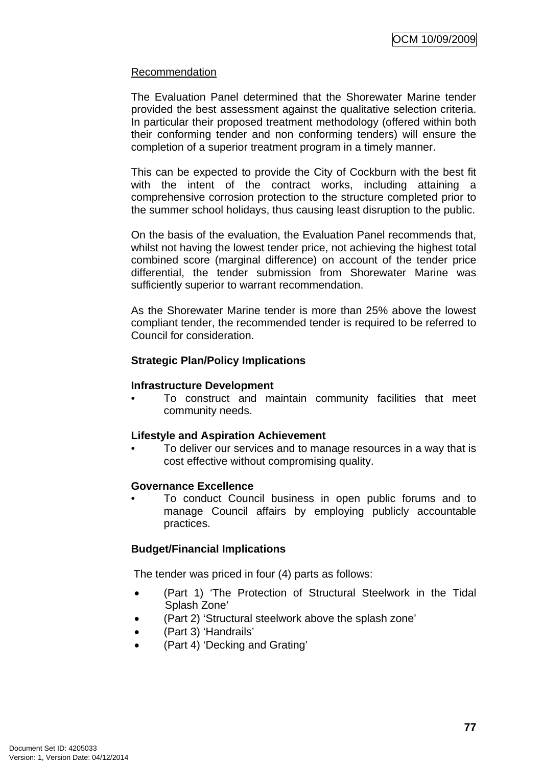Recommendation

The Evaluation Panel determined that the Shorewater Marine tender provided the best assessment against the qualitative selection criteria. In particular their proposed treatment methodology (offered within both their conforming tender and non conforming tenders) will ensure the completion of a superior treatment program in a timely manner.

This can be expected to provide the City of Cockburn with the best fit with the intent of the contract works, including attaining a comprehensive corrosion protection to the structure completed prior to the summer school holidays, thus causing least disruption to the public.

On the basis of the evaluation, the Evaluation Panel recommends that, whilst not having the lowest tender price, not achieving the highest total combined score (marginal difference) on account of the tender price differential, the tender submission from Shorewater Marine was sufficiently superior to warrant recommendation.

As the Shorewater Marine tender is more than 25% above the lowest compliant tender, the recommended tender is required to be referred to Council for consideration.

**Strategic Plan/Policy Implications**

**Infrastructure Development**

- To construct and maintain community facilities that meet community needs.

**Lifestyle and Aspiration Achievement**

- To deliver our services and to manage resources in a way that is cost effective without compromising quality.

**Governance Excellence**

- To conduct Council business in open public forums and to manage Council affairs by employing publicly accountable practices.

**Budget/Financial Implications**

The tender was priced in four (4) parts as follows:

- (Part 1) 'The Protection of Structural Steelwork in the Tidal Splash Zone'
- (Part 2) 'Structural steelwork above the splash zone'
- (Part 3) 'Handrails'
- (Part 4) 'Decking and Grating'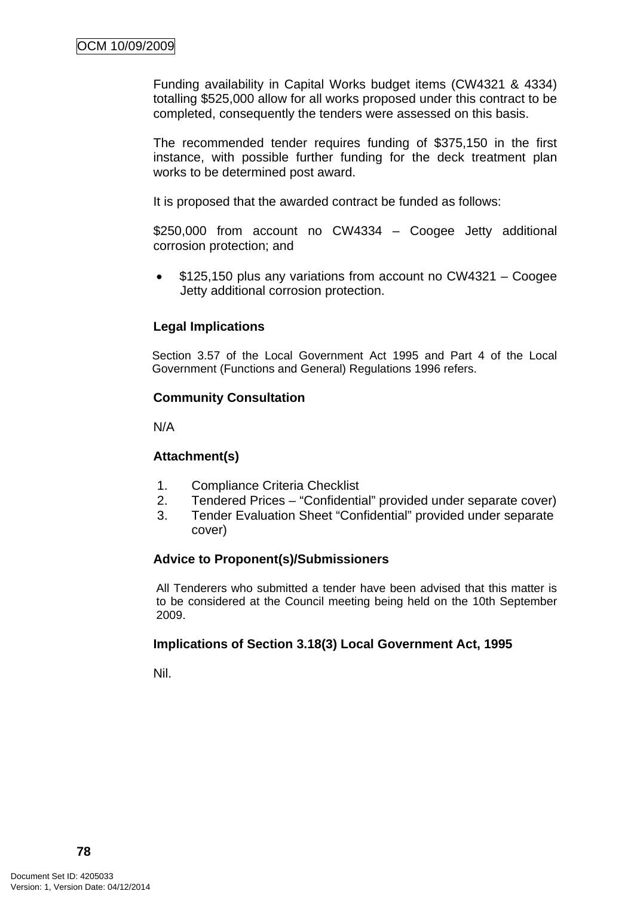Funding availability in Capital Works budget items (CW4321 & 4334) totalling $525,000 allow for all works proposed under this contract to be completed, consequently the tenders were assessed on this basis.

The recommended tender requires funding of $375,150 in the first instance, with possible further funding for the deck treatment plan works to be determined post award.

It is proposed that the awarded contract be funded as follows:

$250,000 from account no CW4334 – Coogee Jetty additional corrosion protection; and

- $125,150 plus any variations from account no CW4321 – Coogee Jetty additional corrosion protection.

**Legal Implications**

Section 3.57 of the Local Government Act 1995 and Part 4 of the Local Government (Functions and General) Regulations 1996 refers.

**Community Consultation**

N/A

**Attachment(s)**

1. Compliance Criteria Checklist
2. Tendered Prices – "Confidential" provided under separate cover)
3. Tender Evaluation Sheet "Confidential" provided under separate cover)

**Advice to Proponent(s)/Submissioners**

All Tenderers who submitted a tender have been advised that this matter is to be considered at the Council meeting being held on the 10th September 2009.

**Implications of Section 3.18(3) Local Government Act, 1995**

Nil.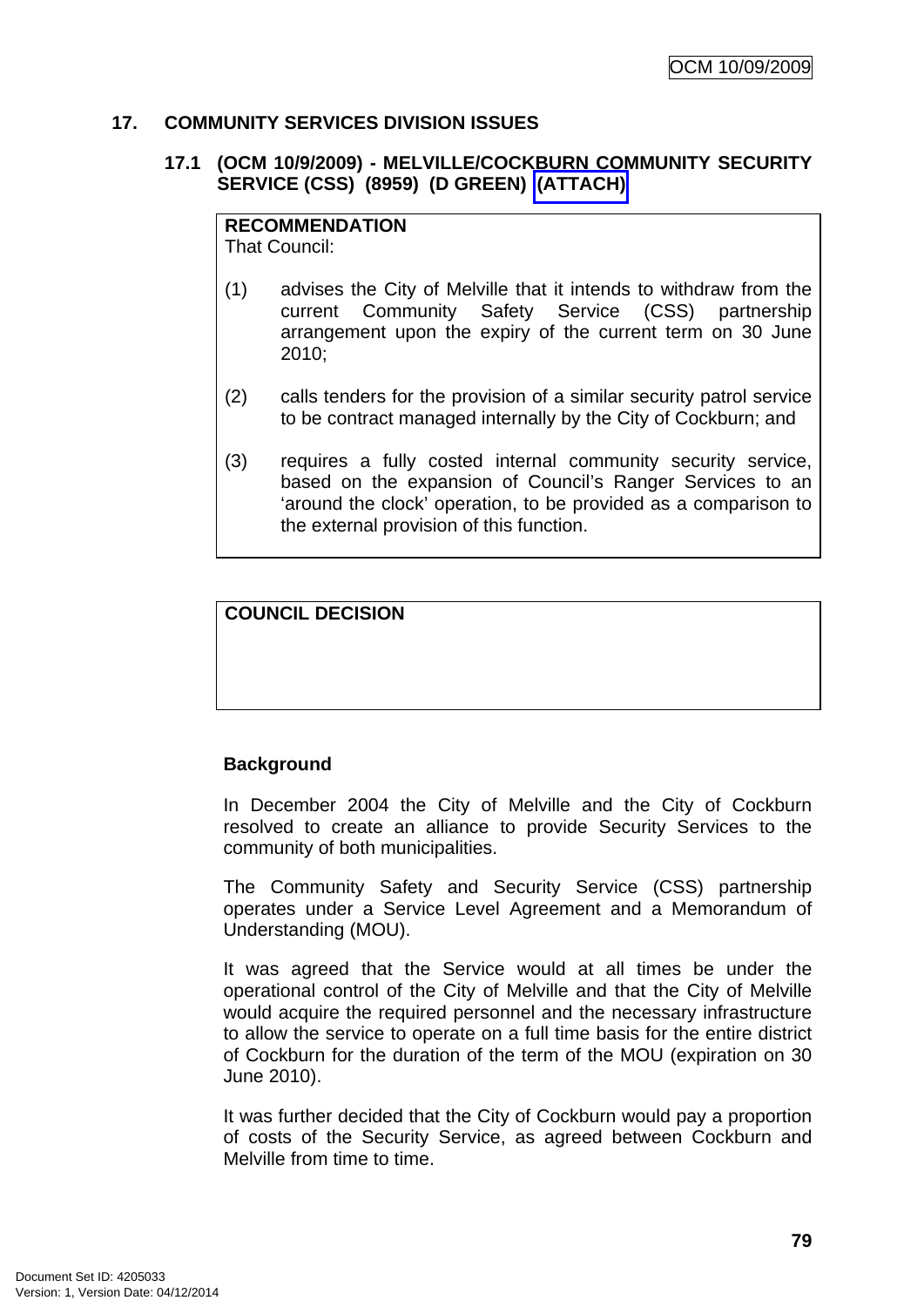## 17. COMMUNITY SERVICES DIVISION ISSUES

### 17.1 (OCM 10/9/2009) - MELVILLE/COCKBURN COMMUNITY SECURITY SERVICE (CSS) (8959) (D GREEN) (ATTACH)

**RECOMMENDATION**
That Council:

(1) advises the City of Melville that it intends to withdraw from the current Community Safety Service (CSS) partnership arrangement upon the expiry of the current term on 30 June 2010;

(2) calls tenders for the provision of a similar security patrol service to be contract managed internally by the City of Cockburn; and

(3) requires a fully costed internal community security service, based on the expansion of Council's Ranger Services to an 'around the clock' operation, to be provided as a comparison to the external provision of this function.

**COUNCIL DECISION**

**Background**

In December 2004 the City of Melville and the City of Cockburn resolved to create an alliance to provide Security Services to the community of both municipalities.

The Community Safety and Security Service (CSS) partnership operates under a Service Level Agreement and a Memorandum of Understanding (MOU).

It was agreed that the Service would at all times be under the operational control of the City of Melville and that the City of Melville would acquire the required personnel and the necessary infrastructure to allow the service to operate on a full time basis for the entire district of Cockburn for the duration of the term of the MOU (expiration on 30 June 2010).

It was further decided that the City of Cockburn would pay a proportion of costs of the Security Service, as agreed between Cockburn and Melville from time to time.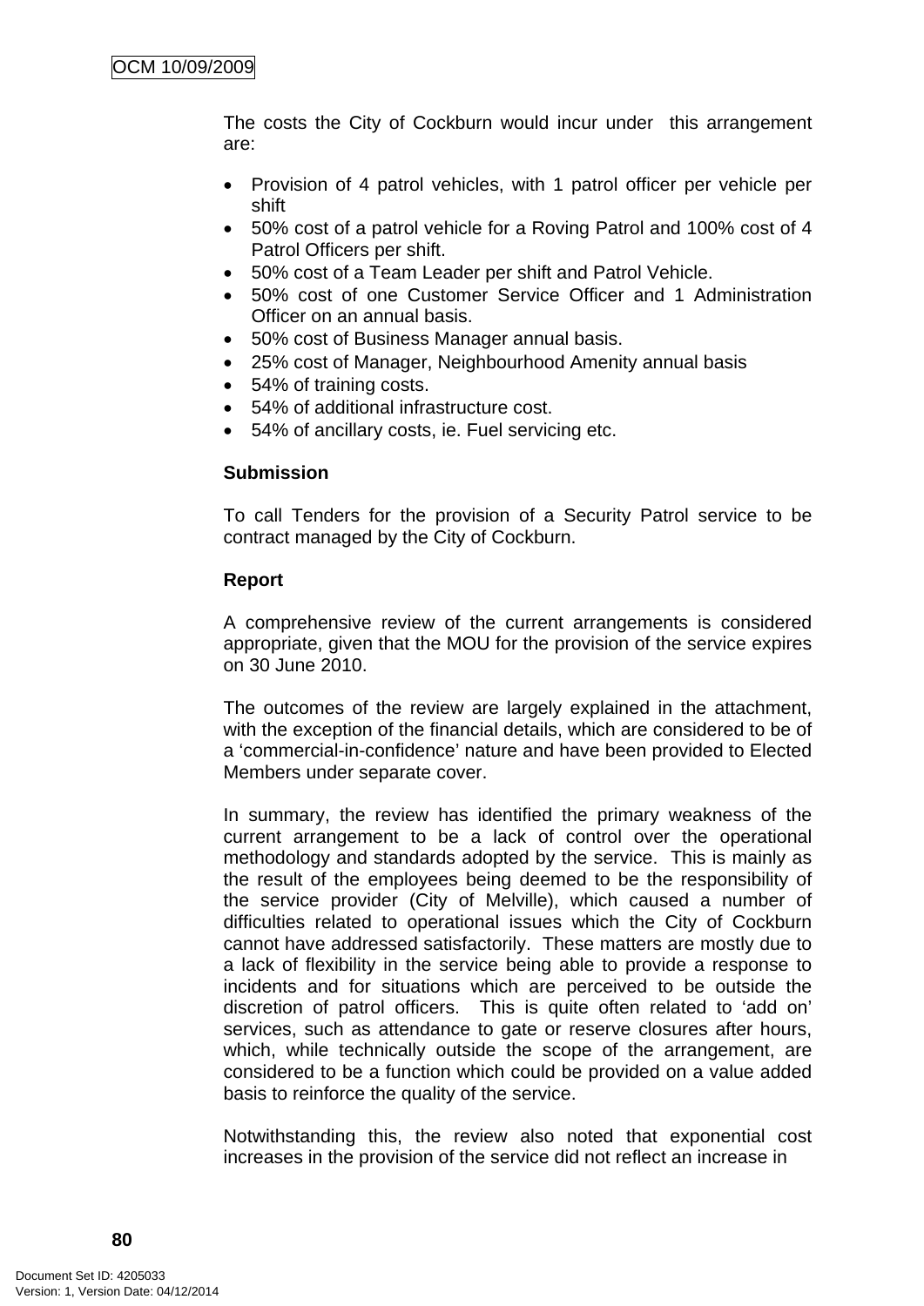The costs the City of Cockburn would incur under this arrangement are:

- Provision of 4 patrol vehicles, with 1 patrol officer per vehicle per shift
- 50% cost of a patrol vehicle for a Roving Patrol and 100% cost of 4 Patrol Officers per shift.
- 50% cost of a Team Leader per shift and Patrol Vehicle.
- 50% cost of one Customer Service Officer and 1 Administration Officer on an annual basis.
- 50% cost of Business Manager annual basis.
- 25% cost of Manager, Neighbourhood Amenity annual basis
- 54% of training costs.
- 54% of additional infrastructure cost.
- 54% of ancillary costs, ie. Fuel servicing etc.

**Submission**

To call Tenders for the provision of a Security Patrol service to be contract managed by the City of Cockburn.

**Report**

A comprehensive review of the current arrangements is considered appropriate, given that the MOU for the provision of the service expires on 30 June 2010.

The outcomes of the review are largely explained in the attachment, with the exception of the financial details, which are considered to be of a 'commercial-in-confidence' nature and have been provided to Elected Members under separate cover.

In summary, the review has identified the primary weakness of the current arrangement to be a lack of control over the operational methodology and standards adopted by the service. This is mainly as the result of the employees being deemed to be the responsibility of the service provider (City of Melville), which caused a number of difficulties related to operational issues which the City of Cockburn cannot have addressed satisfactorily. These matters are mostly due to a lack of flexibility in the service being able to provide a response to incidents and for situations which are perceived to be outside the discretion of patrol officers. This is quite often related to 'add on' services, such as attendance to gate or reserve closures after hours, which, while technically outside the scope of the arrangement, are considered to be a function which could be provided on a value added basis to reinforce the quality of the service.

Notwithstanding this, the review also noted that exponential cost increases in the provision of the service did not reflect an increase in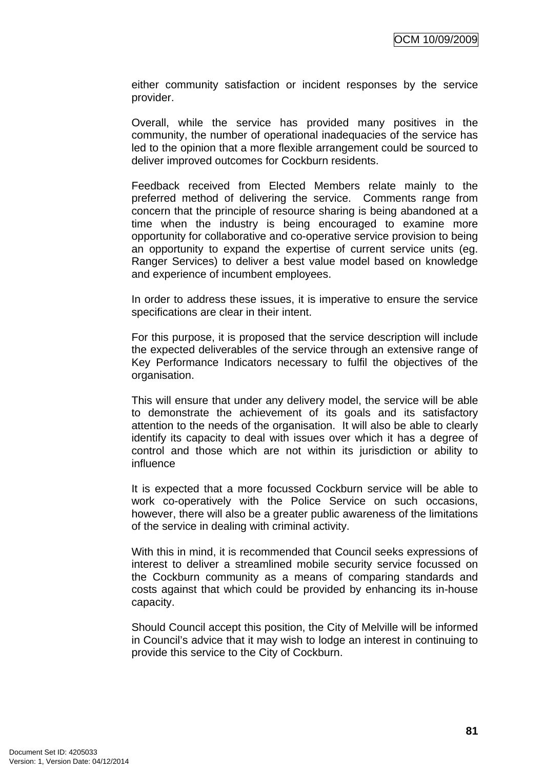either community satisfaction or incident responses by the service provider.

Overall, while the service has provided many positives in the community, the number of operational inadequacies of the service has led to the opinion that a more flexible arrangement could be sourced to deliver improved outcomes for Cockburn residents.

Feedback received from Elected Members relate mainly to the preferred method of delivering the service. Comments range from concern that the principle of resource sharing is being abandoned at a time when the industry is being encouraged to examine more opportunity for collaborative and co-operative service provision to being an opportunity to expand the expertise of current service units (eg. Ranger Services) to deliver a best value model based on knowledge and experience of incumbent employees.

In order to address these issues, it is imperative to ensure the service specifications are clear in their intent.

For this purpose, it is proposed that the service description will include the expected deliverables of the service through an extensive range of Key Performance Indicators necessary to fulfil the objectives of the organisation.

This will ensure that under any delivery model, the service will be able to demonstrate the achievement of its goals and its satisfactory attention to the needs of the organisation. It will also be able to clearly identify its capacity to deal with issues over which it has a degree of control and those which are not within its jurisdiction or ability to influence

It is expected that a more focussed Cockburn service will be able to work co-operatively with the Police Service on such occasions, however, there will also be a greater public awareness of the limitations of the service in dealing with criminal activity.

With this in mind, it is recommended that Council seeks expressions of interest to deliver a streamlined mobile security service focussed on the Cockburn community as a means of comparing standards and costs against that which could be provided by enhancing its in-house capacity.

Should Council accept this position, the City of Melville will be informed in Council's advice that it may wish to lodge an interest in continuing to provide this service to the City of Cockburn.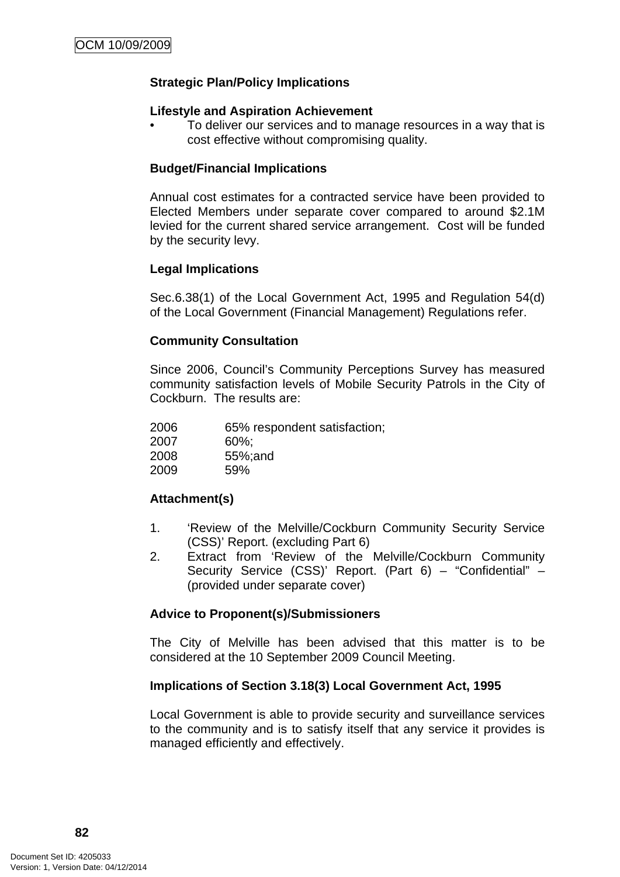**Strategic Plan/Policy Implications**

**Lifestyle and Aspiration Achievement**

- To deliver our services and to manage resources in a way that is cost effective without compromising quality.

**Budget/Financial Implications**

Annual cost estimates for a contracted service have been provided to Elected Members under separate cover compared to around $2.1M levied for the current shared service arrangement. Cost will be funded by the security levy.

**Legal Implications**

Sec.6.38(1) of the Local Government Act, 1995 and Regulation 54(d) of the Local Government (Financial Management) Regulations refer.

**Community Consultation**

Since 2006, Council's Community Perceptions Survey has measured community satisfaction levels of Mobile Security Patrols in the City of Cockburn. The results are:

2006 65% respondent satisfaction;
2007 60%;
2008 55%;and
2009 59%

**Attachment(s)**

1. 'Review of the Melville/Cockburn Community Security Service (CSS)' Report. (excluding Part 6)
2. Extract from 'Review of the Melville/Cockburn Community Security Service (CSS)' Report. (Part 6) – "Confidential" – (provided under separate cover)

**Advice to Proponent(s)/Submissioners**

The City of Melville has been advised that this matter is to be considered at the 10 September 2009 Council Meeting.

**Implications of Section 3.18(3) Local Government Act, 1995**

Local Government is able to provide security and surveillance services to the community and is to satisfy itself that any service it provides is managed efficiently and effectively.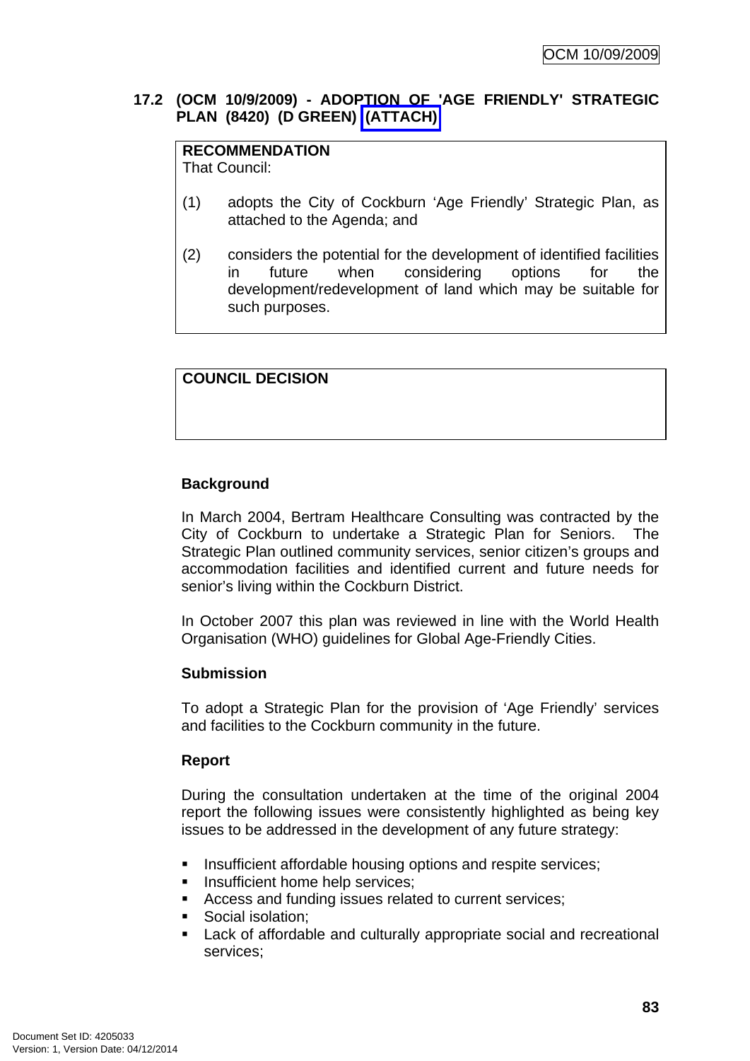## 17.2 (OCM 10/9/2009) - ADOPTION OF 'AGE FRIENDLY' STRATEGIC PLAN (8420) (D GREEN) (ATTACH)

**RECOMMENDATION**
That Council:

(1) adopts the City of Cockburn 'Age Friendly' Strategic Plan, as attached to the Agenda; and

(2) considers the potential for the development of identified facilities in future when considering options for the development/redevelopment of land which may be suitable for such purposes.

**COUNCIL DECISION**

**Background**

In March 2004, Bertram Healthcare Consulting was contracted by the City of Cockburn to undertake a Strategic Plan for Seniors. The Strategic Plan outlined community services, senior citizen's groups and accommodation facilities and identified current and future needs for senior's living within the Cockburn District.

In October 2007 this plan was reviewed in line with the World Health Organisation (WHO) guidelines for Global Age-Friendly Cities.

**Submission**

To adopt a Strategic Plan for the provision of 'Age Friendly' services and facilities to the Cockburn community in the future.

**Report**

During the consultation undertaken at the time of the original 2004 report the following issues were consistently highlighted as being key issues to be addressed in the development of any future strategy:

- Insufficient affordable housing options and respite services;
- Insufficient home help services;
- Access and funding issues related to current services;
- Social isolation;
- Lack of affordable and culturally appropriate social and recreational services;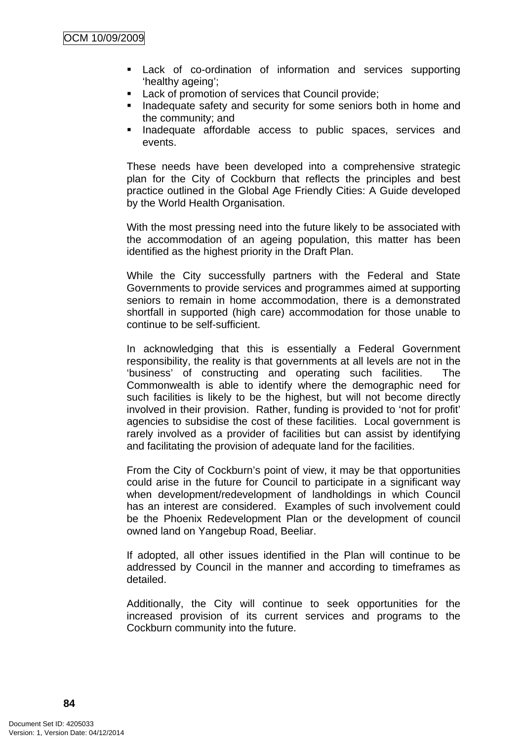- Lack of co-ordination of information and services supporting 'healthy ageing';
- Lack of promotion of services that Council provide;
- Inadequate safety and security for some seniors both in home and the community; and
- Inadequate affordable access to public spaces, services and events.

These needs have been developed into a comprehensive strategic plan for the City of Cockburn that reflects the principles and best practice outlined in the Global Age Friendly Cities: A Guide developed by the World Health Organisation.

With the most pressing need into the future likely to be associated with the accommodation of an ageing population, this matter has been identified as the highest priority in the Draft Plan.

While the City successfully partners with the Federal and State Governments to provide services and programmes aimed at supporting seniors to remain in home accommodation, there is a demonstrated shortfall in supported (high care) accommodation for those unable to continue to be self-sufficient.

In acknowledging that this is essentially a Federal Government responsibility, the reality is that governments at all levels are not in the 'business' of constructing and operating such facilities. The Commonwealth is able to identify where the demographic need for such facilities is likely to be the highest, but will not become directly involved in their provision. Rather, funding is provided to 'not for profit' agencies to subsidise the cost of these facilities. Local government is rarely involved as a provider of facilities but can assist by identifying and facilitating the provision of adequate land for the facilities.

From the City of Cockburn's point of view, it may be that opportunities could arise in the future for Council to participate in a significant way when development/redevelopment of landholdings in which Council has an interest are considered. Examples of such involvement could be the Phoenix Redevelopment Plan or the development of council owned land on Yangebup Road, Beeliar.

If adopted, all other issues identified in the Plan will continue to be addressed by Council in the manner and according to timeframes as detailed.

Additionally, the City will continue to seek opportunities for the increased provision of its current services and programs to the Cockburn community into the future.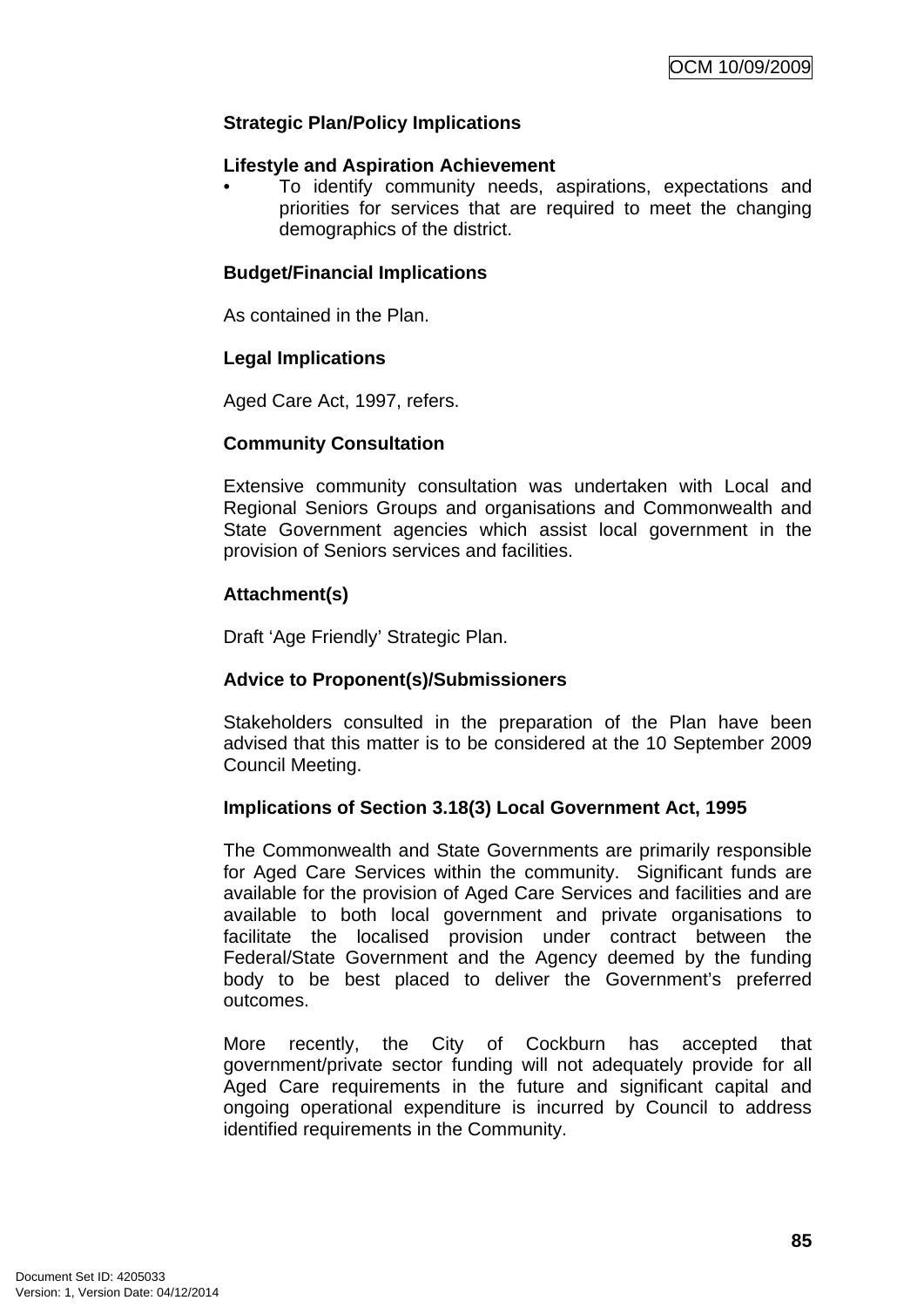**Strategic Plan/Policy Implications**

**Lifestyle and Aspiration Achievement**

- To identify community needs, aspirations, expectations and priorities for services that are required to meet the changing demographics of the district.

**Budget/Financial Implications**

As contained in the Plan.

**Legal Implications**

Aged Care Act, 1997, refers.

**Community Consultation**

Extensive community consultation was undertaken with Local and Regional Seniors Groups and organisations and Commonwealth and State Government agencies which assist local government in the provision of Seniors services and facilities.

**Attachment(s)**

Draft 'Age Friendly' Strategic Plan.

**Advice to Proponent(s)/Submissioners**

Stakeholders consulted in the preparation of the Plan have been advised that this matter is to be considered at the 10 September 2009 Council Meeting.

**Implications of Section 3.18(3) Local Government Act, 1995**

The Commonwealth and State Governments are primarily responsible for Aged Care Services within the community. Significant funds are available for the provision of Aged Care Services and facilities and are available to both local government and private organisations to facilitate the localised provision under contract between the Federal/State Government and the Agency deemed by the funding body to be best placed to deliver the Government's preferred outcomes.

More recently, the City of Cockburn has accepted that government/private sector funding will not adequately provide for all Aged Care requirements in the future and significant capital and ongoing operational expenditure is incurred by Council to address identified requirements in the Community.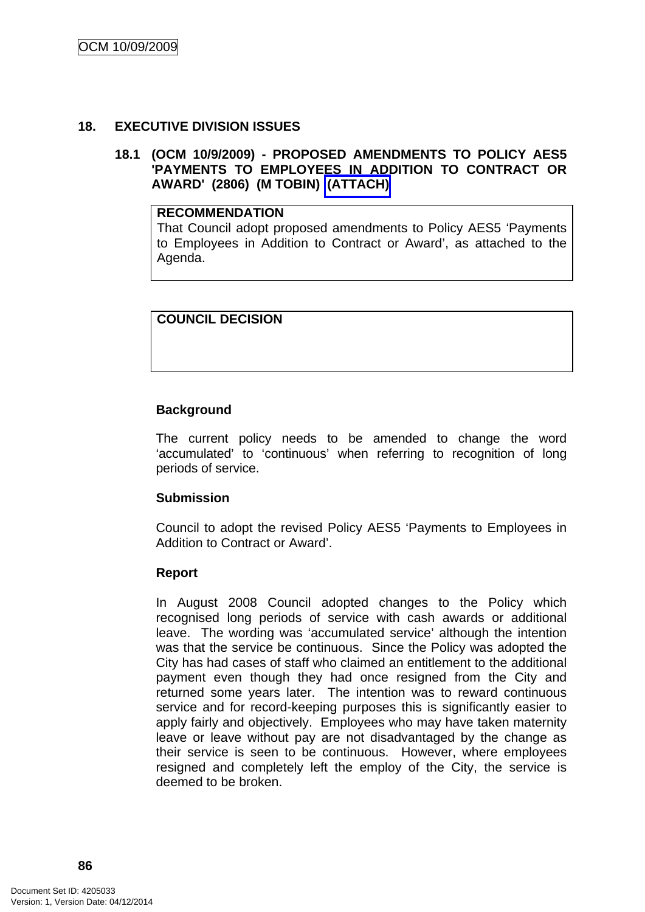## 18. EXECUTIVE DIVISION ISSUES

### 18.1 (OCM 10/9/2009) - PROPOSED AMENDMENTS TO POLICY AES5 'PAYMENTS TO EMPLOYEES IN ADDITION TO CONTRACT OR AWARD' (2806) (M TOBIN) (ATTACH)

| RECOMMENDATION |
| --- |
| That Council adopt proposed amendments to Policy AES5 'Payments to Employees in Addition to Contract or Award', as attached to the Agenda. |

| COUNCIL DECISION |
| --- |
| |

**Background**

The current policy needs to be amended to change the word 'accumulated' to 'continuous' when referring to recognition of long periods of service.

**Submission**

Council to adopt the revised Policy AES5 'Payments to Employees in Addition to Contract or Award'.

**Report**

In August 2008 Council adopted changes to the Policy which recognised long periods of service with cash awards or additional leave. The wording was 'accumulated service' although the intention was that the service be continuous. Since the Policy was adopted the City has had cases of staff who claimed an entitlement to the additional payment even though they had once resigned from the City and returned some years later. The intention was to reward continuous service and for record-keeping purposes this is significantly easier to apply fairly and objectively. Employees who may have taken maternity leave or leave without pay are not disadvantaged by the change as their service is seen to be continuous. However, where employees resigned and completely left the employ of the City, the service is deemed to be broken.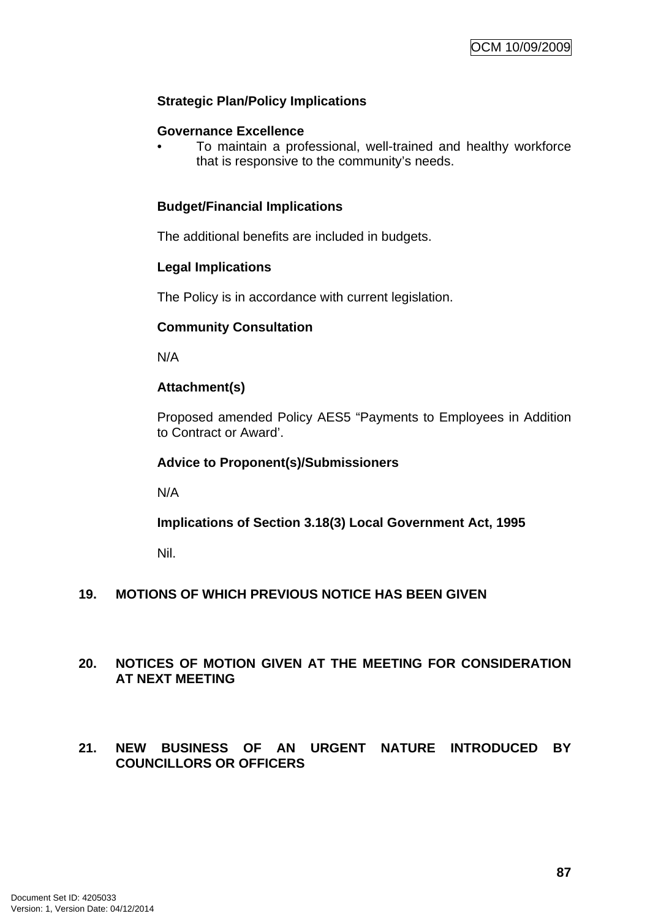**Strategic Plan/Policy Implications**

**Governance Excellence**

- To maintain a professional, well-trained and healthy workforce that is responsive to the community's needs.

**Budget/Financial Implications**

The additional benefits are included in budgets.

**Legal Implications**

The Policy is in accordance with current legislation.

**Community Consultation**

N/A

**Attachment(s)**

Proposed amended Policy AES5 "Payments to Employees in Addition to Contract or Award'.

**Advice to Proponent(s)/Submissioners**

N/A

**Implications of Section 3.18(3) Local Government Act, 1995**

Nil.

## 19. MOTIONS OF WHICH PREVIOUS NOTICE HAS BEEN GIVEN

## 20. NOTICES OF MOTION GIVEN AT THE MEETING FOR CONSIDERATION AT NEXT MEETING

## 21. NEW BUSINESS OF AN URGENT NATURE INTRODUCED BY COUNCILLORS OR OFFICERS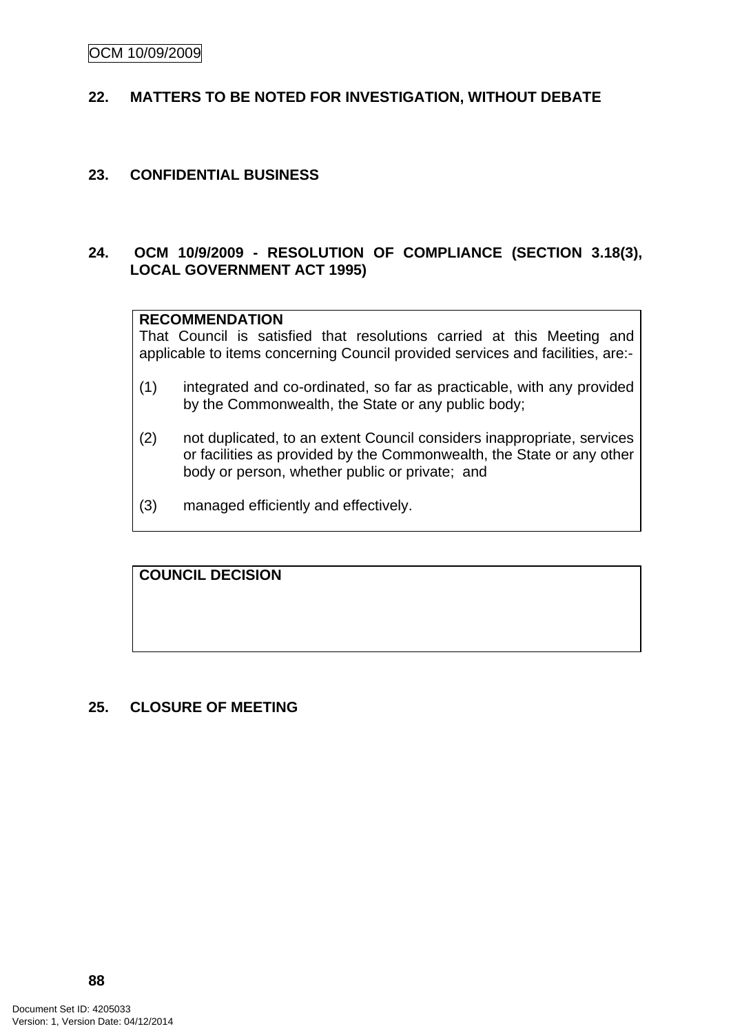## 22. MATTERS TO BE NOTED FOR INVESTIGATION, WITHOUT DEBATE

## 23. CONFIDENTIAL BUSINESS

## 24. OCM 10/9/2009 - RESOLUTION OF COMPLIANCE (SECTION 3.18(3), LOCAL GOVERNMENT ACT 1995)

**RECOMMENDATION**

That Council is satisfied that resolutions carried at this Meeting and applicable to items concerning Council provided services and facilities, are:-

(1) integrated and co-ordinated, so far as practicable, with any provided by the Commonwealth, the State or any public body;

(2) not duplicated, to an extent Council considers inappropriate, services or facilities as provided by the Commonwealth, the State or any other body or person, whether public or private; and

(3) managed efficiently and effectively.

**COUNCIL DECISION**

## 25. CLOSURE OF MEETING

Document Set ID: 4205033
Version: 1, Version Date: 04/12/2014